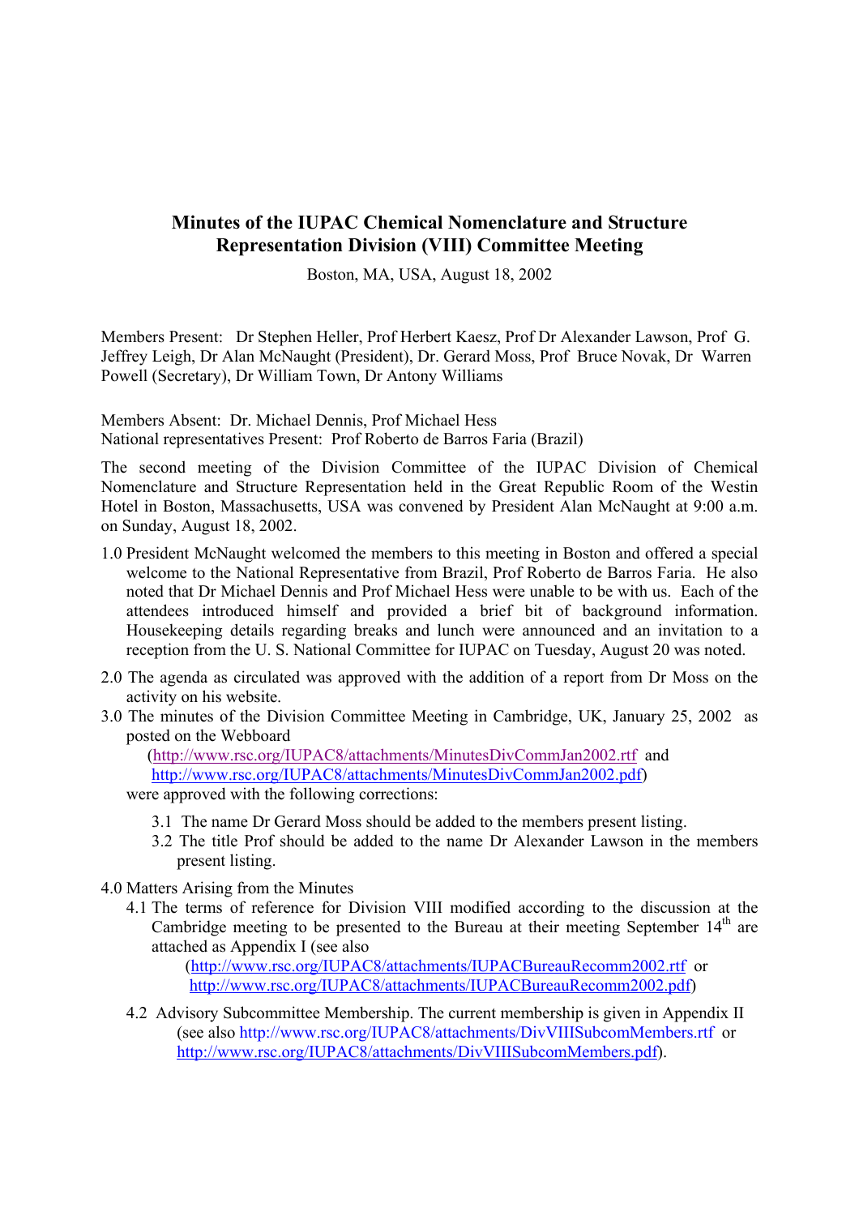# Minutes of the IUPAC Chemical Nomenclature and Structure Representation Division (VIII) Committee Meeting

Boston, MA, USA, August 18, 2002

Members Present: Dr Stephen Heller, Prof Herbert Kaesz, Prof Dr Alexander Lawson, Prof G. Jeffrey Leigh, Dr Alan McNaught (President), Dr. Gerard Moss, Prof Bruce Novak, Dr Warren Powell (Secretary), Dr William Town, Dr Antony Williams

Members Absent: Dr. Michael Dennis, Prof Michael Hess
National representatives Present: Prof Roberto de Barros Faria (Brazil)

The second meeting of the Division Committee of the IUPAC Division of Chemical Nomenclature and Structure Representation held in the Great Republic Room of the Westin Hotel in Boston, Massachusetts, USA was convened by President Alan McNaught at 9:00 a.m. on Sunday, August 18, 2002.

1.0 President McNaught welcomed the members to this meeting in Boston and offered a special welcome to the National Representative from Brazil, Prof Roberto de Barros Faria. He also noted that Dr Michael Dennis and Prof Michael Hess were unable to be with us. Each of the attendees introduced himself and provided a brief bit of background information. Housekeeping details regarding breaks and lunch were announced and an invitation to a reception from the U. S. National Committee for IUPAC on Tuesday, August 20 was noted.

2.0 The agenda as circulated was approved with the addition of a report from Dr Moss on the activity on his website.

3.0 The minutes of the Division Committee Meeting in Cambridge, UK, January 25, 2002 as posted on the Webboard (http://www.rsc.org/IUPAC8/attachments/MinutesDivCommJan2002.rtf and http://www.rsc.org/IUPAC8/attachments/MinutesDivCommJan2002.pdf) were approved with the following corrections:

   3.1 The name Dr Gerard Moss should be added to the members present listing.
   3.2 The title Prof should be added to the name Dr Alexander Lawson in the members present listing.

4.0 Matters Arising from the Minutes

   4.1 The terms of reference for Division VIII modified according to the discussion at the Cambridge meeting to be presented to the Bureau at their meeting September 14th are attached as Appendix I (see also (http://www.rsc.org/IUPAC8/attachments/IUPACBureauRecomm2002.rtf or http://www.rsc.org/IUPAC8/attachments/IUPACBureauRecomm2002.pdf)

   4.2 Advisory Subcommittee Membership. The current membership is given in Appendix II (see also http://www.rsc.org/IUPAC8/attachments/DivVIIISubcomMembers.rtf or http://www.rsc.org/IUPAC8/attachments/DivVIIISubcomMembers.pdf).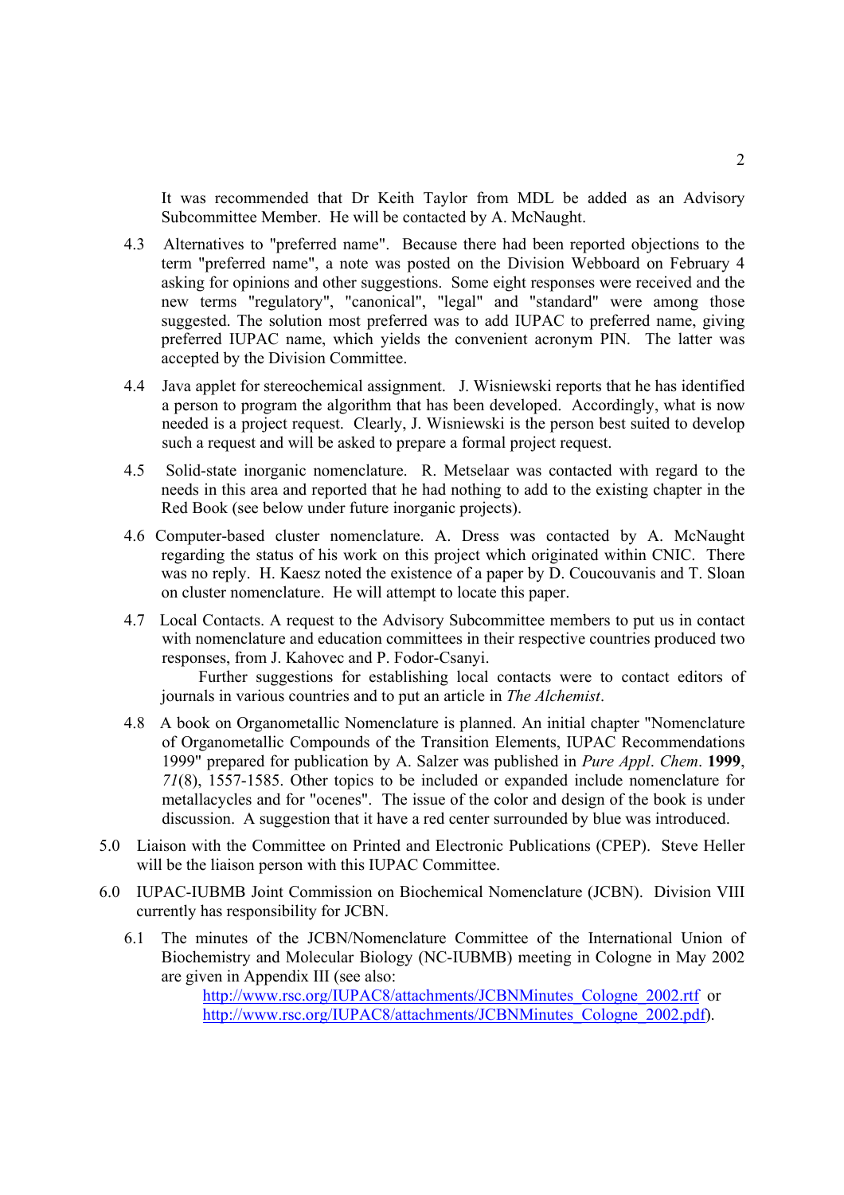It was recommended that Dr Keith Taylor from MDL be added as an Advisory Subcommittee Member. He will be contacted by A. McNaught.

4.3 Alternatives to "preferred name". Because there had been reported objections to the term "preferred name", a note was posted on the Division Webboard on February 4 asking for opinions and other suggestions. Some eight responses were received and the new terms "regulatory", "canonical", "legal" and "standard" were among those suggested. The solution most preferred was to add IUPAC to preferred name, giving preferred IUPAC name, which yields the convenient acronym PIN. The latter was accepted by the Division Committee.

4.4 Java applet for stereochemical assignment. J. Wisniewski reports that he has identified a person to program the algorithm that has been developed. Accordingly, what is now needed is a project request. Clearly, J. Wisniewski is the person best suited to develop such a request and will be asked to prepare a formal project request.

4.5 Solid-state inorganic nomenclature. R. Metselaar was contacted with regard to the needs in this area and reported that he had nothing to add to the existing chapter in the Red Book (see below under future inorganic projects).

4.6 Computer-based cluster nomenclature. A. Dress was contacted by A. McNaught regarding the status of his work on this project which originated within CNIC. There was no reply. H. Kaesz noted the existence of a paper by D. Coucouvanis and T. Sloan on cluster nomenclature. He will attempt to locate this paper.

4.7 Local Contacts. A request to the Advisory Subcommittee members to put us in contact with nomenclature and education committees in their respective countries produced two responses, from J. Kahovec and P. Fodor-Csanyi.

Further suggestions for establishing local contacts were to contact editors of journals in various countries and to put an article in *The Alchemist*.

4.8 A book on Organometallic Nomenclature is planned. An initial chapter "Nomenclature of Organometallic Compounds of the Transition Elements, IUPAC Recommendations 1999" prepared for publication by A. Salzer was published in *Pure Appl. Chem.* **1999**, *71*(8), 1557-1585. Other topics to be included or expanded include nomenclature for metallacycles and for "ocenes". The issue of the color and design of the book is under discussion. A suggestion that it have a red center surrounded by blue was introduced.

5.0 Liaison with the Committee on Printed and Electronic Publications (CPEP). Steve Heller will be the liaison person with this IUPAC Committee.

6.0 IUPAC-IUBMB Joint Commission on Biochemical Nomenclature (JCBN). Division VIII currently has responsibility for JCBN.

6.1 The minutes of the JCBN/Nomenclature Committee of the International Union of Biochemistry and Molecular Biology (NC-IUBMB) meeting in Cologne in May 2002 are given in Appendix III (see also: http://www.rsc.org/IUPAC8/attachments/JCBNMinutes_Cologne_2002.rtf or http://www.rsc.org/IUPAC8/attachments/JCBNMinutes_Cologne_2002.pdf).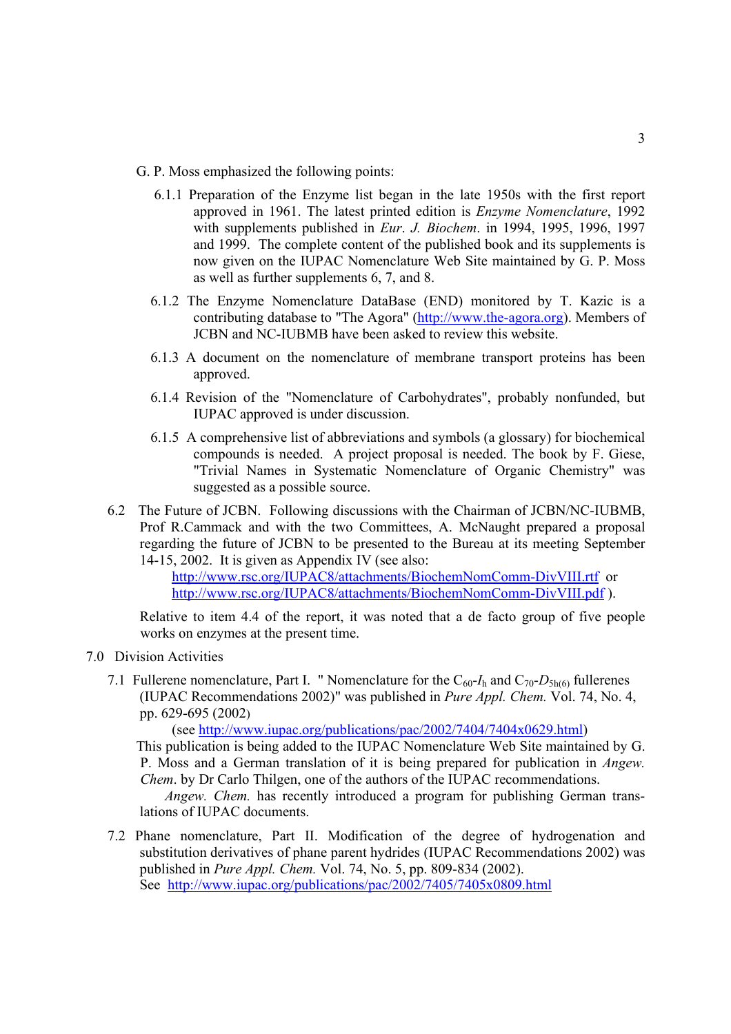G. P. Moss emphasized the following points:

6.1.1 Preparation of the Enzyme list began in the late 1950s with the first report approved in 1961. The latest printed edition is *Enzyme Nomenclature*, 1992 with supplements published in *Eur. J. Biochem*. in 1994, 1995, 1996, 1997 and 1999. The complete content of the published book and its supplements is now given on the IUPAC Nomenclature Web Site maintained by G. P. Moss as well as further supplements 6, 7, and 8.

6.1.2 The Enzyme Nomenclature DataBase (END) monitored by T. Kazic is a contributing database to "The Agora" (http://www.the-agora.org). Members of JCBN and NC-IUBMB have been asked to review this website.

6.1.3 A document on the nomenclature of membrane transport proteins has been approved.

6.1.4 Revision of the "Nomenclature of Carbohydrates", probably nonfunded, but IUPAC approved is under discussion.

6.1.5 A comprehensive list of abbreviations and symbols (a glossary) for biochemical compounds is needed. A project proposal is needed. The book by F. Giese, "Trivial Names in Systematic Nomenclature of Organic Chemistry" was suggested as a possible source.

6.2 The Future of JCBN. Following discussions with the Chairman of JCBN/NC-IUBMB, Prof R.Cammack and with the two Committees, A. McNaught prepared a proposal regarding the future of JCBN to be presented to the Bureau at its meeting September 14-15, 2002. It is given as Appendix IV (see also:
http://www.rsc.org/IUPAC8/attachments/BiochemNomComm-DivVIII.rtf or
http://www.rsc.org/IUPAC8/attachments/BiochemNomComm-DivVIII.pdf ).

Relative to item 4.4 of the report, it was noted that a de facto group of five people works on enzymes at the present time.

## 7.0 Division Activities

7.1 Fullerene nomenclature, Part I. " Nomenclature for the $C_{60}$-$I_h$ and $C_{70}$-$D_{5h(6)}$ fullerenes (IUPAC Recommendations 2002)" was published in *Pure Appl. Chem.* Vol. 74, No. 4, pp. 629-695 (2002)
(see http://www.iupac.org/publications/pac/2002/7404/7404x0629.html)
This publication is being added to the IUPAC Nomenclature Web Site maintained by G. P. Moss and a German translation of it is being prepared for publication in *Angew. Chem*. by Dr Carlo Thilgen, one of the authors of the IUPAC recommendations.
*Angew. Chem.* has recently introduced a program for publishing German translations of IUPAC documents.

7.2 Phane nomenclature, Part II. Modification of the degree of hydrogenation and substitution derivatives of phane parent hydrides (IUPAC Recommendations 2002) was published in *Pure Appl. Chem.* Vol. 74, No. 5, pp. 809-834 (2002).
See http://www.iupac.org/publications/pac/2002/7405/7405x0809.html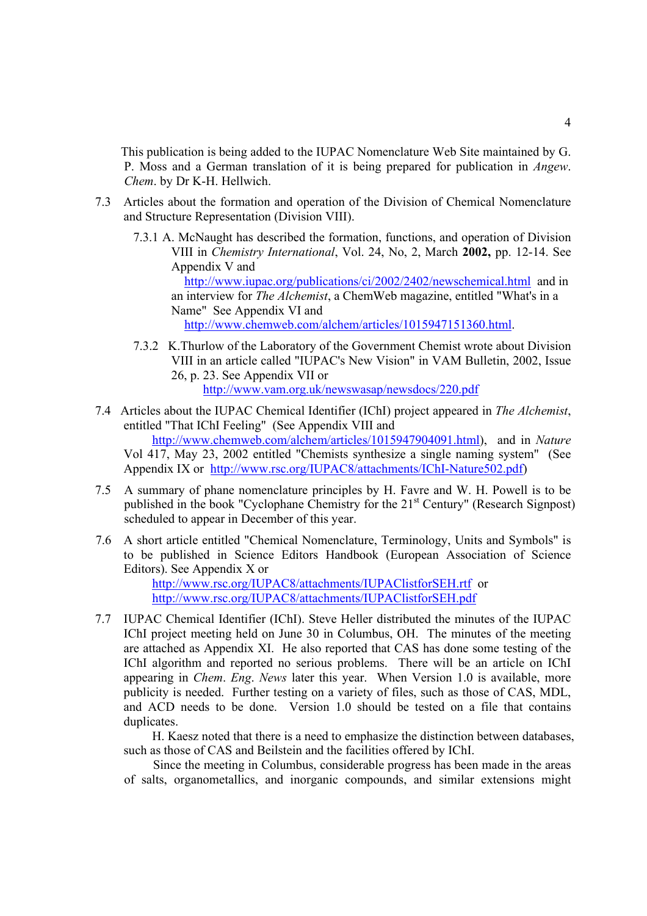This publication is being added to the IUPAC Nomenclature Web Site maintained by G. P. Moss and a German translation of it is being prepared for publication in *Angew. Chem*. by Dr K-H. Hellwich.

7.3 Articles about the formation and operation of the Division of Chemical Nomenclature and Structure Representation (Division VIII).

7.3.1 A. McNaught has described the formation, functions, and operation of Division VIII in *Chemistry International*, Vol. 24, No, 2, March **2002,** pp. 12-14. See Appendix V and http://www.iupac.org/publications/ci/2002/2402/newschemical.html and in an interview for *The Alchemist*, a ChemWeb magazine, entitled "What's in a Name" See Appendix VI and http://www.chemweb.com/alchem/articles/1015947151360.html.

7.3.2 K.Thurlow of the Laboratory of the Government Chemist wrote about Division VIII in an article called "IUPAC's New Vision" in VAM Bulletin, 2002, Issue 26, p. 23. See Appendix VII or http://www.vam.org.uk/newswasap/newsdocs/220.pdf

7.4 Articles about the IUPAC Chemical Identifier (IChI) project appeared in *The Alchemist*, entitled "That IChI Feeling" (See Appendix VIII and http://www.chemweb.com/alchem/articles/1015947904091.html), and in *Nature* Vol 417, May 23, 2002 entitled "Chemists synthesize a single naming system" (See Appendix IX or http://www.rsc.org/IUPAC8/attachments/IChI-Nature502.pdf)

7.5 A summary of phane nomenclature principles by H. Favre and W. H. Powell is to be published in the book "Cyclophane Chemistry for the 21st Century" (Research Signpost) scheduled to appear in December of this year.

7.6 A short article entitled "Chemical Nomenclature, Terminology, Units and Symbols" is to be published in Science Editors Handbook (European Association of Science Editors). See Appendix X or http://www.rsc.org/IUPAC8/attachments/IUPACIistforSEH.rtf or http://www.rsc.org/IUPAC8/attachments/IUPACIistforSEH.pdf

7.7 IUPAC Chemical Identifier (IChI). Steve Heller distributed the minutes of the IUPAC IChI project meeting held on June 30 in Columbus, OH. The minutes of the meeting are attached as Appendix XI. He also reported that CAS has done some testing of the IChI algorithm and reported no serious problems. There will be an article on IChI appearing in *Chem. Eng. News* later this year. When Version 1.0 is available, more publicity is needed. Further testing on a variety of files, such as those of CAS, MDL, and ACD needs to be done. Version 1.0 should be tested on a file that contains duplicates.

H. Kaesz noted that there is a need to emphasize the distinction between databases, such as those of CAS and Beilstein and the facilities offered by IChI.

Since the meeting in Columbus, considerable progress has been made in the areas of salts, organometallics, and inorganic compounds, and similar extensions might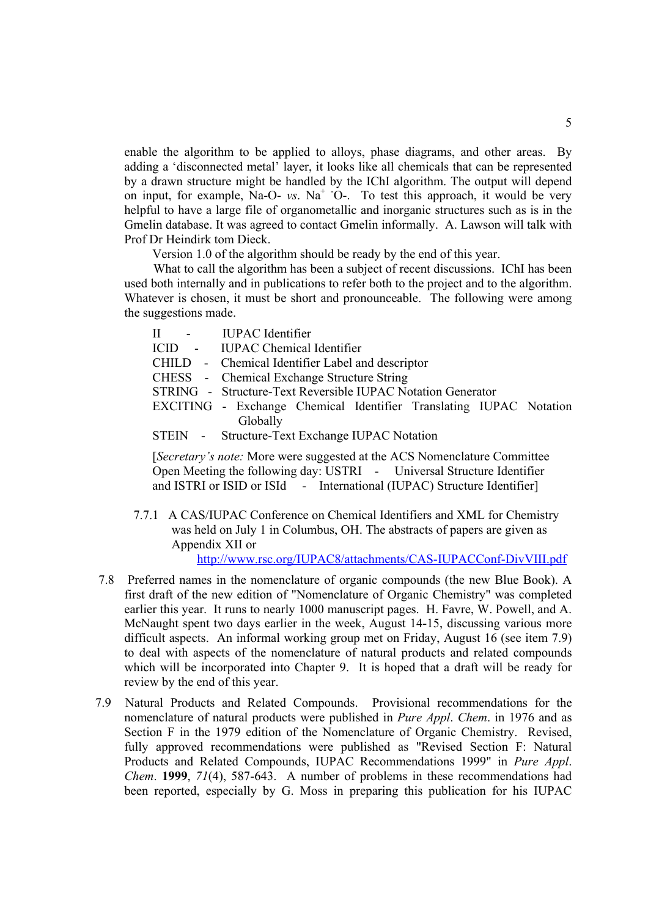enable the algorithm to be applied to alloys, phase diagrams, and other areas. By adding a 'disconnected metal' layer, it looks like all chemicals that can be represented by a drawn structure might be handled by the IChI algorithm. The output will depend on input, for example, Na-O- *vs*. $Na^{+}$ $^{-}O$-. To test this approach, it would be very helpful to have a large file of organometallic and inorganic structures such as is in the Gmelin database. It was agreed to contact Gmelin informally. A. Lawson will talk with Prof Dr Heindirk tom Dieck.

Version 1.0 of the algorithm should be ready by the end of this year.

What to call the algorithm has been a subject of recent discussions. IChI has been used both internally and in publications to refer both to the project and to the algorithm. Whatever is chosen, it must be short and pronounceable. The following were among the suggestions made.

II - IUPAC Identifier
ICID - IUPAC Chemical Identifier
CHILD - Chemical Identifier Label and descriptor
CHESS - Chemical Exchange Structure String
STRING - Structure-Text Reversible IUPAC Notation Generator
EXCITING - Exchange Chemical Identifier Translating IUPAC Notation Globally
STEIN - Structure-Text Exchange IUPAC Notation

[*Secretary's note:* More were suggested at the ACS Nomenclature Committee Open Meeting the following day: USTRI - Universal Structure Identifier and ISTRI or ISID or ISId - International (IUPAC) Structure Identifier]

7.7.1 A CAS/IUPAC Conference on Chemical Identifiers and XML for Chemistry was held on July 1 in Columbus, OH. The abstracts of papers are given as Appendix XII or http://www.rsc.org/IUPAC8/attachments/CAS-IUPACConf-DivVIII.pdf

7.8 Preferred names in the nomenclature of organic compounds (the new Blue Book). A first draft of the new edition of "Nomenclature of Organic Chemistry" was completed earlier this year. It runs to nearly 1000 manuscript pages. H. Favre, W. Powell, and A. McNaught spent two days earlier in the week, August 14-15, discussing various more difficult aspects. An informal working group met on Friday, August 16 (see item 7.9) to deal with aspects of the nomenclature of natural products and related compounds which will be incorporated into Chapter 9. It is hoped that a draft will be ready for review by the end of this year.

7.9 Natural Products and Related Compounds. Provisional recommendations for the nomenclature of natural products were published in *Pure Appl. Chem*. in 1976 and as Section F in the 1979 edition of the Nomenclature of Organic Chemistry. Revised, fully approved recommendations were published as "Revised Section F: Natural Products and Related Compounds, IUPAC Recommendations 1999" in *Pure Appl. Chem*. **1999**, *71*(4), 587-643. A number of problems in these recommendations had been reported, especially by G. Moss in preparing this publication for his IUPAC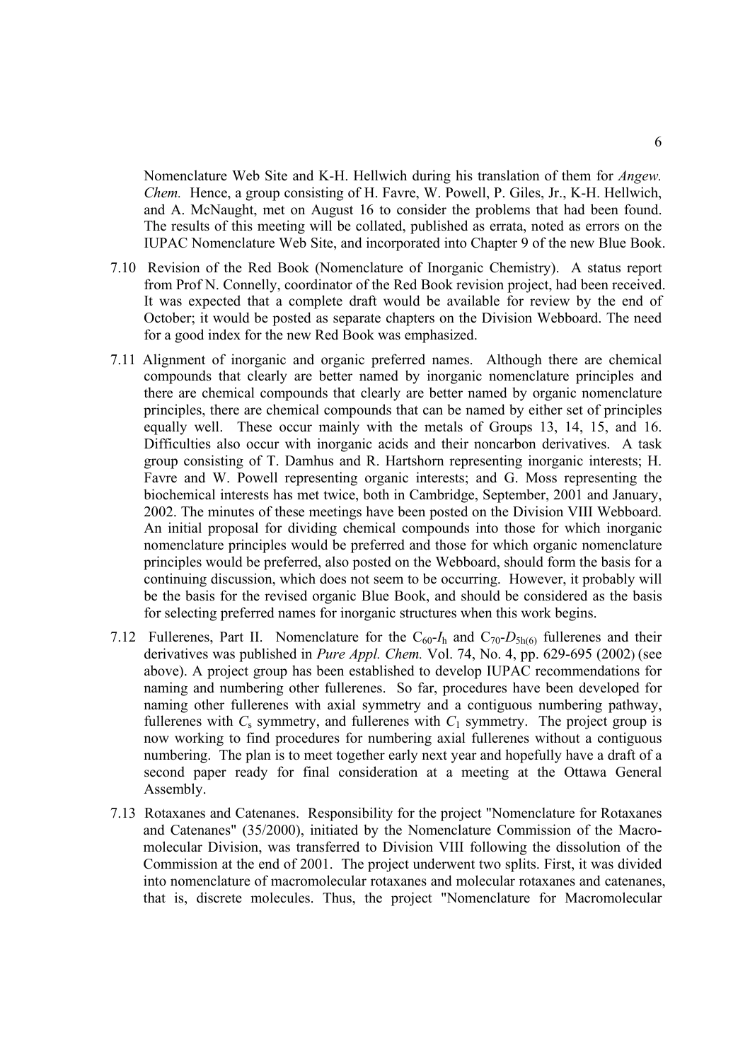Nomenclature Web Site and K-H. Hellwich during his translation of them for *Angew. Chem.* Hence, a group consisting of H. Favre, W. Powell, P. Giles, Jr., K-H. Hellwich, and A. McNaught, met on August 16 to consider the problems that had been found. The results of this meeting will be collated, published as errata, noted as errors on the IUPAC Nomenclature Web Site, and incorporated into Chapter 9 of the new Blue Book.

7.10 Revision of the Red Book (Nomenclature of Inorganic Chemistry). A status report from Prof N. Connelly, coordinator of the Red Book revision project, had been received. It was expected that a complete draft would be available for review by the end of October; it would be posted as separate chapters on the Division Webboard. The need for a good index for the new Red Book was emphasized.

7.11 Alignment of inorganic and organic preferred names. Although there are chemical compounds that clearly are better named by inorganic nomenclature principles and there are chemical compounds that clearly are better named by organic nomenclature principles, there are chemical compounds that can be named by either set of principles equally well. These occur mainly with the metals of Groups 13, 14, 15, and 16. Difficulties also occur with inorganic acids and their noncarbon derivatives. A task group consisting of T. Damhus and R. Hartshorn representing inorganic interests; H. Favre and W. Powell representing organic interests; and G. Moss representing the biochemical interests has met twice, both in Cambridge, September, 2001 and January, 2002. The minutes of these meetings have been posted on the Division VIII Webboard. An initial proposal for dividing chemical compounds into those for which inorganic nomenclature principles would be preferred and those for which organic nomenclature principles would be preferred, also posted on the Webboard, should form the basis for a continuing discussion, which does not seem to be occurring. However, it probably will be the basis for the revised organic Blue Book, and should be considered as the basis for selecting preferred names for inorganic structures when this work begins.

7.12 Fullerenes, Part II. Nomenclature for the $C_{60}$-$I_h$ and $C_{70}$-$D_{5h(6)}$ fullerenes and their derivatives was published in *Pure Appl. Chem.* Vol. 74, No. 4, pp. 629-695 (2002) (see above). A project group has been established to develop IUPAC recommendations for naming and numbering other fullerenes. So far, procedures have been developed for naming other fullerenes with axial symmetry and a contiguous numbering pathway, fullerenes with $C_s$ symmetry, and fullerenes with $C_1$ symmetry. The project group is now working to find procedures for numbering axial fullerenes without a contiguous numbering. The plan is to meet together early next year and hopefully have a draft of a second paper ready for final consideration at a meeting at the Ottawa General Assembly.

7.13 Rotaxanes and Catenanes. Responsibility for the project "Nomenclature for Rotaxanes and Catenanes" (35/2000), initiated by the Nomenclature Commission of the Macromolecular Division, was transferred to Division VIII following the dissolution of the Commission at the end of 2001. The project underwent two splits. First, it was divided into nomenclature of macromolecular rotaxanes and molecular rotaxanes and catenanes, that is, discrete molecules. Thus, the project "Nomenclature for Macromolecular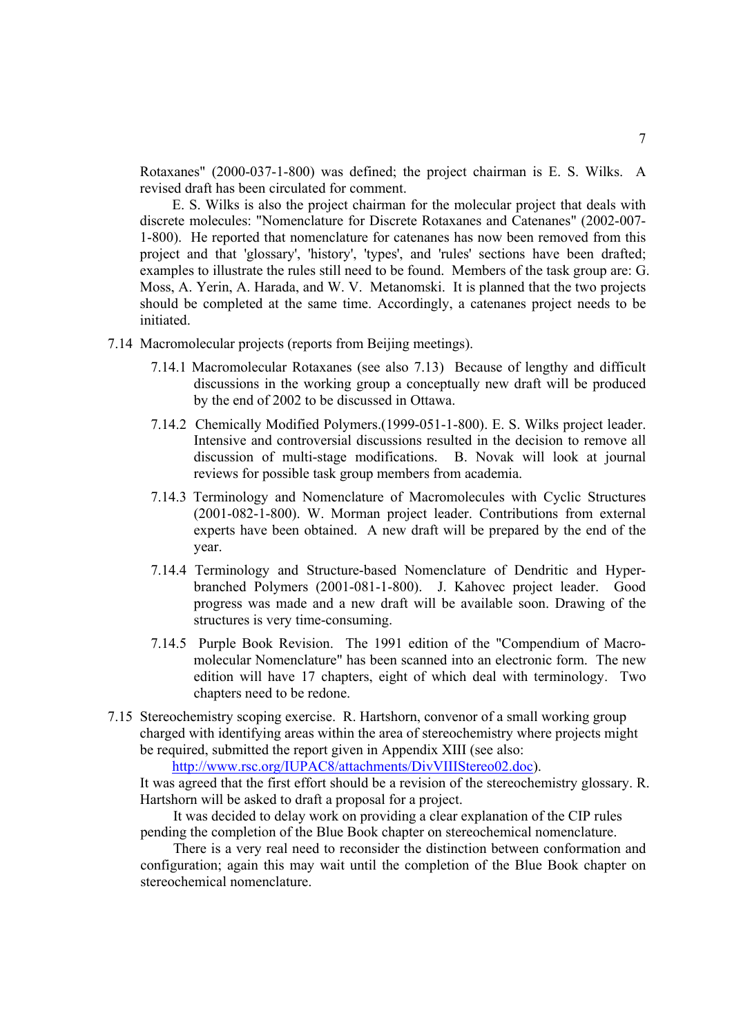Rotaxanes" (2000-037-1-800) was defined; the project chairman is E. S. Wilks. A revised draft has been circulated for comment.

E. S. Wilks is also the project chairman for the molecular project that deals with discrete molecules: "Nomenclature for Discrete Rotaxanes and Catenanes" (2002-007-1-800). He reported that nomenclature for catenanes has now been removed from this project and that 'glossary', 'history', 'types', and 'rules' sections have been drafted; examples to illustrate the rules still need to be found. Members of the task group are: G. Moss, A. Yerin, A. Harada, and W. V. Metanomski. It is planned that the two projects should be completed at the same time. Accordingly, a catenanes project needs to be initiated.

7.14 Macromolecular projects (reports from Beijing meetings).

7.14.1 Macromolecular Rotaxanes (see also 7.13) Because of lengthy and difficult discussions in the working group a conceptually new draft will be produced by the end of 2002 to be discussed in Ottawa.

7.14.2 Chemically Modified Polymers.(1999-051-1-800). E. S. Wilks project leader. Intensive and controversial discussions resulted in the decision to remove all discussion of multi-stage modifications. B. Novak will look at journal reviews for possible task group members from academia.

7.14.3 Terminology and Nomenclature of Macromolecules with Cyclic Structures (2001-082-1-800). W. Morman project leader. Contributions from external experts have been obtained. A new draft will be prepared by the end of the year.

7.14.4 Terminology and Structure-based Nomenclature of Dendritic and Hyper-branched Polymers (2001-081-1-800). J. Kahovec project leader. Good progress was made and a new draft will be available soon. Drawing of the structures is very time-consuming.

7.14.5 Purple Book Revision. The 1991 edition of the "Compendium of Macro-molecular Nomenclature" has been scanned into an electronic form. The new edition will have 17 chapters, eight of which deal with terminology. Two chapters need to be redone.

7.15 Stereochemistry scoping exercise. R. Hartshorn, convenor of a small working group charged with identifying areas within the area of stereochemistry where projects might be required, submitted the report given in Appendix XIII (see also: [http://www.rsc.org/IUPAC8/attachments/DivVIIIStereo02.doc](http://www.rsc.org/IUPAC8/attachments/DivVIIIStereo02.doc)).

It was agreed that the first effort should be a revision of the stereochemistry glossary. R. Hartshorn will be asked to draft a proposal for a project.

It was decided to delay work on providing a clear explanation of the CIP rules pending the completion of the Blue Book chapter on stereochemical nomenclature.

There is a very real need to reconsider the distinction between conformation and configuration; again this may wait until the completion of the Blue Book chapter on stereochemical nomenclature.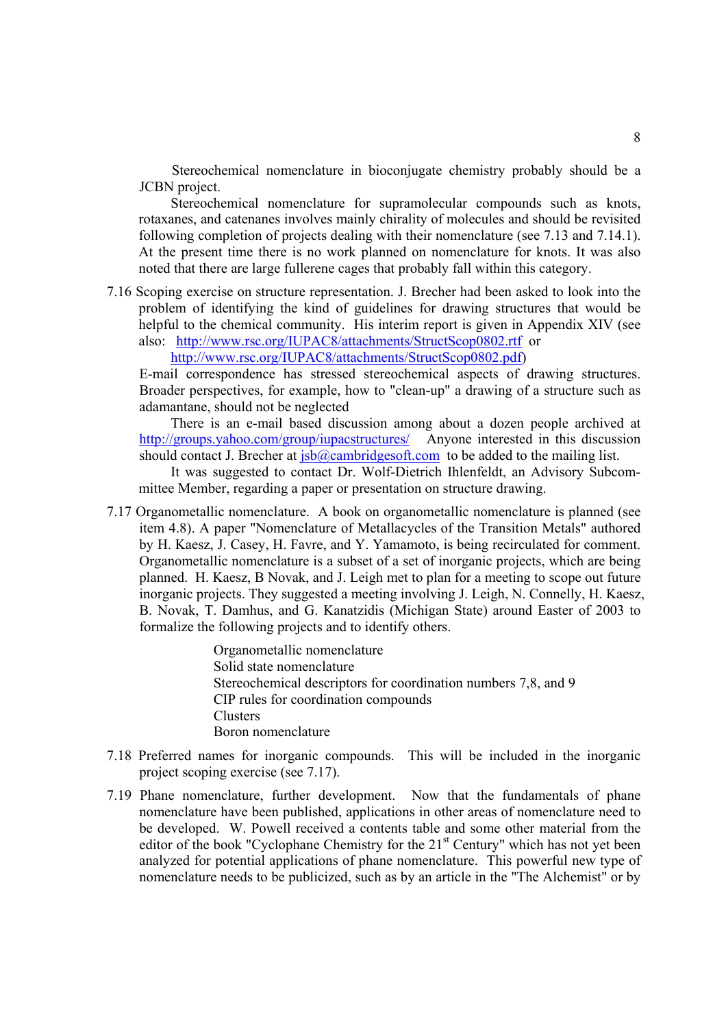Stereochemical nomenclature in bioconjugate chemistry probably should be a JCBN project.

Stereochemical nomenclature for supramolecular compounds such as knots, rotaxanes, and catenanes involves mainly chirality of molecules and should be revisited following completion of projects dealing with their nomenclature (see 7.13 and 7.14.1). At the present time there is no work planned on nomenclature for knots. It was also noted that there are large fullerene cages that probably fall within this category.

7.16 Scoping exercise on structure representation. J. Brecher had been asked to look into the problem of identifying the kind of guidelines for drawing structures that would be helpful to the chemical community. His interim report is given in Appendix XIV (see also: http://www.rsc.org/IUPAC8/attachments/StructScop0802.rtf or http://www.rsc.org/IUPAC8/attachments/StructScop0802.pdf)

E-mail correspondence has stressed stereochemical aspects of drawing structures. Broader perspectives, for example, how to "clean-up" a drawing of a structure such as adamantane, should not be neglected

There is an e-mail based discussion among about a dozen people archived at http://groups.yahoo.com/group/iupacstructures/ Anyone interested in this discussion should contact J. Brecher at jsb@cambridgesoft.com to be added to the mailing list.

It was suggested to contact Dr. Wolf-Dietrich Ihlenfeldt, an Advisory Subcommittee Member, regarding a paper or presentation on structure drawing.

7.17 Organometallic nomenclature. A book on organometallic nomenclature is planned (see item 4.8). A paper "Nomenclature of Metallacycles of the Transition Metals" authored by H. Kaesz, J. Casey, H. Favre, and Y. Yamamoto, is being recirculated for comment. Organometallic nomenclature is a subset of a set of inorganic projects, which are being planned. H. Kaesz, B Novak, and J. Leigh met to plan for a meeting to scope out future inorganic projects. They suggested a meeting involving J. Leigh, N. Connelly, H. Kaesz, B. Novak, T. Damhus, and G. Kanatzidis (Michigan State) around Easter of 2003 to formalize the following projects and to identify others.

Organometallic nomenclature
Solid state nomenclature
Stereochemical descriptors for coordination numbers 7,8, and 9
CIP rules for coordination compounds
Clusters
Boron nomenclature

7.18 Preferred names for inorganic compounds. This will be included in the inorganic project scoping exercise (see 7.17).

7.19 Phane nomenclature, further development. Now that the fundamentals of phane nomenclature have been published, applications in other areas of nomenclature need to be developed. W. Powell received a contents table and some other material from the editor of the book "Cyclophane Chemistry for the 21st Century" which has not yet been analyzed for potential applications of phane nomenclature. This powerful new type of nomenclature needs to be publicized, such as by an article in the "The Alchemist" or by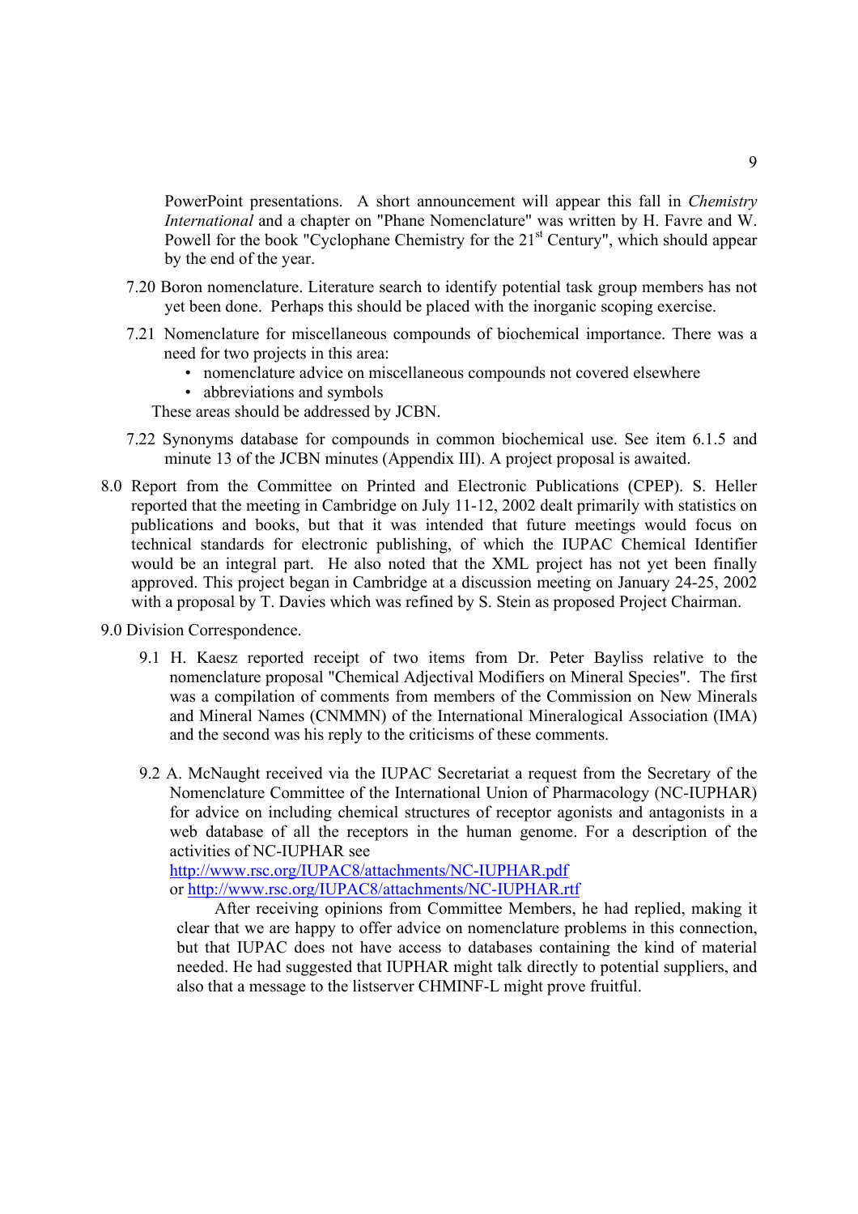PowerPoint presentations. A short announcement will appear this fall in *Chemistry International* and a chapter on "Phane Nomenclature" was written by H. Favre and W. Powell for the book "Cyclophane Chemistry for the 21st Century", which should appear by the end of the year.

7.20 Boron nomenclature. Literature search to identify potential task group members has not yet been done. Perhaps this should be placed with the inorganic scoping exercise.

7.21 Nomenclature for miscellaneous compounds of biochemical importance. There was a need for two projects in this area:

- nomenclature advice on miscellaneous compounds not covered elsewhere
- abbreviations and symbols

These areas should be addressed by JCBN.

7.22 Synonyms database for compounds in common biochemical use. See item 6.1.5 and minute 13 of the JCBN minutes (Appendix III). A project proposal is awaited.

8.0 Report from the Committee on Printed and Electronic Publications (CPEP). S. Heller reported that the meeting in Cambridge on July 11-12, 2002 dealt primarily with statistics on publications and books, but that it was intended that future meetings would focus on technical standards for electronic publishing, of which the IUPAC Chemical Identifier would be an integral part. He also noted that the XML project has not yet been finally approved. This project began in Cambridge at a discussion meeting on January 24-25, 2002 with a proposal by T. Davies which was refined by S. Stein as proposed Project Chairman.

9.0 Division Correspondence.

9.1 H. Kaesz reported receipt of two items from Dr. Peter Bayliss relative to the nomenclature proposal "Chemical Adjectival Modifiers on Mineral Species". The first was a compilation of comments from members of the Commission on New Minerals and Mineral Names (CNMMN) of the International Mineralogical Association (IMA) and the second was his reply to the criticisms of these comments.

9.2 A. McNaught received via the IUPAC Secretariat a request from the Secretary of the Nomenclature Committee of the International Union of Pharmacology (NC-IUPHAR) for advice on including chemical structures of receptor agonists and antagonists in a web database of all the receptors in the human genome. For a description of the activities of NC-IUPHAR see
http://www.rsc.org/IUPAC8/attachments/NC-IUPHAR.pdf
or http://www.rsc.org/IUPAC8/attachments/NC-IUPHAR.rtf

After receiving opinions from Committee Members, he had replied, making it clear that we are happy to offer advice on nomenclature problems in this connection, but that IUPAC does not have access to databases containing the kind of material needed. He had suggested that IUPHAR might talk directly to potential suppliers, and also that a message to the listserver CHMINF-L might prove fruitful.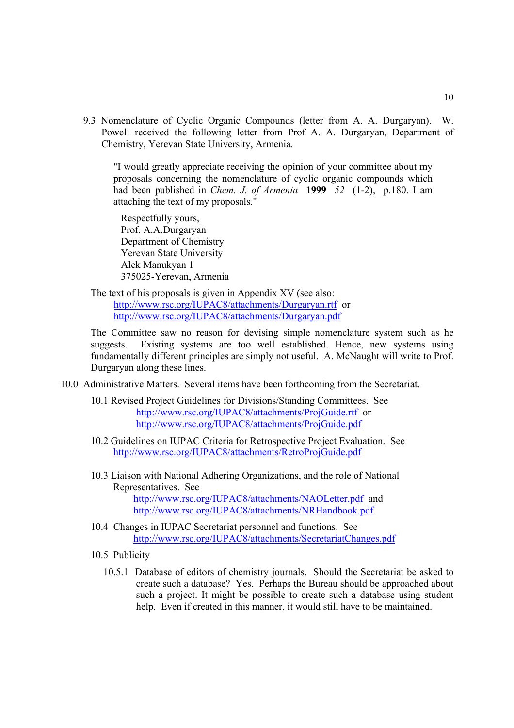9.3 Nomenclature of Cyclic Organic Compounds (letter from A. A. Durgaryan). W. Powell received the following letter from Prof A. A. Durgaryan, Department of Chemistry, Yerevan State University, Armenia.

> "I would greatly appreciate receiving the opinion of your committee about my proposals concerning the nomenclature of cyclic organic compounds which had been published in *Chem. J. of Armenia* **1999** *52* (1-2), p.180. I am attaching the text of my proposals."
>
> Respectfully yours,
> Prof. A.A.Durgaryan
> Department of Chemistry
> Yerevan State University
> Alek Manukyan 1
> 375025-Yerevan, Armenia

The text of his proposals is given in Appendix XV (see also:
http://www.rsc.org/IUPAC8/attachments/Durgaryan.rtf or
http://www.rsc.org/IUPAC8/attachments/Durgaryan.pdf

The Committee saw no reason for devising simple nomenclature system such as he suggests. Existing systems are too well established. Hence, new systems using fundamentally different principles are simply not useful. A. McNaught will write to Prof. Durgaryan along these lines.

10.0 Administrative Matters. Several items have been forthcoming from the Secretariat.

10.1 Revised Project Guidelines for Divisions/Standing Committees. See
http://www.rsc.org/IUPAC8/attachments/ProjGuide.rtf or
http://www.rsc.org/IUPAC8/attachments/ProjGuide.pdf

10.2 Guidelines on IUPAC Criteria for Retrospective Project Evaluation. See
http://www.rsc.org/IUPAC8/attachments/RetroProjGuide.pdf

10.3 Liaison with National Adhering Organizations, and the role of National Representatives. See
http://www.rsc.org/IUPAC8/attachments/NAOLetter.pdf and
http://www.rsc.org/IUPAC8/attachments/NRHandbook.pdf

10.4 Changes in IUPAC Secretariat personnel and functions. See
http://www.rsc.org/IUPAC8/attachments/SecretariatChanges.pdf

10.5 Publicity

10.5.1 Database of editors of chemistry journals. Should the Secretariat be asked to create such a database? Yes. Perhaps the Bureau should be approached about such a project. It might be possible to create such a database using student help. Even if created in this manner, it would still have to be maintained.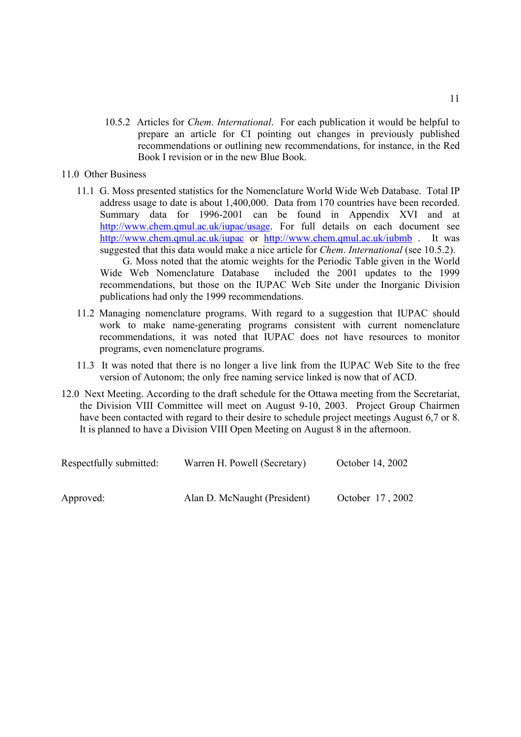10.5.2 Articles for *Chem. International*. For each publication it would be helpful to prepare an article for CI pointing out changes in previously published recommendations or outlining new recommendations, for instance, in the Red Book I revision or in the new Blue Book.

11.0 Other Business

11.1 G. Moss presented statistics for the Nomenclature World Wide Web Database. Total IP address usage to date is about 1,400,000. Data from 170 countries have been recorded. Summary data for 1996-2001 can be found in Appendix XVI and at http://www.chem.qmul.ac.uk/iupac/usage. For full details on each document see http://www.chem.qmul.ac.uk/iupac or http://www.chem.qmul.ac.uk/iubmb . It was suggested that this data would make a nice article for *Chem. International* (see 10.5.2).

G. Moss noted that the atomic weights for the Periodic Table given in the World Wide Web Nomenclature Database included the 2001 updates to the 1999 recommendations, but those on the IUPAC Web Site under the Inorganic Division publications had only the 1999 recommendations.

11.2 Managing nomenclature programs. With regard to a suggestion that IUPAC should work to make name-generating programs consistent with current nomenclature recommendations, it was noted that IUPAC does not have resources to monitor programs, even nomenclature programs.

11.3 It was noted that there is no longer a live link from the IUPAC Web Site to the free version of Autonom; the only free naming service linked is now that of ACD.

12.0 Next Meeting. According to the draft schedule for the Ottawa meeting from the Secretariat, the Division VIII Committee will meet on August 9-10, 2003. Project Group Chairmen have been contacted with regard to their desire to schedule project meetings August 6,7 or 8. It is planned to have a Division VIII Open Meeting on August 8 in the afternoon.

Respectfully submitted: Warren H. Powell (Secretary) October 14, 2002

Approved: Alan D. McNaught (President) October 17 , 2002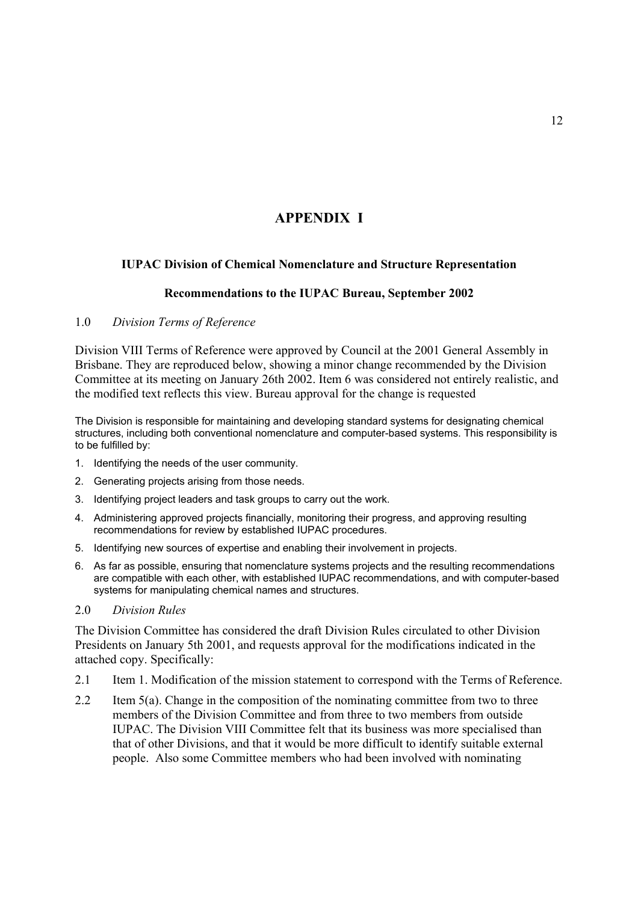# APPENDIX I

### IUPAC Division of Chemical Nomenclature and Structure Representation

### Recommendations to the IUPAC Bureau, September 2002

1.0 *Division Terms of Reference*

Division VIII Terms of Reference were approved by Council at the 2001 General Assembly in Brisbane. They are reproduced below, showing a minor change recommended by the Division Committee at its meeting on January 26th 2002. Item 6 was considered not entirely realistic, and the modified text reflects this view. Bureau approval for the change is requested

The Division is responsible for maintaining and developing standard systems for designating chemical structures, including both conventional nomenclature and computer-based systems. This responsibility is to be fulfilled by:

1. Identifying the needs of the user community.
2. Generating projects arising from those needs.
3. Identifying project leaders and task groups to carry out the work.
4. Administering approved projects financially, monitoring their progress, and approving resulting recommendations for review by established IUPAC procedures.
5. Identifying new sources of expertise and enabling their involvement in projects.
6. As far as possible, ensuring that nomenclature systems projects and the resulting recommendations are compatible with each other, with established IUPAC recommendations, and with computer-based systems for manipulating chemical names and structures.

2.0 *Division Rules*

The Division Committee has considered the draft Division Rules circulated to other Division Presidents on January 5th 2001, and requests approval for the modifications indicated in the attached copy. Specifically:

2.1 Item 1. Modification of the mission statement to correspond with the Terms of Reference.

2.2 Item 5(a). Change in the composition of the nominating committee from two to three members of the Division Committee and from three to two members from outside IUPAC. The Division VIII Committee felt that its business was more specialised than that of other Divisions, and that it would be more difficult to identify suitable external people. Also some Committee members who had been involved with nominating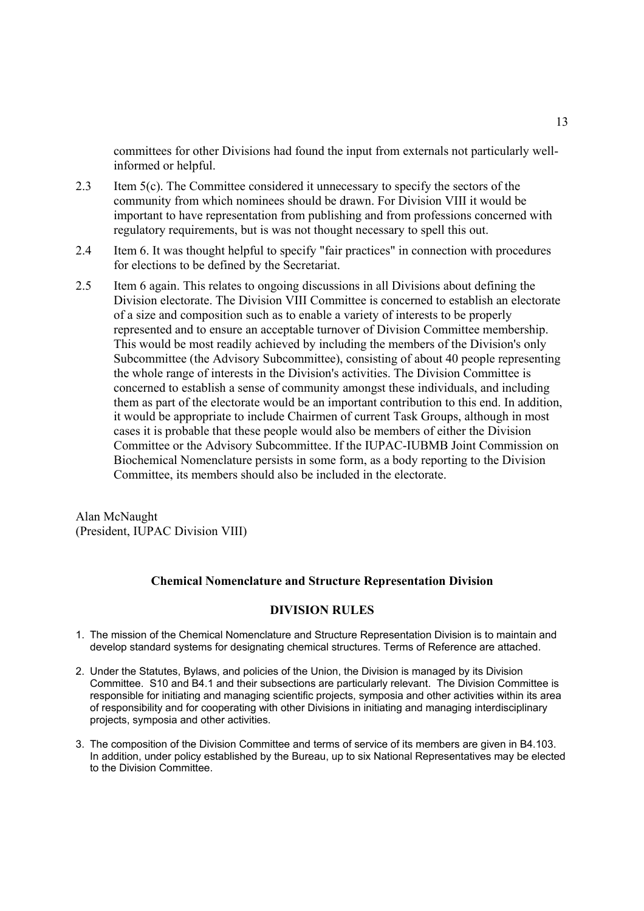committees for other Divisions had found the input from externals not particularly well-informed or helpful.

2.3 Item 5(c). The Committee considered it unnecessary to specify the sectors of the community from which nominees should be drawn. For Division VIII it would be important to have representation from publishing and from professions concerned with regulatory requirements, but is was not thought necessary to spell this out.

2.4 Item 6. It was thought helpful to specify "fair practices" in connection with procedures for elections to be defined by the Secretariat.

2.5 Item 6 again. This relates to ongoing discussions in all Divisions about defining the Division electorate. The Division VIII Committee is concerned to establish an electorate of a size and composition such as to enable a variety of interests to be properly represented and to ensure an acceptable turnover of Division Committee membership. This would be most readily achieved by including the members of the Division's only Subcommittee (the Advisory Subcommittee), consisting of about 40 people representing the whole range of interests in the Division's activities. The Division Committee is concerned to establish a sense of community amongst these individuals, and including them as part of the electorate would be an important contribution to this end. In addition, it would be appropriate to include Chairmen of current Task Groups, although in most cases it is probable that these people would also be members of either the Division Committee or the Advisory Subcommittee. If the IUPAC-IUBMB Joint Commission on Biochemical Nomenclature persists in some form, as a body reporting to the Division Committee, its members should also be included in the electorate.

Alan McNaught
(President, IUPAC Division VIII)

## Chemical Nomenclature and Structure Representation Division

## DIVISION RULES

1. The mission of the Chemical Nomenclature and Structure Representation Division is to maintain and develop standard systems for designating chemical structures. Terms of Reference are attached.

2. Under the Statutes, Bylaws, and policies of the Union, the Division is managed by its Division Committee. S10 and B4.1 and their subsections are particularly relevant. The Division Committee is responsible for initiating and managing scientific projects, symposia and other activities within its area of responsibility and for cooperating with other Divisions in initiating and managing interdisciplinary projects, symposia and other activities.

3. The composition of the Division Committee and terms of service of its members are given in B4.103. In addition, under policy established by the Bureau, up to six National Representatives may be elected to the Division Committee.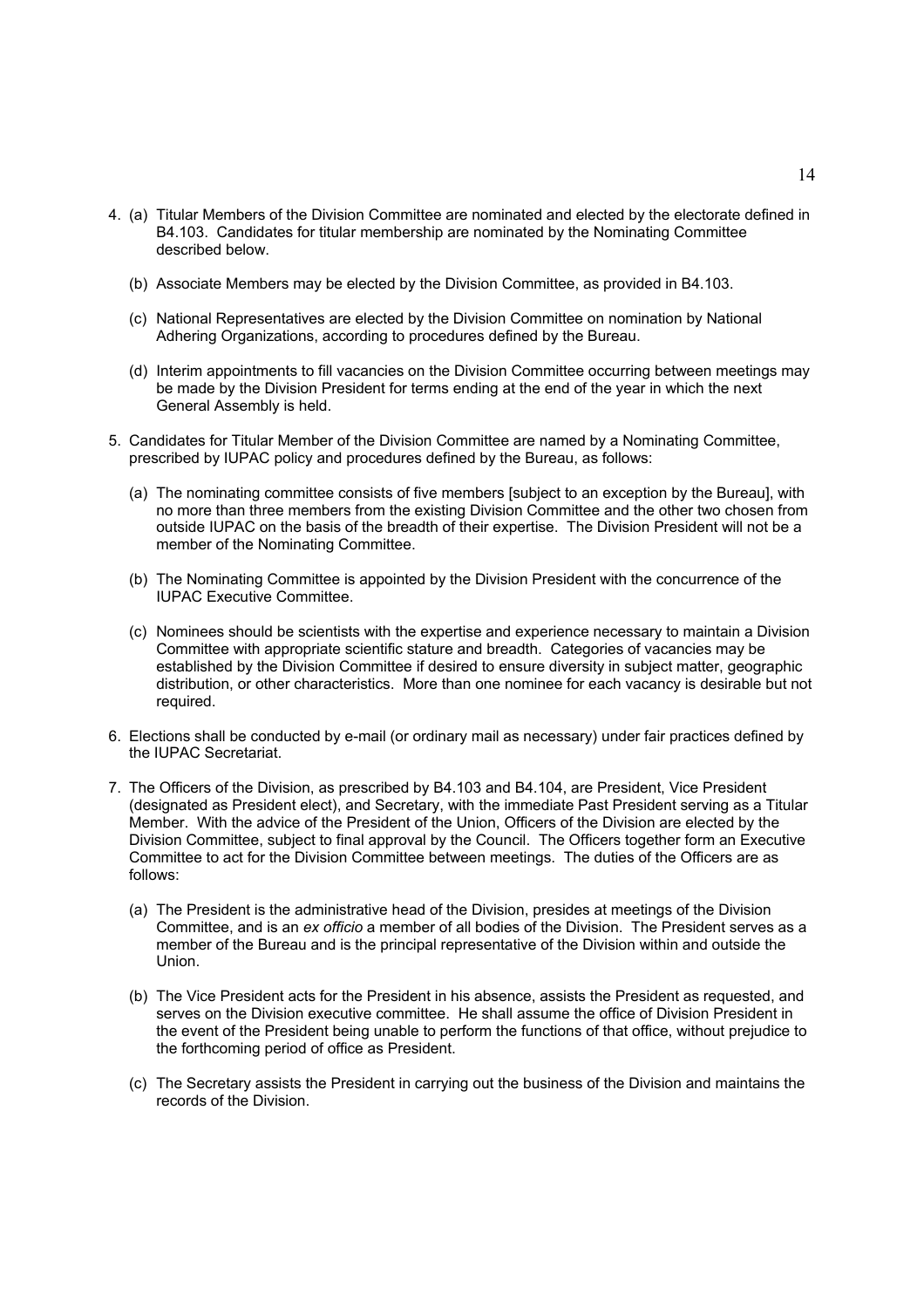4. (a) Titular Members of the Division Committee are nominated and elected by the electorate defined in B4.103. Candidates for titular membership are nominated by the Nominating Committee described below.

   (b) Associate Members may be elected by the Division Committee, as provided in B4.103.

   (c) National Representatives are elected by the Division Committee on nomination by National Adhering Organizations, according to procedures defined by the Bureau.

   (d) Interim appointments to fill vacancies on the Division Committee occurring between meetings may be made by the Division President for terms ending at the end of the year in which the next General Assembly is held.

5. Candidates for Titular Member of the Division Committee are named by a Nominating Committee, prescribed by IUPAC policy and procedures defined by the Bureau, as follows:

   (a) The nominating committee consists of five members [subject to an exception by the Bureau], with no more than three members from the existing Division Committee and the other two chosen from outside IUPAC on the basis of the breadth of their expertise. The Division President will not be a member of the Nominating Committee.

   (b) The Nominating Committee is appointed by the Division President with the concurrence of the IUPAC Executive Committee.

   (c) Nominees should be scientists with the expertise and experience necessary to maintain a Division Committee with appropriate scientific stature and breadth. Categories of vacancies may be established by the Division Committee if desired to ensure diversity in subject matter, geographic distribution, or other characteristics. More than one nominee for each vacancy is desirable but not required.

6. Elections shall be conducted by e-mail (or ordinary mail as necessary) under fair practices defined by the IUPAC Secretariat.

7. The Officers of the Division, as prescribed by B4.103 and B4.104, are President, Vice President (designated as President elect), and Secretary, with the immediate Past President serving as a Titular Member. With the advice of the President of the Union, Officers of the Division are elected by the Division Committee, subject to final approval by the Council. The Officers together form an Executive Committee to act for the Division Committee between meetings. The duties of the Officers are as follows:

   (a) The President is the administrative head of the Division, presides at meetings of the Division Committee, and is an *ex officio* a member of all bodies of the Division. The President serves as a member of the Bureau and is the principal representative of the Division within and outside the Union.

   (b) The Vice President acts for the President in his absence, assists the President as requested, and serves on the Division executive committee. He shall assume the office of Division President in the event of the President being unable to perform the functions of that office, without prejudice to the forthcoming period of office as President.

   (c) The Secretary assists the President in carrying out the business of the Division and maintains the records of the Division.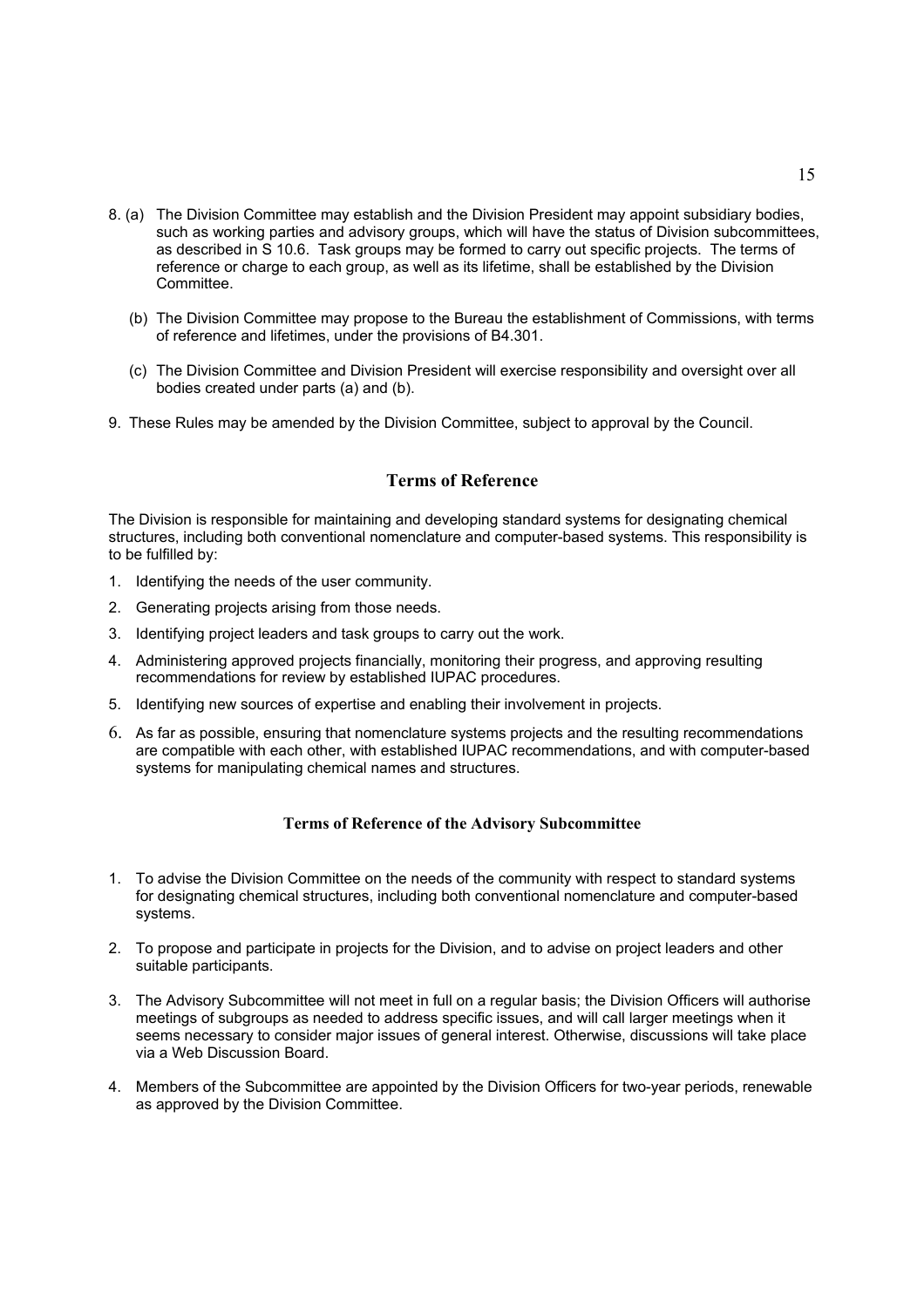8. (a) The Division Committee may establish and the Division President may appoint subsidiary bodies, such as working parties and advisory groups, which will have the status of Division subcommittees, as described in S 10.6. Task groups may be formed to carry out specific projects. The terms of reference or charge to each group, as well as its lifetime, shall be established by the Division Committee.

   (b) The Division Committee may propose to the Bureau the establishment of Commissions, with terms of reference and lifetimes, under the provisions of B4.301.

   (c) The Division Committee and Division President will exercise responsibility and oversight over all bodies created under parts (a) and (b).

9. These Rules may be amended by the Division Committee, subject to approval by the Council.

## Terms of Reference

The Division is responsible for maintaining and developing standard systems for designating chemical structures, including both conventional nomenclature and computer-based systems. This responsibility is to be fulfilled by:

1. Identifying the needs of the user community.
2. Generating projects arising from those needs.
3. Identifying project leaders and task groups to carry out the work.
4. Administering approved projects financially, monitoring their progress, and approving resulting recommendations for review by established IUPAC procedures.
5. Identifying new sources of expertise and enabling their involvement in projects.
6. As far as possible, ensuring that nomenclature systems projects and the resulting recommendations are compatible with each other, with established IUPAC recommendations, and with computer-based systems for manipulating chemical names and structures.

### Terms of Reference of the Advisory Subcommittee

1. To advise the Division Committee on the needs of the community with respect to standard systems for designating chemical structures, including both conventional nomenclature and computer-based systems.
2. To propose and participate in projects for the Division, and to advise on project leaders and other suitable participants.
3. The Advisory Subcommittee will not meet in full on a regular basis; the Division Officers will authorise meetings of subgroups as needed to address specific issues, and will call larger meetings when it seems necessary to consider major issues of general interest. Otherwise, discussions will take place via a Web Discussion Board.
4. Members of the Subcommittee are appointed by the Division Officers for two-year periods, renewable as approved by the Division Committee.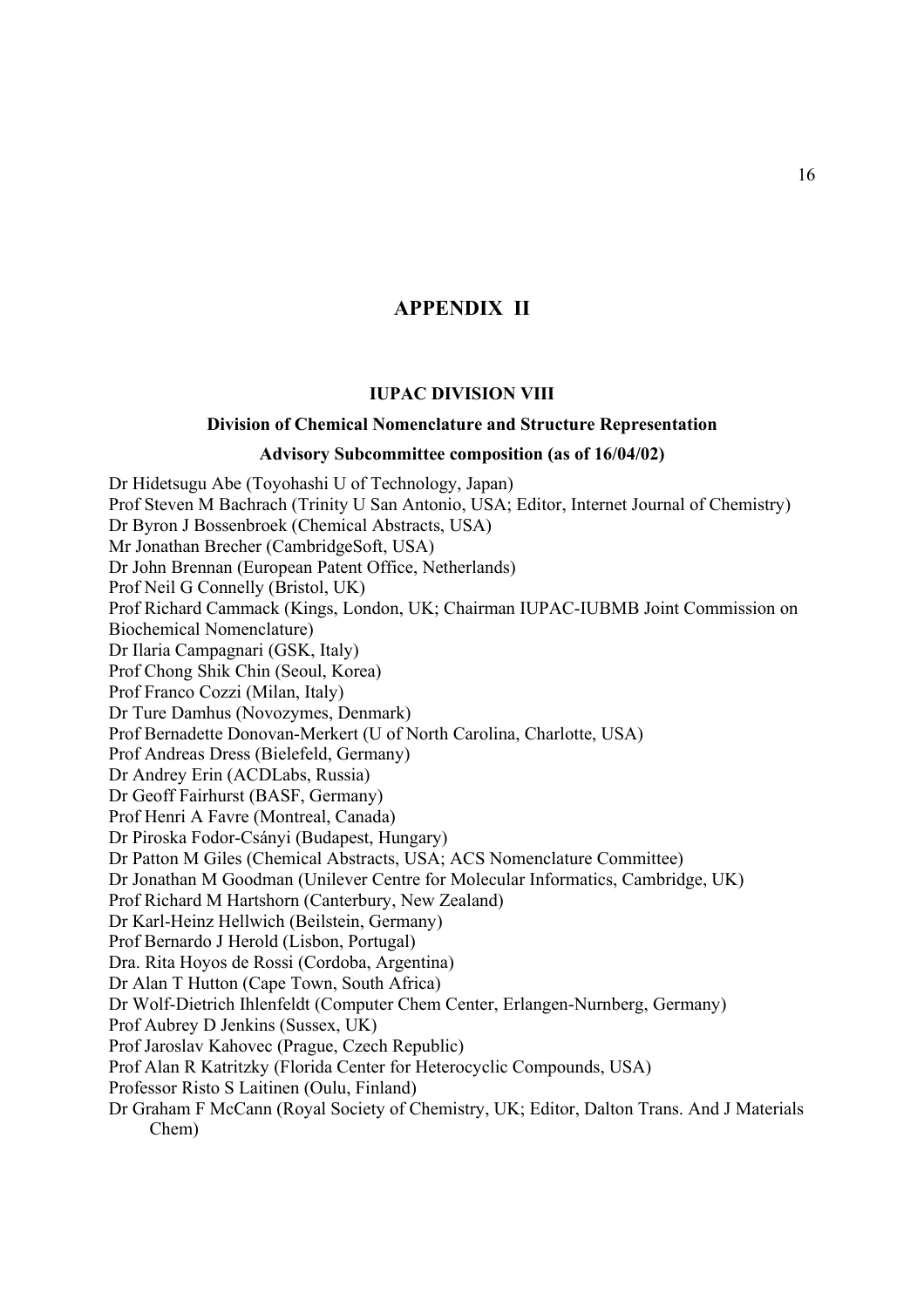# APPENDIX II

## IUPAC DIVISION VIII

### Division of Chemical Nomenclature and Structure Representation

### Advisory Subcommittee composition (as of 16/04/02)

Dr Hidetsugu Abe (Toyohashi U of Technology, Japan)
Prof Steven M Bachrach (Trinity U San Antonio, USA; Editor, Internet Journal of Chemistry)
Dr Byron J Bossenbroek (Chemical Abstracts, USA)
Mr Jonathan Brecher (CambridgeSoft, USA)
Dr John Brennan (European Patent Office, Netherlands)
Prof Neil G Connelly (Bristol, UK)
Prof Richard Cammack (Kings, London, UK; Chairman IUPAC-IUBMB Joint Commission on Biochemical Nomenclature)
Dr Ilaria Campagnari (GSK, Italy)
Prof Chong Shik Chin (Seoul, Korea)
Prof Franco Cozzi (Milan, Italy)
Dr Ture Damhus (Novozymes, Denmark)
Prof Bernadette Donovan-Merkert (U of North Carolina, Charlotte, USA)
Prof Andreas Dress (Bielefeld, Germany)
Dr Andrey Erin (ACDLabs, Russia)
Dr Geoff Fairhurst (BASF, Germany)
Prof Henri A Favre (Montreal, Canada)
Dr Piroska Fodor-Csányi (Budapest, Hungary)
Dr Patton M Giles (Chemical Abstracts, USA; ACS Nomenclature Committee)
Dr Jonathan M Goodman (Unilever Centre for Molecular Informatics, Cambridge, UK)
Prof Richard M Hartshorn (Canterbury, New Zealand)
Dr Karl-Heinz Hellwich (Beilstein, Germany)
Prof Bernardo J Herold (Lisbon, Portugal)
Dra. Rita Hoyos de Rossi (Cordoba, Argentina)
Dr Alan T Hutton (Cape Town, South Africa)
Dr Wolf-Dietrich Ihlenfeldt (Computer Chem Center, Erlangen-Nurnberg, Germany)
Prof Aubrey D Jenkins (Sussex, UK)
Prof Jaroslav Kahovec (Prague, Czech Republic)
Prof Alan R Katritzky (Florida Center for Heterocyclic Compounds, USA)
Professor Risto S Laitinen (Oulu, Finland)
Dr Graham F McCann (Royal Society of Chemistry, UK; Editor, Dalton Trans. And J Materials Chem)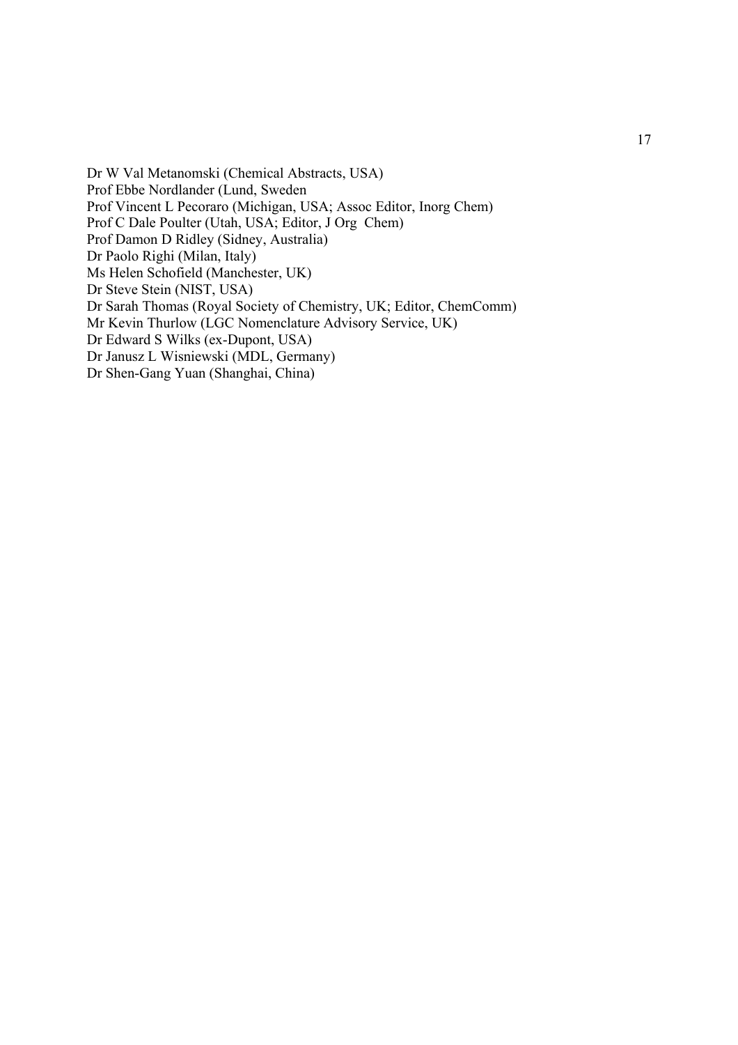Dr W Val Metanomski (Chemical Abstracts, USA)  
Prof Ebbe Nordlander (Lund, Sweden  
Prof Vincent L Pecoraro (Michigan, USA; Assoc Editor, Inorg Chem)  
Prof C Dale Poulter (Utah, USA; Editor, J Org Chem)  
Prof Damon D Ridley (Sidney, Australia)  
Dr Paolo Righi (Milan, Italy)  
Ms Helen Schofield (Manchester, UK)  
Dr Steve Stein (NIST, USA)  
Dr Sarah Thomas (Royal Society of Chemistry, UK; Editor, ChemComm)  
Mr Kevin Thurlow (LGC Nomenclature Advisory Service, UK)  
Dr Edward S Wilks (ex-Dupont, USA)  
Dr Janusz L Wisniewski (MDL, Germany)  
Dr Shen-Gang Yuan (Shanghai, China)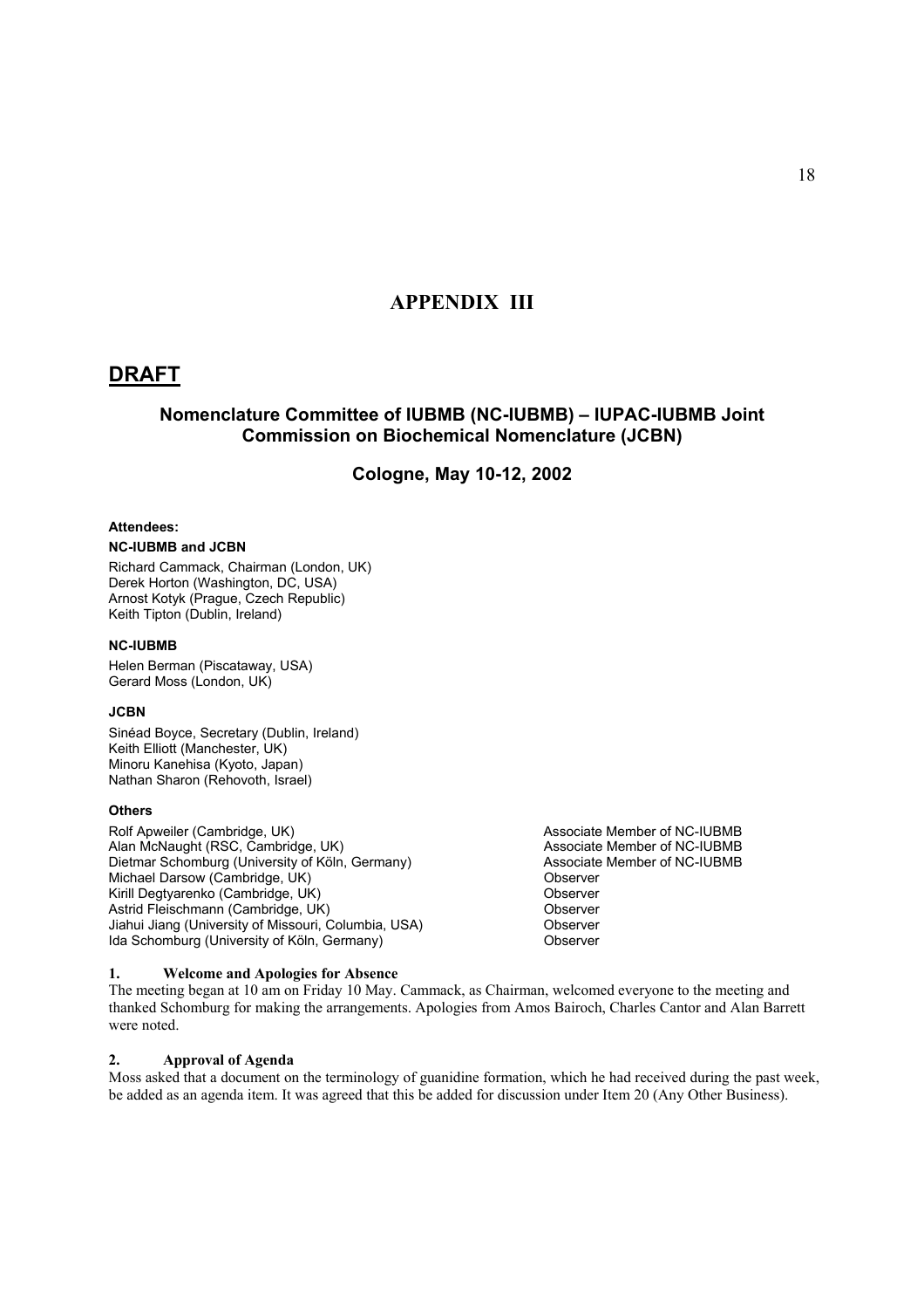# APPENDIX III

## DRAFT

### Nomenclature Committee of IUBMB (NC-IUBMB) – IUPAC-IUBMB Joint Commission on Biochemical Nomenclature (JCBN)

### Cologne, May 10-12, 2002

**Attendees:**

**NC-IUBMB and JCBN**

Richard Cammack, Chairman (London, UK)
Derek Horton (Washington, DC, USA)
Arnost Kotyk (Prague, Czech Republic)
Keith Tipton (Dublin, Ireland)

**NC-IUBMB**

Helen Berman (Piscataway, USA)
Gerard Moss (London, UK)

**JCBN**

Sinéad Boyce, Secretary (Dublin, Ireland)
Keith Elliott (Manchester, UK)
Minoru Kanehisa (Kyoto, Japan)
Nathan Sharon (Rehovoth, Israel)

**Others**

| | |
|---|---|
| Rolf Apweiler (Cambridge, UK) | Associate Member of NC-IUBMB |
| Alan McNaught (RSC, Cambridge, UK) | Associate Member of NC-IUBMB |
| Dietmar Schomburg (University of Köln, Germany) | Associate Member of NC-IUBMB |
| Michael Darsow (Cambridge, UK) | Observer |
| Kirill Degtyarenko (Cambridge, UK) | Observer |
| Astrid Fleischmann (Cambridge, UK) | Observer |
| Jiahui Jiang (University of Missouri, Columbia, USA) | Observer |
| Ida Schomburg (University of Köln, Germany) | Observer |

**1. Welcome and Apologies for Absence**

The meeting began at 10 am on Friday 10 May. Cammack, as Chairman, welcomed everyone to the meeting and thanked Schomburg for making the arrangements. Apologies from Amos Bairoch, Charles Cantor and Alan Barrett were noted.

**2. Approval of Agenda**

Moss asked that a document on the terminology of guanidine formation, which he had received during the past week, be added as an agenda item. It was agreed that this be added for discussion under Item 20 (Any Other Business).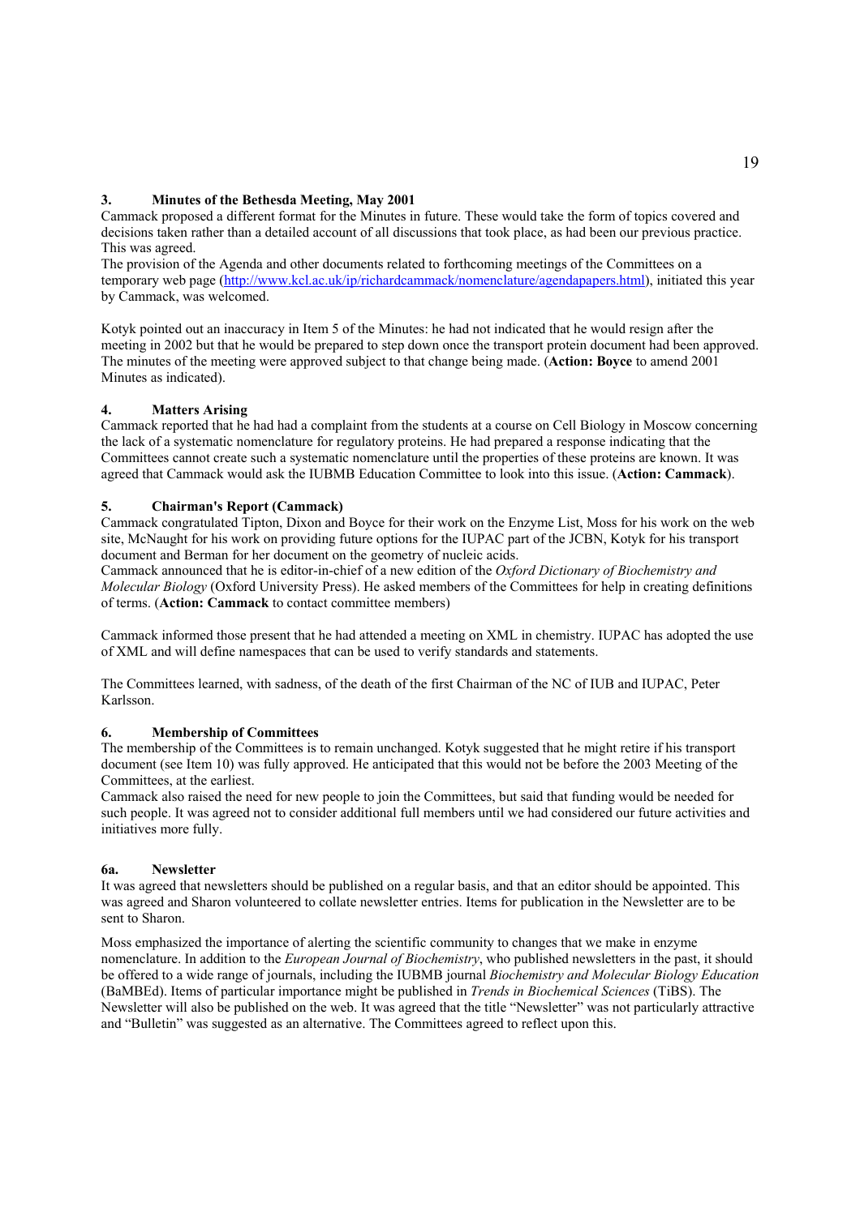### 3. Minutes of the Bethesda Meeting, May 2001

Cammack proposed a different format for the Minutes in future. These would take the form of topics covered and decisions taken rather than a detailed account of all discussions that took place, as had been our previous practice. This was agreed.

The provision of the Agenda and other documents related to forthcoming meetings of the Committees on a temporary web page (http://www.kcl.ac.uk/ip/richardcammack/nomenclature/agendapapers.html), initiated this year by Cammack, was welcomed.

Kotyk pointed out an inaccuracy in Item 5 of the Minutes: he had not indicated that he would resign after the meeting in 2002 but that he would be prepared to step down once the transport protein document had been approved. The minutes of the meeting were approved subject to that change being made. (**Action: Boyce** to amend 2001 Minutes as indicated).

### 4. Matters Arising

Cammack reported that he had had a complaint from the students at a course on Cell Biology in Moscow concerning the lack of a systematic nomenclature for regulatory proteins. He had prepared a response indicating that the Committees cannot create such a systematic nomenclature until the properties of these proteins are known. It was agreed that Cammack would ask the IUBMB Education Committee to look into this issue. (**Action: Cammack**).

### 5. Chairman's Report (Cammack)

Cammack congratulated Tipton, Dixon and Boyce for their work on the Enzyme List, Moss for his work on the web site, McNaught for his work on providing future options for the IUPAC part of the JCBN, Kotyk for his transport document and Berman for her document on the geometry of nucleic acids.

Cammack announced that he is editor-in-chief of a new edition of the *Oxford Dictionary of Biochemistry and Molecular Biology* (Oxford University Press). He asked members of the Committees for help in creating definitions of terms. (**Action: Cammack** to contact committee members)

Cammack informed those present that he had attended a meeting on XML in chemistry. IUPAC has adopted the use of XML and will define namespaces that can be used to verify standards and statements.

The Committees learned, with sadness, of the death of the first Chairman of the NC of IUB and IUPAC, Peter Karlsson.

### 6. Membership of Committees

The membership of the Committees is to remain unchanged. Kotyk suggested that he might retire if his transport document (see Item 10) was fully approved. He anticipated that this would not be before the 2003 Meeting of the Committees, at the earliest.

Cammack also raised the need for new people to join the Committees, but said that funding would be needed for such people. It was agreed not to consider additional full members until we had considered our future activities and initiatives more fully.

### 6a. Newsletter

It was agreed that newsletters should be published on a regular basis, and that an editor should be appointed. This was agreed and Sharon volunteered to collate newsletter entries. Items for publication in the Newsletter are to be sent to Sharon.

Moss emphasized the importance of alerting the scientific community to changes that we make in enzyme nomenclature. In addition to the *European Journal of Biochemistry*, who published newsletters in the past, it should be offered to a wide range of journals, including the IUBMB journal *Biochemistry and Molecular Biology Education* (BaMBEd). Items of particular importance might be published in *Trends in Biochemical Sciences* (TiBS). The Newsletter will also be published on the web. It was agreed that the title "Newsletter" was not particularly attractive and "Bulletin" was suggested as an alternative. The Committees agreed to reflect upon this.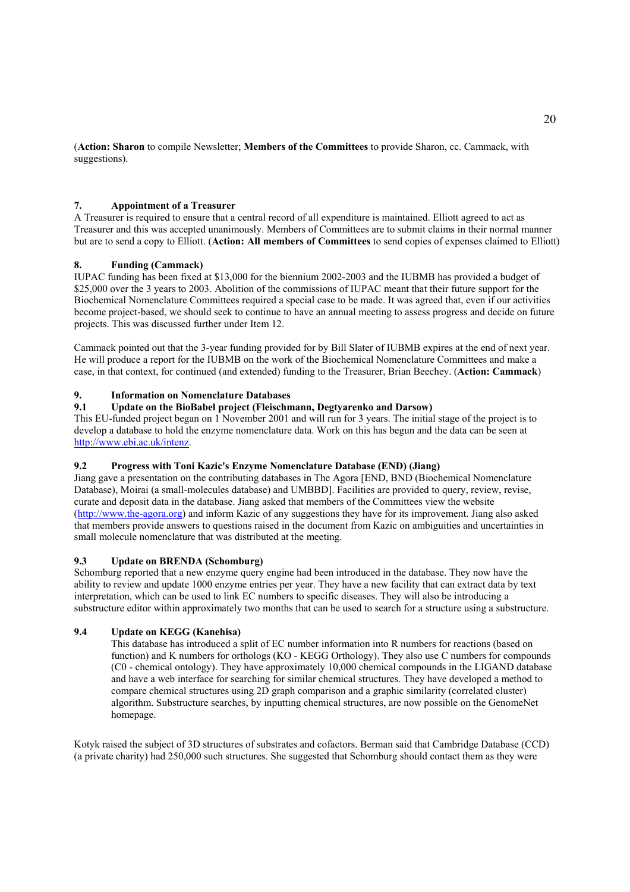(**Action: Sharon** to compile Newsletter; **Members of the Committees** to provide Sharon, cc. Cammack, with suggestions).

### 7. Appointment of a Treasurer

A Treasurer is required to ensure that a central record of all expenditure is maintained. Elliott agreed to act as Treasurer and this was accepted unanimously. Members of Committees are to submit claims in their normal manner but are to send a copy to Elliott. (**Action: All members of Committees** to send copies of expenses claimed to Elliott)

### 8. Funding (Cammack)

IUPAC funding has been fixed at $13,000 for the biennium 2002-2003 and the IUBMB has provided a budget of $25,000 over the 3 years to 2003. Abolition of the commissions of IUPAC meant that their future support for the Biochemical Nomenclature Committees required a special case to be made. It was agreed that, even if our activities become project-based, we should seek to continue to have an annual meeting to assess progress and decide on future projects. This was discussed further under Item 12.

Cammack pointed out that the 3-year funding provided for by Bill Slater of IUBMB expires at the end of next year. He will produce a report for the IUBMB on the work of the Biochemical Nomenclature Committees and make a case, in that context, for continued (and extended) funding to the Treasurer, Brian Beechey. (**Action: Cammack**)

### 9. Information on Nomenclature Databases

#### 9.1 Update on the BioBabel project (Fleischmann, Degtyarenko and Darsow)

This EU-funded project began on 1 November 2001 and will run for 3 years. The initial stage of the project is to develop a database to hold the enzyme nomenclature data. Work on this has begun and the data can be seen at http://www.ebi.ac.uk/intenz.

#### 9.2 Progress with Toni Kazic's Enzyme Nomenclature Database (END) (Jiang)

Jiang gave a presentation on the contributing databases in The Agora [END, BND (Biochemical Nomenclature Database), Moirai (a small-molecules database) and UMBBD]. Facilities are provided to query, review, revise, curate and deposit data in the database. Jiang asked that members of the Committees view the website (http://www.the-agora.org) and inform Kazic of any suggestions they have for its improvement. Jiang also asked that members provide answers to questions raised in the document from Kazic on ambiguities and uncertainties in small molecule nomenclature that was distributed at the meeting.

#### 9.3 Update on BRENDA (Schomburg)

Schomburg reported that a new enzyme query engine had been introduced in the database. They now have the ability to review and update 1000 enzyme entries per year. They have a new facility that can extract data by text interpretation, which can be used to link EC numbers to specific diseases. They will also be introducing a substructure editor within approximately two months that can be used to search for a structure using a substructure.

#### 9.4 Update on KEGG (Kanehisa)

This database has introduced a split of EC number information into R numbers for reactions (based on function) and K numbers for orthologs (KO - KEGG Orthology). They also use C numbers for compounds (C0 - chemical ontology). They have approximately 10,000 chemical compounds in the LIGAND database and have a web interface for searching for similar chemical structures. They have developed a method to compare chemical structures using 2D graph comparison and a graphic similarity (correlated cluster) algorithm. Substructure searches, by inputting chemical structures, are now possible on the GenomeNet homepage.

Kotyk raised the subject of 3D structures of substrates and cofactors. Berman said that Cambridge Database (CCD) (a private charity) had 250,000 such structures. She suggested that Schomburg should contact them as they were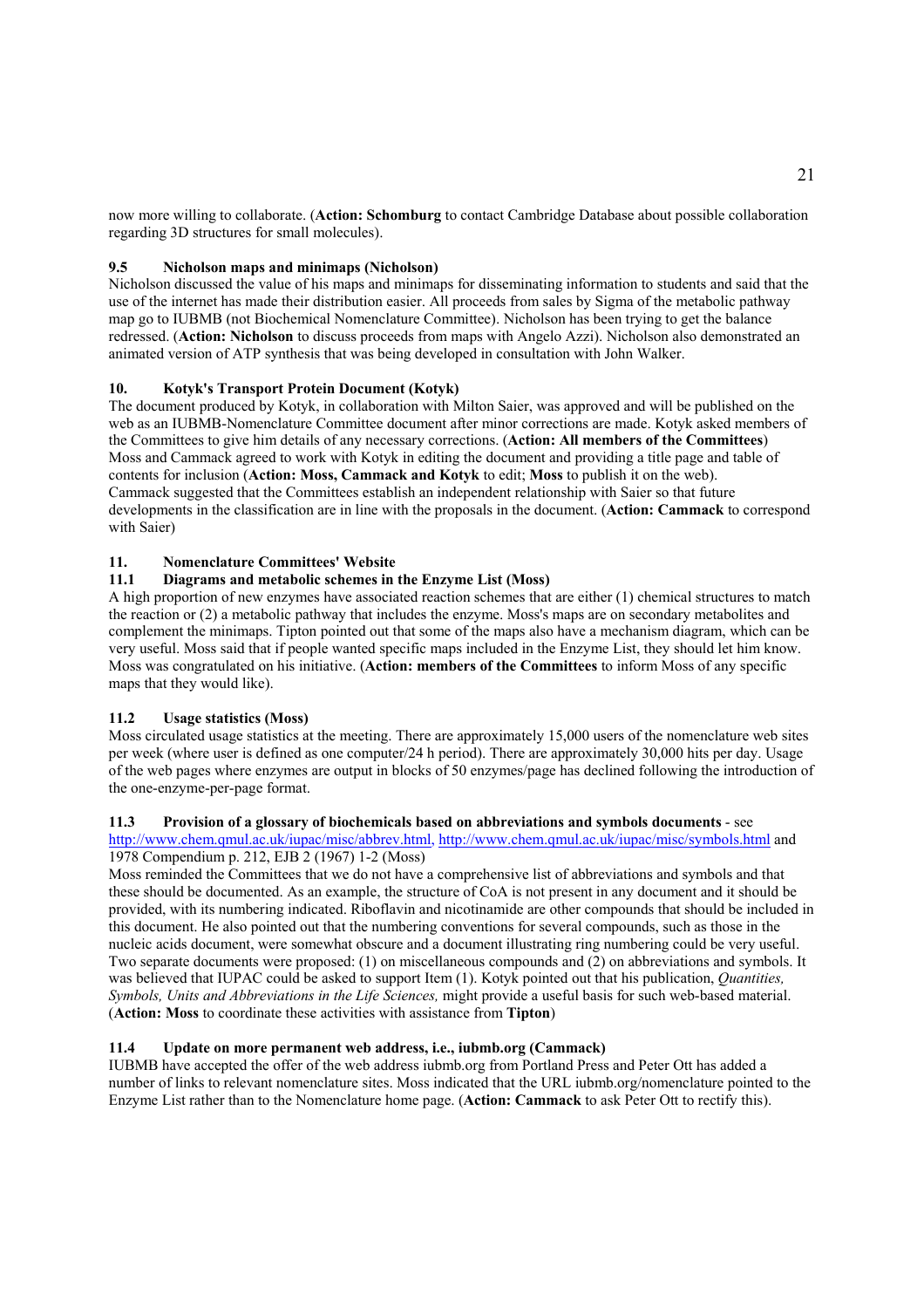now more willing to collaborate. (**Action: Schomburg** to contact Cambridge Database about possible collaboration regarding 3D structures for small molecules).

### 9.5 Nicholson maps and minimaps (Nicholson)

Nicholson discussed the value of his maps and minimaps for disseminating information to students and said that the use of the internet has made their distribution easier. All proceeds from sales by Sigma of the metabolic pathway map go to IUBMB (not Biochemical Nomenclature Committee). Nicholson has been trying to get the balance redressed. (**Action: Nicholson** to discuss proceeds from maps with Angelo Azzi). Nicholson also demonstrated an animated version of ATP synthesis that was being developed in consultation with John Walker.

## 10. Kotyk's Transport Protein Document (Kotyk)

The document produced by Kotyk, in collaboration with Milton Saier, was approved and will be published on the web as an IUBMB-Nomenclature Committee document after minor corrections are made. Kotyk asked members of the Committees to give him details of any necessary corrections. (**Action: All members of the Committees**) Moss and Cammack agreed to work with Kotyk in editing the document and providing a title page and table of contents for inclusion (**Action: Moss, Cammack and Kotyk** to edit; **Moss** to publish it on the web). Cammack suggested that the Committees establish an independent relationship with Saier so that future developments in the classification are in line with the proposals in the document. (**Action: Cammack** to correspond with Saier)

## 11. Nomenclature Committees' Website

### 11.1 Diagrams and metabolic schemes in the Enzyme List (Moss)

A high proportion of new enzymes have associated reaction schemes that are either (1) chemical structures to match the reaction or (2) a metabolic pathway that includes the enzyme. Moss's maps are on secondary metabolites and complement the minimaps. Tipton pointed out that some of the maps also have a mechanism diagram, which can be very useful. Moss said that if people wanted specific maps included in the Enzyme List, they should let him know. Moss was congratulated on his initiative. (**Action: members of the Committees** to inform Moss of any specific maps that they would like).

### 11.2 Usage statistics (Moss)

Moss circulated usage statistics at the meeting. There are approximately 15,000 users of the nomenclature web sites per week (where user is defined as one computer/24 h period). There are approximately 30,000 hits per day. Usage of the web pages where enzymes are output in blocks of 50 enzymes/page has declined following the introduction of the one-enzyme-per-page format.

### 11.3 Provision of a glossary of biochemicals based on abbreviations and symbols documents - see http://www.chem.qmul.ac.uk/iupac/misc/abbrev.html, http://www.chem.qmul.ac.uk/iupac/misc/symbols.html and 1978 Compendium p. 212, EJB 2 (1967) 1-2 (Moss)

Moss reminded the Committees that we do not have a comprehensive list of abbreviations and symbols and that these should be documented. As an example, the structure of CoA is not present in any document and it should be provided, with its numbering indicated. Riboflavin and nicotinamide are other compounds that should be included in this document. He also pointed out that the numbering conventions for several compounds, such as those in the nucleic acids document, were somewhat obscure and a document illustrating ring numbering could be very useful. Two separate documents were proposed: (1) on miscellaneous compounds and (2) on abbreviations and symbols. It was believed that IUPAC could be asked to support Item (1). Kotyk pointed out that his publication, *Quantities, Symbols, Units and Abbreviations in the Life Sciences,* might provide a useful basis for such web-based material. (**Action: Moss** to coordinate these activities with assistance from **Tipton**)

### 11.4 Update on more permanent web address, i.e., iubmb.org (Cammack)

IUBMB have accepted the offer of the web address iubmb.org from Portland Press and Peter Ott has added a number of links to relevant nomenclature sites. Moss indicated that the URL iubmb.org/nomenclature pointed to the Enzyme List rather than to the Nomenclature home page. (**Action: Cammack** to ask Peter Ott to rectify this).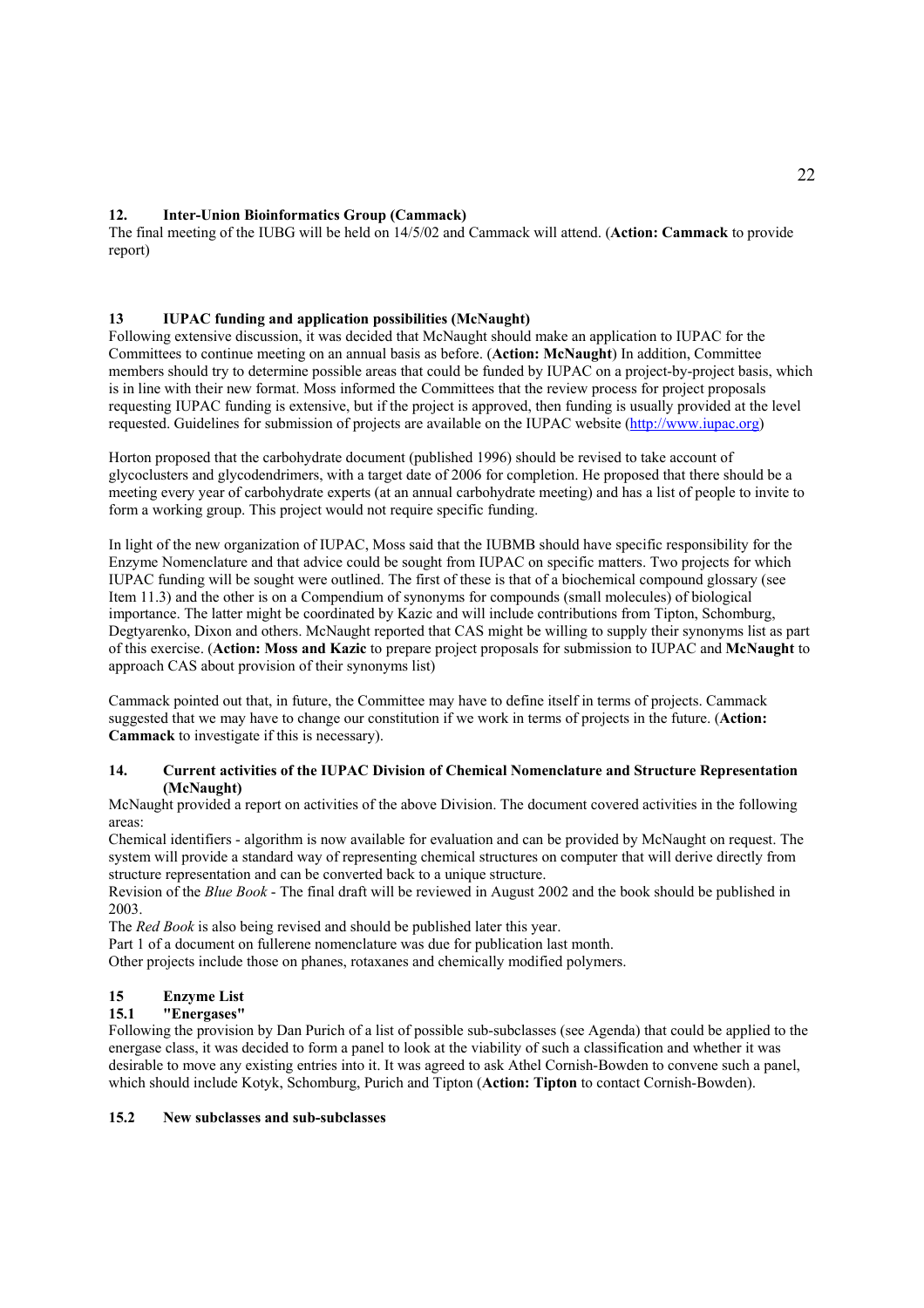## 12. Inter-Union Bioinformatics Group (Cammack)

The final meeting of the IUBG will be held on 14/5/02 and Cammack will attend. (**Action: Cammack** to provide report)

## 13 IUPAC funding and application possibilities (McNaught)

Following extensive discussion, it was decided that McNaught should make an application to IUPAC for the Committees to continue meeting on an annual basis as before. (**Action: McNaught**) In addition, Committee members should try to determine possible areas that could be funded by IUPAC on a project-by-project basis, which is in line with their new format. Moss informed the Committees that the review process for project proposals requesting IUPAC funding is extensive, but if the project is approved, then funding is usually provided at the level requested. Guidelines for submission of projects are available on the IUPAC website (http://www.iupac.org)

Horton proposed that the carbohydrate document (published 1996) should be revised to take account of glycoclusters and glycodendrimers, with a target date of 2006 for completion. He proposed that there should be a meeting every year of carbohydrate experts (at an annual carbohydrate meeting) and has a list of people to invite to form a working group. This project would not require specific funding.

In light of the new organization of IUPAC, Moss said that the IUBMB should have specific responsibility for the Enzyme Nomenclature and that advice could be sought from IUPAC on specific matters. Two projects for which IUPAC funding will be sought were outlined. The first of these is that of a biochemical compound glossary (see Item 11.3) and the other is on a Compendium of synonyms for compounds (small molecules) of biological importance. The latter might be coordinated by Kazic and will include contributions from Tipton, Schomburg, Degtyarenko, Dixon and others. McNaught reported that CAS might be willing to supply their synonyms list as part of this exercise. (**Action: Moss and Kazic** to prepare project proposals for submission to IUPAC and **McNaught** to approach CAS about provision of their synonyms list)

Cammack pointed out that, in future, the Committee may have to define itself in terms of projects. Cammack suggested that we may have to change our constitution if we work in terms of projects in the future. (**Action: Cammack** to investigate if this is necessary).

## 14. Current activities of the IUPAC Division of Chemical Nomenclature and Structure Representation (McNaught)

McNaught provided a report on activities of the above Division. The document covered activities in the following areas:

Chemical identifiers - algorithm is now available for evaluation and can be provided by McNaught on request. The system will provide a standard way of representing chemical structures on computer that will derive directly from structure representation and can be converted back to a unique structure.

Revision of the *Blue Book* - The final draft will be reviewed in August 2002 and the book should be published in 2003.

The *Red Book* is also being revised and should be published later this year.

Part 1 of a document on fullerene nomenclature was due for publication last month.

Other projects include those on phanes, rotaxanes and chemically modified polymers.

## 15 Enzyme List

### 15.1 "Energases"

Following the provision by Dan Purich of a list of possible sub-subclasses (see Agenda) that could be applied to the energase class, it was decided to form a panel to look at the viability of such a classification and whether it was desirable to move any existing entries into it. It was agreed to ask Athel Cornish-Bowden to convene such a panel, which should include Kotyk, Schomburg, Purich and Tipton (**Action: Tipton** to contact Cornish-Bowden).

### 15.2 New subclasses and sub-subclasses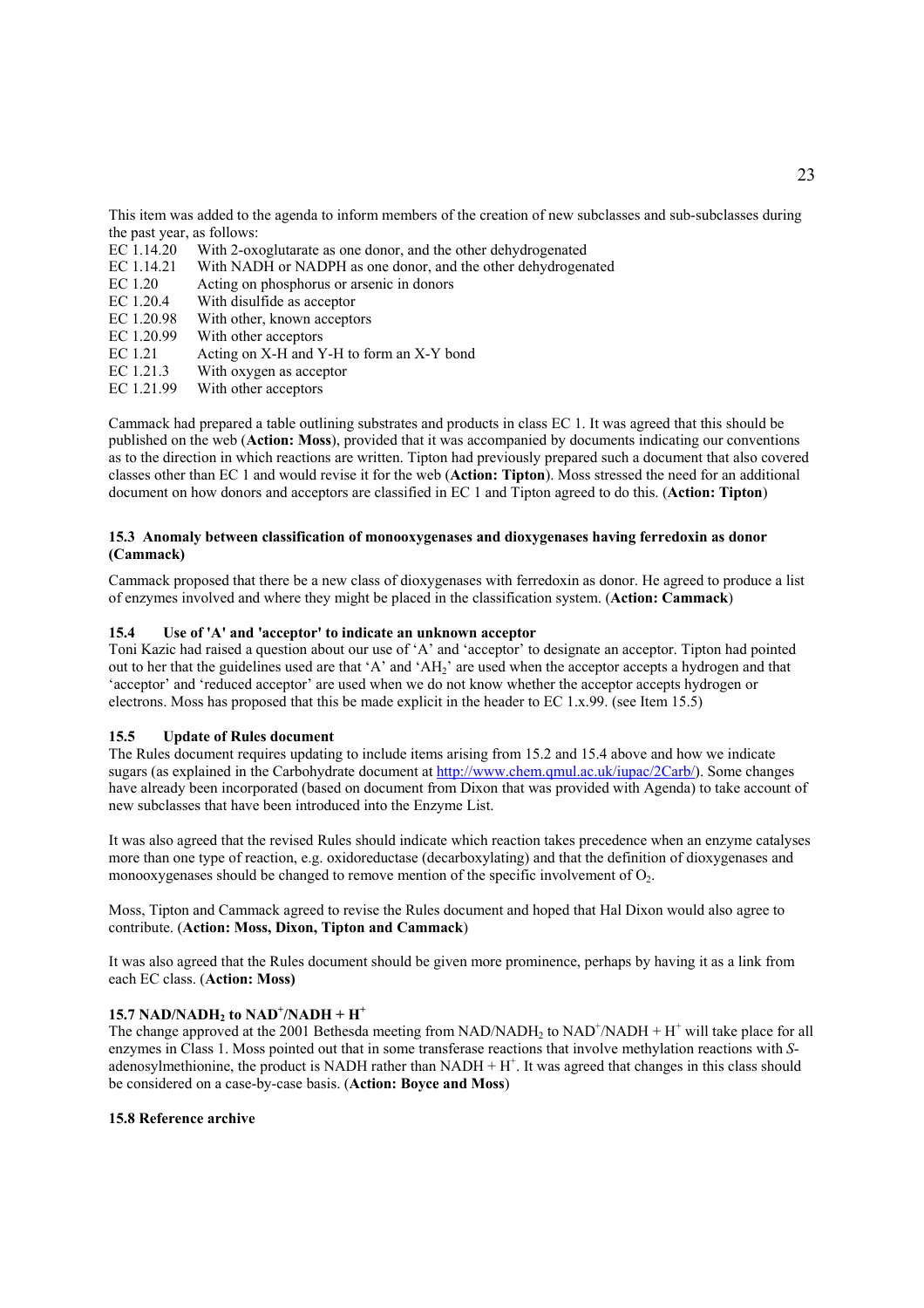This item was added to the agenda to inform members of the creation of new subclasses and sub-subclasses during the past year, as follows:

| | |
|---|---|
| EC 1.14.20 | With 2-oxoglutarate as one donor, and the other dehydrogenated |
| EC 1.14.21 | With NADH or NADPH as one donor, and the other dehydrogenated |
| EC 1.20 | Acting on phosphorus or arsenic in donors |
| EC 1.20.4 | With disulfide as acceptor |
| EC 1.20.98 | With other, known acceptors |
| EC 1.20.99 | With other acceptors |
| EC 1.21 | Acting on X-H and Y-H to form an X-Y bond |
| EC 1.21.3 | With oxygen as acceptor |
| EC 1.21.99 | With other acceptors |

Cammack had prepared a table outlining substrates and products in class EC 1. It was agreed that this should be published on the web (**Action: Moss**), provided that it was accompanied by documents indicating our conventions as to the direction in which reactions are written. Tipton had previously prepared such a document that also covered classes other than EC 1 and would revise it for the web (**Action: Tipton**). Moss stressed the need for an additional document on how donors and acceptors are classified in EC 1 and Tipton agreed to do this. (**Action: Tipton**)

### 15.3 Anomaly between classification of monooxygenases and dioxygenases having ferredoxin as donor (Cammack)

Cammack proposed that there be a new class of dioxygenases with ferredoxin as donor. He agreed to produce a list of enzymes involved and where they might be placed in the classification system. (**Action: Cammack**)

### 15.4 Use of 'A' and 'acceptor' to indicate an unknown acceptor

Toni Kazic had raised a question about our use of 'A' and 'acceptor' to designate an acceptor. Tipton had pointed out to her that the guidelines used are that 'A' and '$AH_2$' are used when the acceptor accepts a hydrogen and that 'acceptor' and 'reduced acceptor' are used when we do not know whether the acceptor accepts hydrogen or electrons. Moss has proposed that this be made explicit in the header to EC 1.x.99. (see Item 15.5)

### 15.5 Update of Rules document

The Rules document requires updating to include items arising from 15.2 and 15.4 above and how we indicate sugars (as explained in the Carbohydrate document at http://www.chem.qmul.ac.uk/iupac/2Carb/). Some changes have already been incorporated (based on document from Dixon that was provided with Agenda) to take account of new subclasses that have been introduced into the Enzyme List.

It was also agreed that the revised Rules should indicate which reaction takes precedence when an enzyme catalyses more than one type of reaction, e.g. oxidoreductase (decarboxylating) and that the definition of dioxygenases and monooxygenases should be changed to remove mention of the specific involvement of $O_2$.

Moss, Tipton and Cammack agreed to revise the Rules document and hoped that Hal Dixon would also agree to contribute. (**Action: Moss, Dixon, Tipton and Cammack**)

It was also agreed that the Rules document should be given more prominence, perhaps by having it as a link from each EC class. (**Action: Moss)**

### 15.7 NAD/$NADH_2$ to $NAD^+$/NADH + $H^+$

The change approved at the 2001 Bethesda meeting from NAD/$NADH_2$ to $NAD^+$/NADH + $H^+$ will take place for all enzymes in Class 1. Moss pointed out that in some transferase reactions that involve methylation reactions with *S*-adenosylmethionine, the product is NADH rather than NADH + $H^+$. It was agreed that changes in this class should be considered on a case-by-case basis. (**Action: Boyce and Moss**)

### 15.8 Reference archive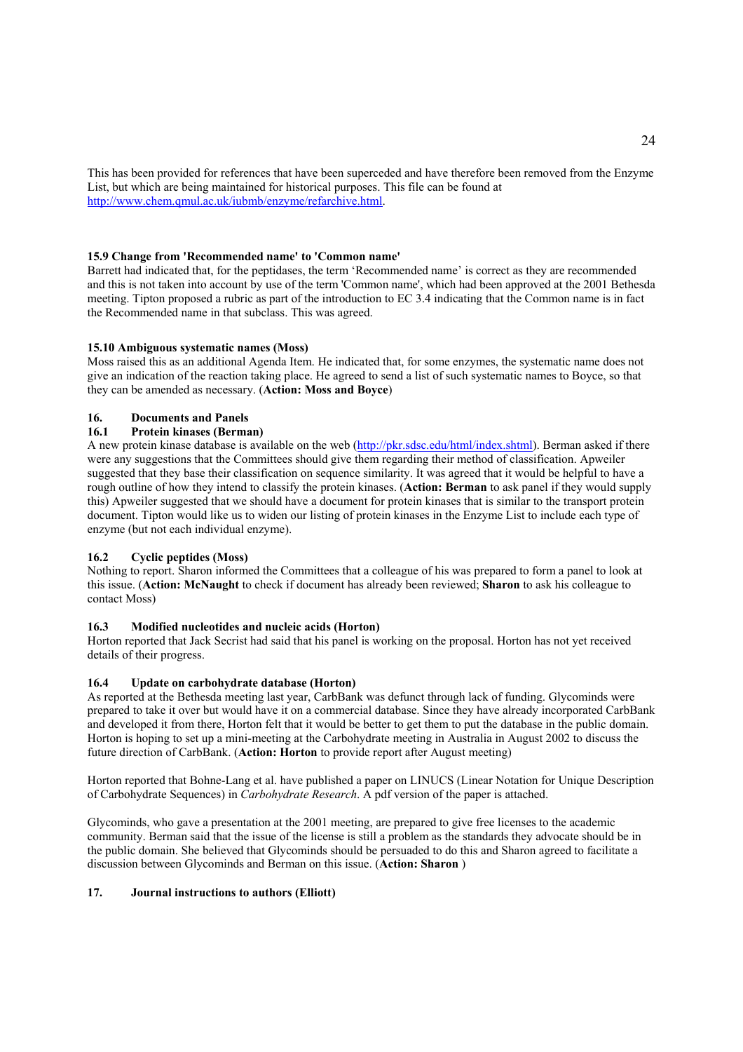This has been provided for references that have been superceded and have therefore been removed from the Enzyme List, but which are being maintained for historical purposes. This file can be found at http://www.chem.qmul.ac.uk/iubmb/enzyme/refarchive.html.

### 15.9 Change from 'Recommended name' to 'Common name'

Barrett had indicated that, for the peptidases, the term 'Recommended name' is correct as they are recommended and this is not taken into account by use of the term 'Common name', which had been approved at the 2001 Bethesda meeting. Tipton proposed a rubric as part of the introduction to EC 3.4 indicating that the Common name is in fact the Recommended name in that subclass. This was agreed.

### 15.10 Ambiguous systematic names (Moss)

Moss raised this as an additional Agenda Item. He indicated that, for some enzymes, the systematic name does not give an indication of the reaction taking place. He agreed to send a list of such systematic names to Boyce, so that they can be amended as necessary. (**Action: Moss and Boyce**)

## 16. Documents and Panels

### 16.1 Protein kinases (Berman)

A new protein kinase database is available on the web (http://pkr.sdsc.edu/html/index.shtml). Berman asked if there were any suggestions that the Committees should give them regarding their method of classification. Apweiler suggested that they base their classification on sequence similarity. It was agreed that it would be helpful to have a rough outline of how they intend to classify the protein kinases. (**Action: Berman** to ask panel if they would supply this) Apweiler suggested that we should have a document for protein kinases that is similar to the transport protein document. Tipton would like us to widen our listing of protein kinases in the Enzyme List to include each type of enzyme (but not each individual enzyme).

### 16.2 Cyclic peptides (Moss)

Nothing to report. Sharon informed the Committees that a colleague of his was prepared to form a panel to look at this issue. (**Action: McNaught** to check if document has already been reviewed; **Sharon** to ask his colleague to contact Moss)

### 16.3 Modified nucleotides and nucleic acids (Horton)

Horton reported that Jack Secrist had said that his panel is working on the proposal. Horton has not yet received details of their progress.

### 16.4 Update on carbohydrate database (Horton)

As reported at the Bethesda meeting last year, CarbBank was defunct through lack of funding. Glycominds were prepared to take it over but would have it on a commercial database. Since they have already incorporated CarbBank and developed it from there, Horton felt that it would be better to get them to put the database in the public domain. Horton is hoping to set up a mini-meeting at the Carbohydrate meeting in Australia in August 2002 to discuss the future direction of CarbBank. (**Action: Horton** to provide report after August meeting)

Horton reported that Bohne-Lang et al. have published a paper on LINUCS (Linear Notation for Unique Description of Carbohydrate Sequences) in *Carbohydrate Research*. A pdf version of the paper is attached.

Glycominds, who gave a presentation at the 2001 meeting, are prepared to give free licenses to the academic community. Berman said that the issue of the license is still a problem as the standards they advocate should be in the public domain. She believed that Glycominds should be persuaded to do this and Sharon agreed to facilitate a discussion between Glycominds and Berman on this issue. (**Action: Sharon** )

## 17. Journal instructions to authors (Elliott)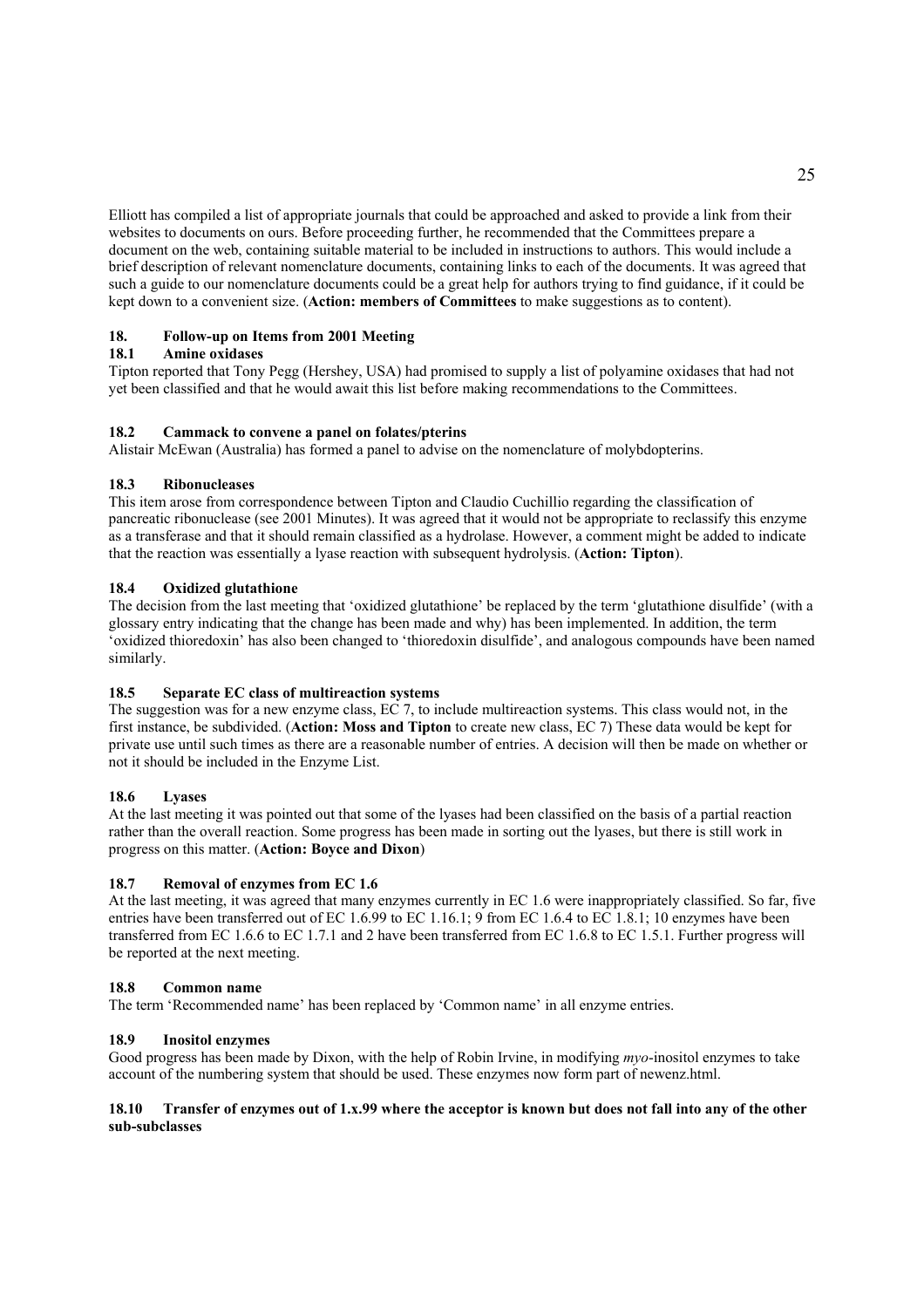Elliott has compiled a list of appropriate journals that could be approached and asked to provide a link from their websites to documents on ours. Before proceeding further, he recommended that the Committees prepare a document on the web, containing suitable material to be included in instructions to authors. This would include a brief description of relevant nomenclature documents, containing links to each of the documents. It was agreed that such a guide to our nomenclature documents could be a great help for authors trying to find guidance, if it could be kept down to a convenient size. (**Action: members of Committees** to make suggestions as to content).

## 18. Follow-up on Items from 2001 Meeting

### 18.1 Amine oxidases

Tipton reported that Tony Pegg (Hershey, USA) had promised to supply a list of polyamine oxidases that had not yet been classified and that he would await this list before making recommendations to the Committees.

### 18.2 Cammack to convene a panel on folates/pterins

Alistair McEwan (Australia) has formed a panel to advise on the nomenclature of molybdopterins.

### 18.3 Ribonucleases

This item arose from correspondence between Tipton and Claudio Cuchillio regarding the classification of pancreatic ribonuclease (see 2001 Minutes). It was agreed that it would not be appropriate to reclassify this enzyme as a transferase and that it should remain classified as a hydrolase. However, a comment might be added to indicate that the reaction was essentially a lyase reaction with subsequent hydrolysis. (**Action: Tipton**).

### 18.4 Oxidized glutathione

The decision from the last meeting that 'oxidized glutathione' be replaced by the term 'glutathione disulfide' (with a glossary entry indicating that the change has been made and why) has been implemented. In addition, the term 'oxidized thioredoxin' has also been changed to 'thioredoxin disulfide', and analogous compounds have been named similarly.

### 18.5 Separate EC class of multireaction systems

The suggestion was for a new enzyme class, EC 7, to include multireaction systems. This class would not, in the first instance, be subdivided. (**Action: Moss and Tipton** to create new class, EC 7) These data would be kept for private use until such times as there are a reasonable number of entries. A decision will then be made on whether or not it should be included in the Enzyme List.

### 18.6 Lyases

At the last meeting it was pointed out that some of the lyases had been classified on the basis of a partial reaction rather than the overall reaction. Some progress has been made in sorting out the lyases, but there is still work in progress on this matter. (**Action: Boyce and Dixon**)

### 18.7 Removal of enzymes from EC 1.6

At the last meeting, it was agreed that many enzymes currently in EC 1.6 were inappropriately classified. So far, five entries have been transferred out of EC 1.6.99 to EC 1.16.1; 9 from EC 1.6.4 to EC 1.8.1; 10 enzymes have been transferred from EC 1.6.6 to EC 1.7.1 and 2 have been transferred from EC 1.6.8 to EC 1.5.1. Further progress will be reported at the next meeting.

### 18.8 Common name

The term 'Recommended name' has been replaced by 'Common name' in all enzyme entries.

### 18.9 Inositol enzymes

Good progress has been made by Dixon, with the help of Robin Irvine, in modifying *myo*-inositol enzymes to take account of the numbering system that should be used. These enzymes now form part of newenz.html.

### 18.10 Transfer of enzymes out of 1.x.99 where the acceptor is known but does not fall into any of the other sub-subclasses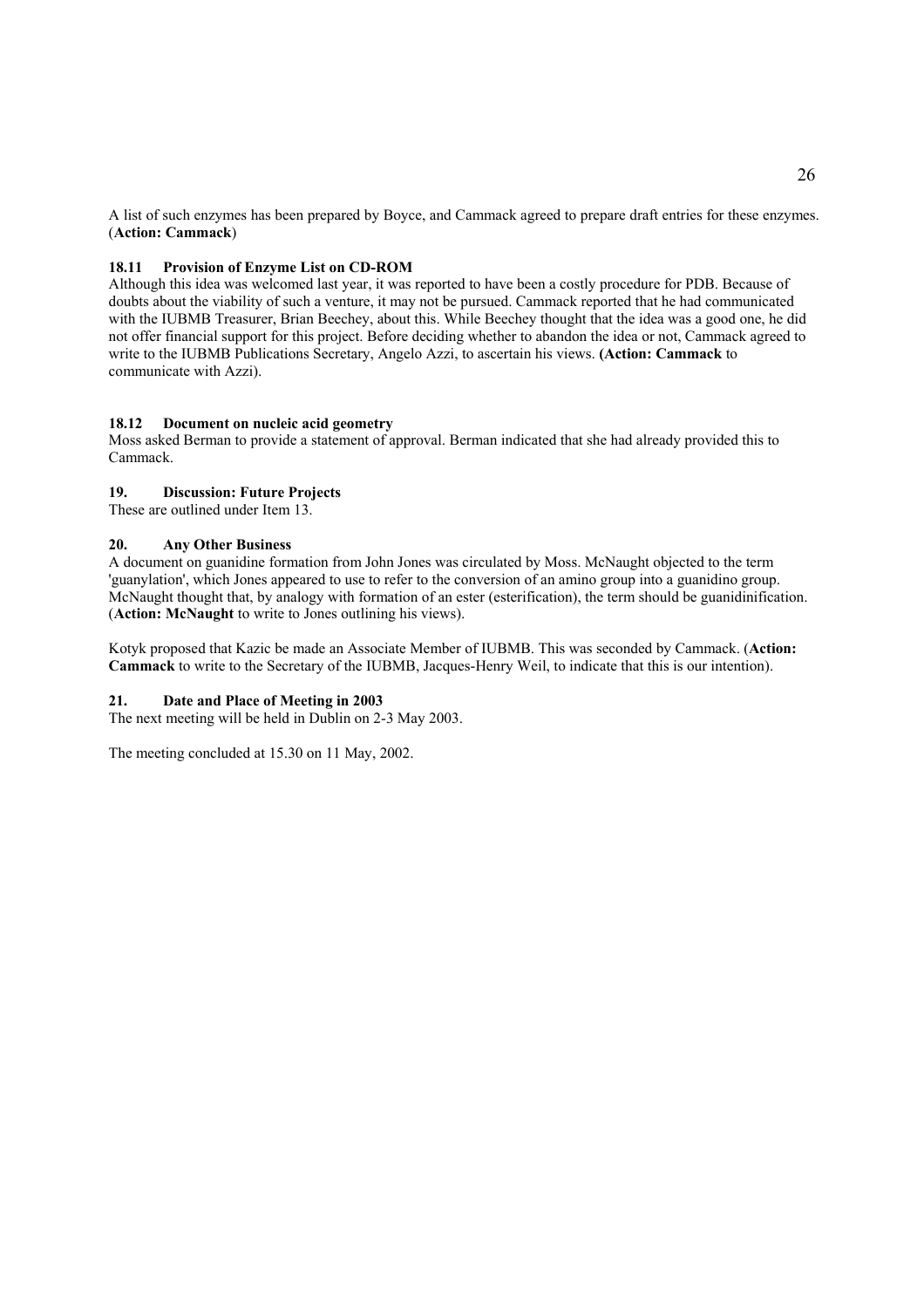A list of such enzymes has been prepared by Boyce, and Cammack agreed to prepare draft entries for these enzymes. (**Action: Cammack**)

### 18.11 Provision of Enzyme List on CD-ROM

Although this idea was welcomed last year, it was reported to have been a costly procedure for PDB. Because of doubts about the viability of such a venture, it may not be pursued. Cammack reported that he had communicated with the IUBMB Treasurer, Brian Beechey, about this. While Beechey thought that the idea was a good one, he did not offer financial support for this project. Before deciding whether to abandon the idea or not, Cammack agreed to write to the IUBMB Publications Secretary, Angelo Azzi, to ascertain his views. **(Action: Cammack** to communicate with Azzi).

### 18.12 Document on nucleic acid geometry

Moss asked Berman to provide a statement of approval. Berman indicated that she had already provided this to Cammack.

## 19. Discussion: Future Projects

These are outlined under Item 13.

## 20. Any Other Business

A document on guanidine formation from John Jones was circulated by Moss. McNaught objected to the term 'guanylation', which Jones appeared to use to refer to the conversion of an amino group into a guanidino group. McNaught thought that, by analogy with formation of an ester (esterification), the term should be guanidinification. (**Action: McNaught** to write to Jones outlining his views).

Kotyk proposed that Kazic be made an Associate Member of IUBMB. This was seconded by Cammack. (**Action: Cammack** to write to the Secretary of the IUBMB, Jacques-Henry Weil, to indicate that this is our intention).

## 21. Date and Place of Meeting in 2003

The next meeting will be held in Dublin on 2-3 May 2003.

The meeting concluded at 15.30 on 11 May, 2002.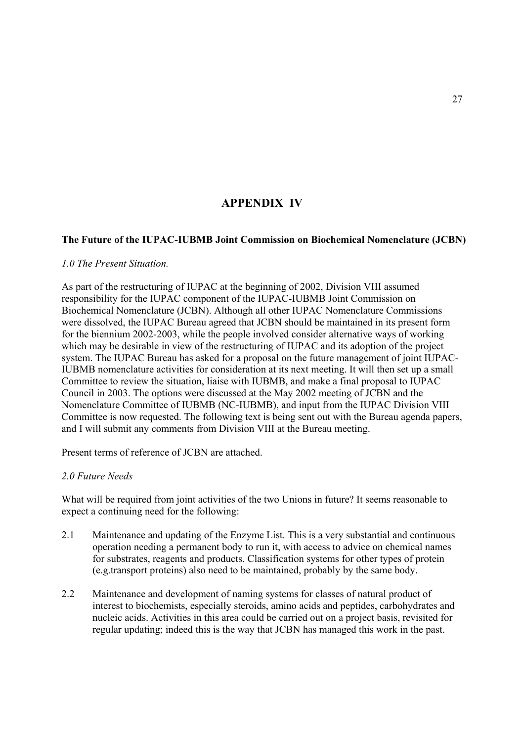# APPENDIX IV

**The Future of the IUPAC-IUBMB Joint Commission on Biochemical Nomenclature (JCBN)**

*1.0 The Present Situation.*

As part of the restructuring of IUPAC at the beginning of 2002, Division VIII assumed responsibility for the IUPAC component of the IUPAC-IUBMB Joint Commission on Biochemical Nomenclature (JCBN). Although all other IUPAC Nomenclature Commissions were dissolved, the IUPAC Bureau agreed that JCBN should be maintained in its present form for the biennium 2002-2003, while the people involved consider alternative ways of working which may be desirable in view of the restructuring of IUPAC and its adoption of the project system. The IUPAC Bureau has asked for a proposal on the future management of joint IUPAC-IUBMB nomenclature activities for consideration at its next meeting. It will then set up a small Committee to review the situation, liaise with IUBMB, and make a final proposal to IUPAC Council in 2003. The options were discussed at the May 2002 meeting of JCBN and the Nomenclature Committee of IUBMB (NC-IUBMB), and input from the IUPAC Division VIII Committee is now requested. The following text is being sent out with the Bureau agenda papers, and I will submit any comments from Division VIII at the Bureau meeting.

Present terms of reference of JCBN are attached.

*2.0 Future Needs*

What will be required from joint activities of the two Unions in future? It seems reasonable to expect a continuing need for the following:

2.1 Maintenance and updating of the Enzyme List. This is a very substantial and continuous operation needing a permanent body to run it, with access to advice on chemical names for substrates, reagents and products. Classification systems for other types of protein (e.g.transport proteins) also need to be maintained, probably by the same body.

2.2 Maintenance and development of naming systems for classes of natural product of interest to biochemists, especially steroids, amino acids and peptides, carbohydrates and nucleic acids. Activities in this area could be carried out on a project basis, revisited for regular updating; indeed this is the way that JCBN has managed this work in the past.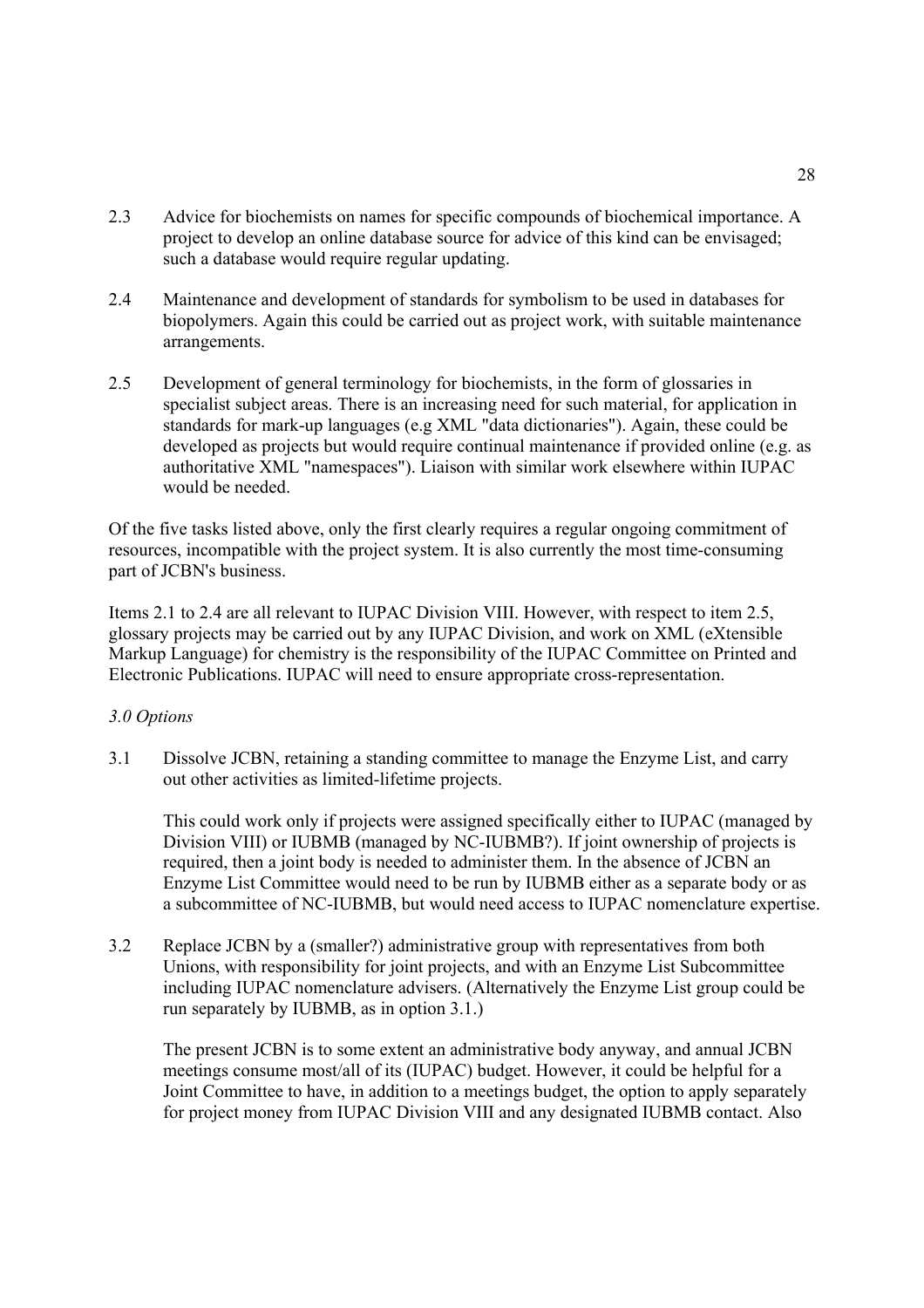2.3 Advice for biochemists on names for specific compounds of biochemical importance. A project to develop an online database source for advice of this kind can be envisaged; such a database would require regular updating.

2.4 Maintenance and development of standards for symbolism to be used in databases for biopolymers. Again this could be carried out as project work, with suitable maintenance arrangements.

2.5 Development of general terminology for biochemists, in the form of glossaries in specialist subject areas. There is an increasing need for such material, for application in standards for mark-up languages (e.g XML "data dictionaries"). Again, these could be developed as projects but would require continual maintenance if provided online (e.g. as authoritative XML "namespaces"). Liaison with similar work elsewhere within IUPAC would be needed.

Of the five tasks listed above, only the first clearly requires a regular ongoing commitment of resources, incompatible with the project system. It is also currently the most time-consuming part of JCBN's business.

Items 2.1 to 2.4 are all relevant to IUPAC Division VIII. However, with respect to item 2.5, glossary projects may be carried out by any IUPAC Division, and work on XML (eXtensible Markup Language) for chemistry is the responsibility of the IUPAC Committee on Printed and Electronic Publications. IUPAC will need to ensure appropriate cross-representation.

*3.0 Options*

3.1 Dissolve JCBN, retaining a standing committee to manage the Enzyme List, and carry out other activities as limited-lifetime projects.

This could work only if projects were assigned specifically either to IUPAC (managed by Division VIII) or IUBMB (managed by NC-IUBMB?). If joint ownership of projects is required, then a joint body is needed to administer them. In the absence of JCBN an Enzyme List Committee would need to be run by IUBMB either as a separate body or as a subcommittee of NC-IUBMB, but would need access to IUPAC nomenclature expertise.

3.2 Replace JCBN by a (smaller?) administrative group with representatives from both Unions, with responsibility for joint projects, and with an Enzyme List Subcommittee including IUPAC nomenclature advisers. (Alternatively the Enzyme List group could be run separately by IUBMB, as in option 3.1.)

The present JCBN is to some extent an administrative body anyway, and annual JCBN meetings consume most/all of its (IUPAC) budget. However, it could be helpful for a Joint Committee to have, in addition to a meetings budget, the option to apply separately for project money from IUPAC Division VIII and any designated IUBMB contact. Also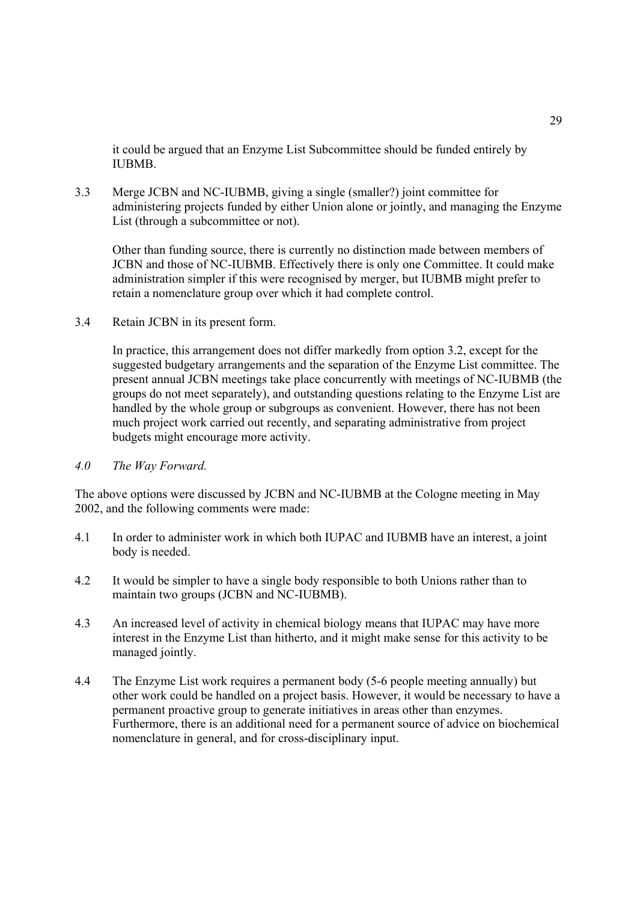it could be argued that an Enzyme List Subcommittee should be funded entirely by IUBMB.

3.3 Merge JCBN and NC-IUBMB, giving a single (smaller?) joint committee for administering projects funded by either Union alone or jointly, and managing the Enzyme List (through a subcommittee or not).

Other than funding source, there is currently no distinction made between members of JCBN and those of NC-IUBMB. Effectively there is only one Committee. It could make administration simpler if this were recognised by merger, but IUBMB might prefer to retain a nomenclature group over which it had complete control.

3.4 Retain JCBN in its present form.

In practice, this arrangement does not differ markedly from option 3.2, except for the suggested budgetary arrangements and the separation of the Enzyme List committee. The present annual JCBN meetings take place concurrently with meetings of NC-IUBMB (the groups do not meet separately), and outstanding questions relating to the Enzyme List are handled by the whole group or subgroups as convenient. However, there has not been much project work carried out recently, and separating administrative from project budgets might encourage more activity.

*4.0 The Way Forward.*

The above options were discussed by JCBN and NC-IUBMB at the Cologne meeting in May 2002, and the following comments were made:

4.1 In order to administer work in which both IUPAC and IUBMB have an interest, a joint body is needed.

4.2 It would be simpler to have a single body responsible to both Unions rather than to maintain two groups (JCBN and NC-IUBMB).

4.3 An increased level of activity in chemical biology means that IUPAC may have more interest in the Enzyme List than hitherto, and it might make sense for this activity to be managed jointly.

4.4 The Enzyme List work requires a permanent body (5-6 people meeting annually) but other work could be handled on a project basis. However, it would be necessary to have a permanent proactive group to generate initiatives in areas other than enzymes. Furthermore, there is an additional need for a permanent source of advice on biochemical nomenclature in general, and for cross-disciplinary input.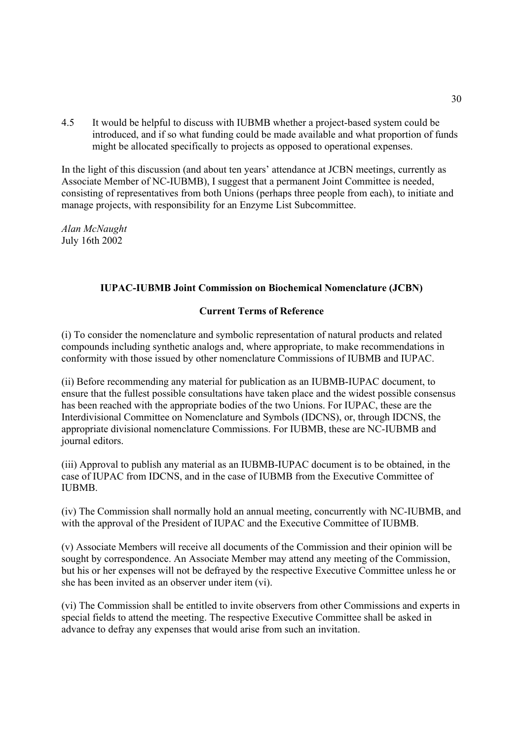4.5 It would be helpful to discuss with IUBMB whether a project-based system could be introduced, and if so what funding could be made available and what proportion of funds might be allocated specifically to projects as opposed to operational expenses.

In the light of this discussion (and about ten years' attendance at JCBN meetings, currently as Associate Member of NC-IUBMB), I suggest that a permanent Joint Committee is needed, consisting of representatives from both Unions (perhaps three people from each), to initiate and manage projects, with responsibility for an Enzyme List Subcommittee.

*Alan McNaught*
July 16th 2002

**IUPAC-IUBMB Joint Commission on Biochemical Nomenclature (JCBN)**

**Current Terms of Reference**

(i) To consider the nomenclature and symbolic representation of natural products and related compounds including synthetic analogs and, where appropriate, to make recommendations in conformity with those issued by other nomenclature Commissions of IUBMB and IUPAC.

(ii) Before recommending any material for publication as an IUBMB-IUPAC document, to ensure that the fullest possible consultations have taken place and the widest possible consensus has been reached with the appropriate bodies of the two Unions. For IUPAC, these are the Interdivisional Committee on Nomenclature and Symbols (IDCNS), or, through IDCNS, the appropriate divisional nomenclature Commissions. For IUBMB, these are NC-IUBMB and journal editors.

(iii) Approval to publish any material as an IUBMB-IUPAC document is to be obtained, in the case of IUPAC from IDCNS, and in the case of IUBMB from the Executive Committee of IUBMB.

(iv) The Commission shall normally hold an annual meeting, concurrently with NC-IUBMB, and with the approval of the President of IUPAC and the Executive Committee of IUBMB.

(v) Associate Members will receive all documents of the Commission and their opinion will be sought by correspondence. An Associate Member may attend any meeting of the Commission, but his or her expenses will not be defrayed by the respective Executive Committee unless he or she has been invited as an observer under item (vi).

(vi) The Commission shall be entitled to invite observers from other Commissions and experts in special fields to attend the meeting. The respective Executive Committee shall be asked in advance to defray any expenses that would arise from such an invitation.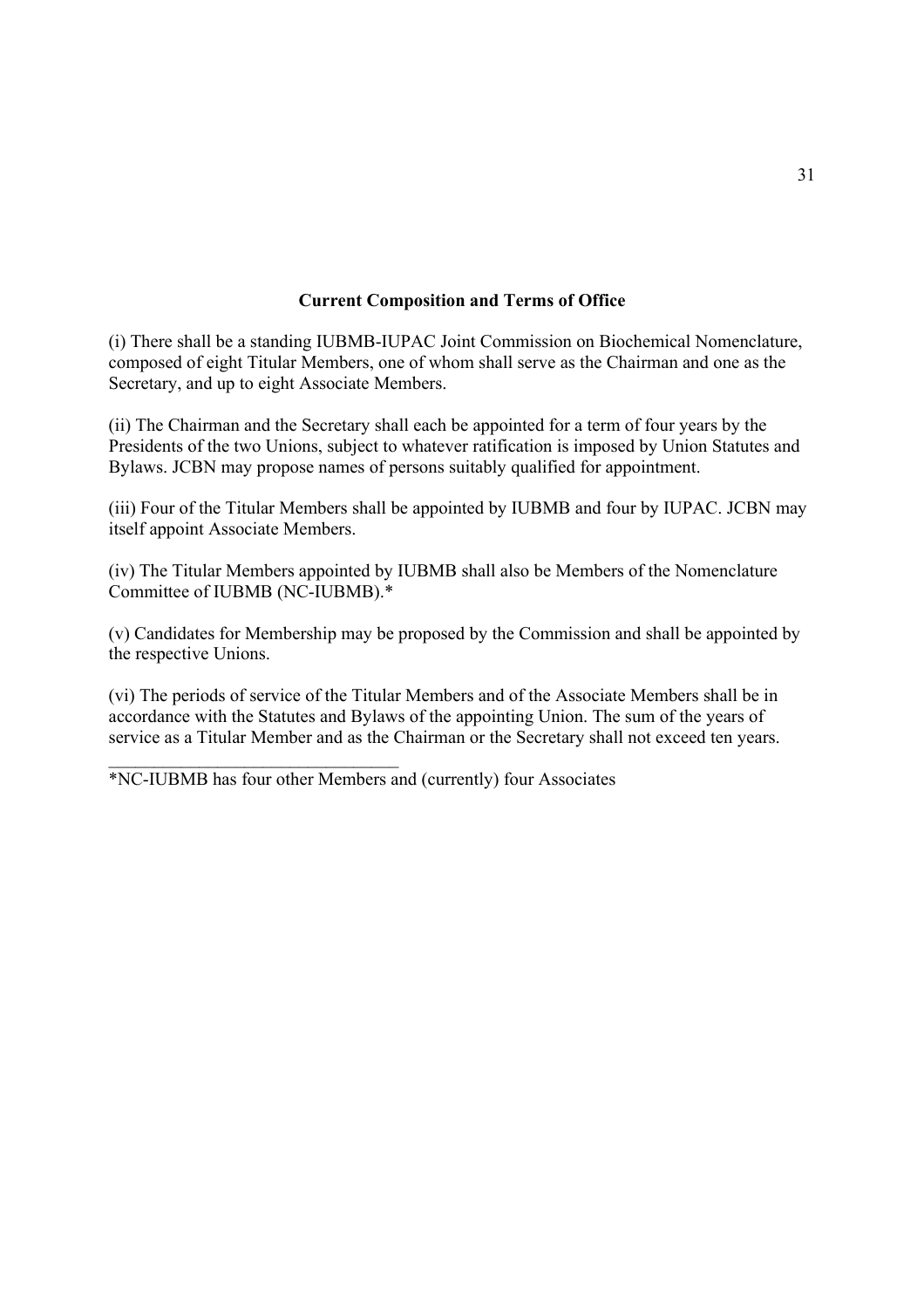## Current Composition and Terms of Office

(i) There shall be a standing IUBMB-IUPAC Joint Commission on Biochemical Nomenclature, composed of eight Titular Members, one of whom shall serve as the Chairman and one as the Secretary, and up to eight Associate Members.

(ii) The Chairman and the Secretary shall each be appointed for a term of four years by the Presidents of the two Unions, subject to whatever ratification is imposed by Union Statutes and Bylaws. JCBN may propose names of persons suitably qualified for appointment.

(iii) Four of the Titular Members shall be appointed by IUBMB and four by IUPAC. JCBN may itself appoint Associate Members.

(iv) The Titular Members appointed by IUBMB shall also be Members of the Nomenclature Committee of IUBMB (NC-IUBMB).*

(v) Candidates for Membership may be proposed by the Commission and shall be appointed by the respective Unions.

(vi) The periods of service of the Titular Members and of the Associate Members shall be in accordance with the Statutes and Bylaws of the appointing Union. The sum of the years of service as a Titular Member and as the Chairman or the Secretary shall not exceed ten years.

---

*NC-IUBMB has four other Members and (currently) four Associates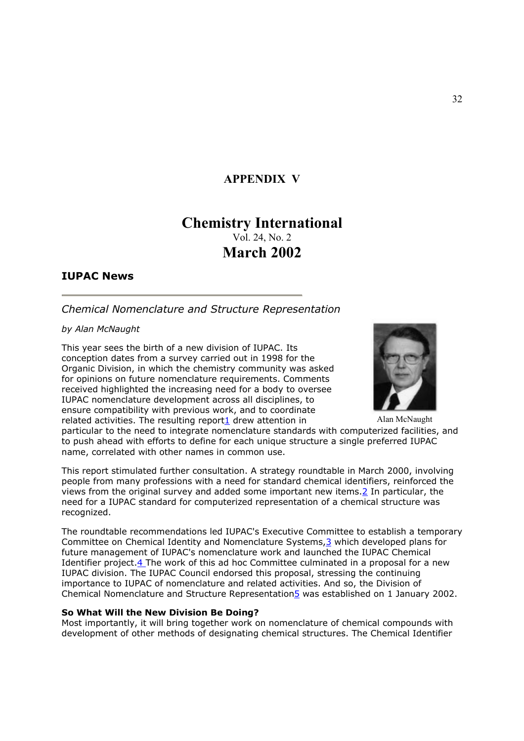## APPENDIX V

# Chemistry International

Vol. 24, No. 2

## March 2002

### IUPAC News

---

*Chemical Nomenclature and Structure Representation*

*by Alan McNaught*

Alan McNaught

This year sees the birth of a new division of IUPAC. Its conception dates from a survey carried out in 1998 for the Organic Division, in which the chemistry community was asked for opinions on future nomenclature requirements. Comments received highlighted the increasing need for a body to oversee IUPAC nomenclature development across all disciplines, to ensure compatibility with previous work, and to coordinate related activities. The resulting report[1] drew attention in particular to the need to integrate nomenclature standards with computerized facilities, and to push ahead with efforts to define for each unique structure a single preferred IUPAC name, correlated with other names in common use.

This report stimulated further consultation. A strategy roundtable in March 2000, involving people from many professions with a need for standard chemical identifiers, reinforced the views from the original survey and added some important new items.[2] In particular, the need for a IUPAC standard for computerized representation of a chemical structure was recognized.

The roundtable recommendations led IUPAC's Executive Committee to establish a temporary Committee on Chemical Identity and Nomenclature Systems,[3] which developed plans for future management of IUPAC's nomenclature work and launched the IUPAC Chemical Identifier project.[4] The work of this ad hoc Committee culminated in a proposal for a new IUPAC division. The IUPAC Council endorsed this proposal, stressing the continuing importance to IUPAC of nomenclature and related activities. And so, the Division of Chemical Nomenclature and Structure Representation[5] was established on 1 January 2002.

**So What Will the New Division Be Doing?**

Most importantly, it will bring together work on nomenclature of chemical compounds with development of other methods of designating chemical structures. The Chemical Identifier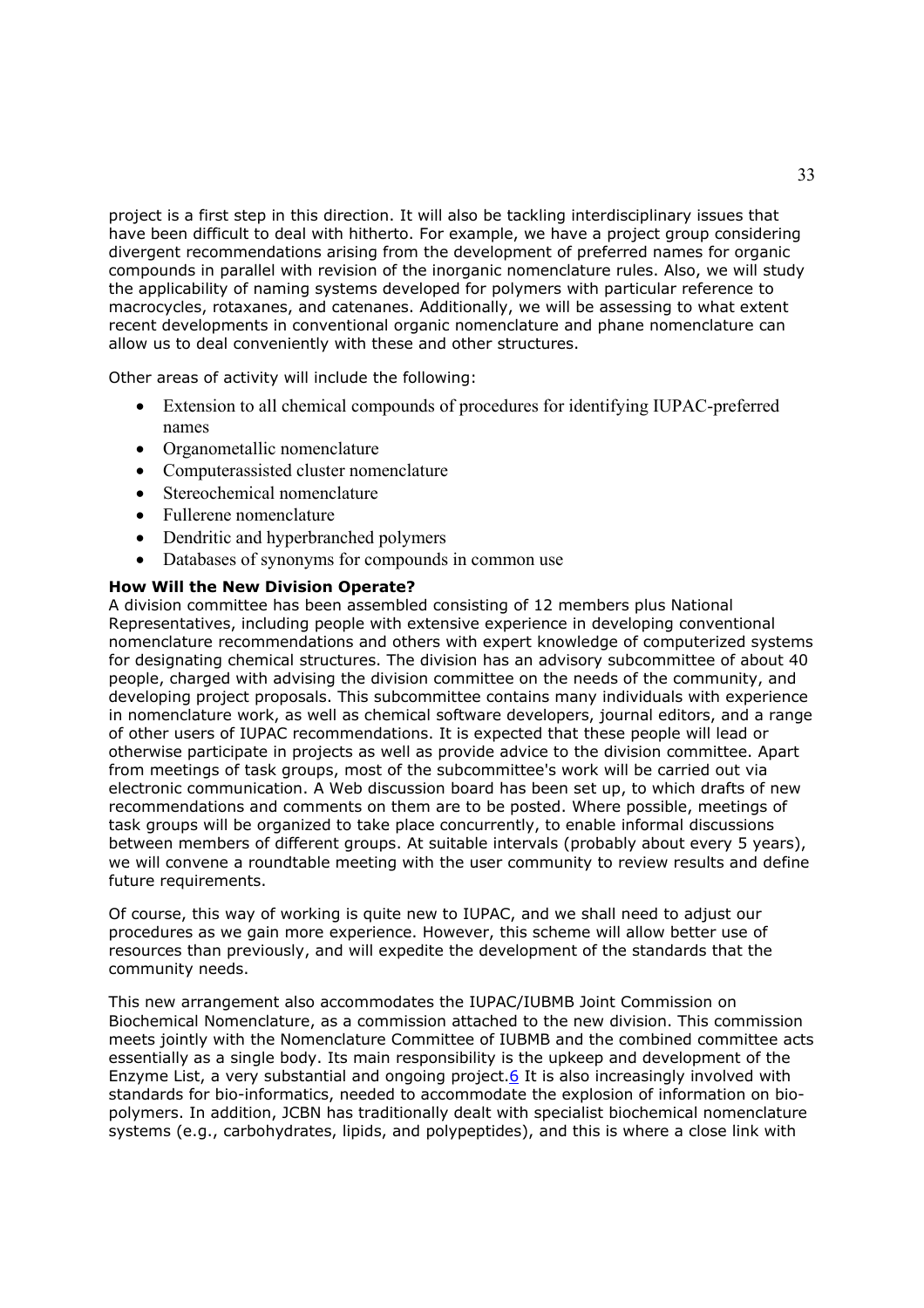project is a first step in this direction. It will also be tackling interdisciplinary issues that have been difficult to deal with hitherto. For example, we have a project group considering divergent recommendations arising from the development of preferred names for organic compounds in parallel with revision of the inorganic nomenclature rules. Also, we will study the applicability of naming systems developed for polymers with particular reference to macrocycles, rotaxanes, and catenanes. Additionally, we will be assessing to what extent recent developments in conventional organic nomenclature and phane nomenclature can allow us to deal conveniently with these and other structures.

Other areas of activity will include the following:

- Extension to all chemical compounds of procedures for identifying IUPAC-preferred names
- Organometallic nomenclature
- Computerassisted cluster nomenclature
- Stereochemical nomenclature
- Fullerene nomenclature
- Dendritic and hyperbranched polymers
- Databases of synonyms for compounds in common use

**How Will the New Division Operate?**

A division committee has been assembled consisting of 12 members plus National Representatives, including people with extensive experience in developing conventional nomenclature recommendations and others with expert knowledge of computerized systems for designating chemical structures. The division has an advisory subcommittee of about 40 people, charged with advising the division committee on the needs of the community, and developing project proposals. This subcommittee contains many individuals with experience in nomenclature work, as well as chemical software developers, journal editors, and a range of other users of IUPAC recommendations. It is expected that these people will lead or otherwise participate in projects as well as provide advice to the division committee. Apart from meetings of task groups, most of the subcommittee's work will be carried out via electronic communication. A Web discussion board has been set up, to which drafts of new recommendations and comments on them are to be posted. Where possible, meetings of task groups will be organized to take place concurrently, to enable informal discussions between members of different groups. At suitable intervals (probably about every 5 years), we will convene a roundtable meeting with the user community to review results and define future requirements.

Of course, this way of working is quite new to IUPAC, and we shall need to adjust our procedures as we gain more experience. However, this scheme will allow better use of resources than previously, and will expedite the development of the standards that the community needs.

This new arrangement also accommodates the IUPAC/IUBMB Joint Commission on Biochemical Nomenclature, as a commission attached to the new division. This commission meets jointly with the Nomenclature Committee of IUBMB and the combined committee acts essentially as a single body. Its main responsibility is the upkeep and development of the Enzyme List, a very substantial and ongoing project.[6] It is also increasingly involved with standards for bio-informatics, needed to accommodate the explosion of information on bio-polymers. In addition, JCBN has traditionally dealt with specialist biochemical nomenclature systems (e.g., carbohydrates, lipids, and polypeptides), and this is where a close link with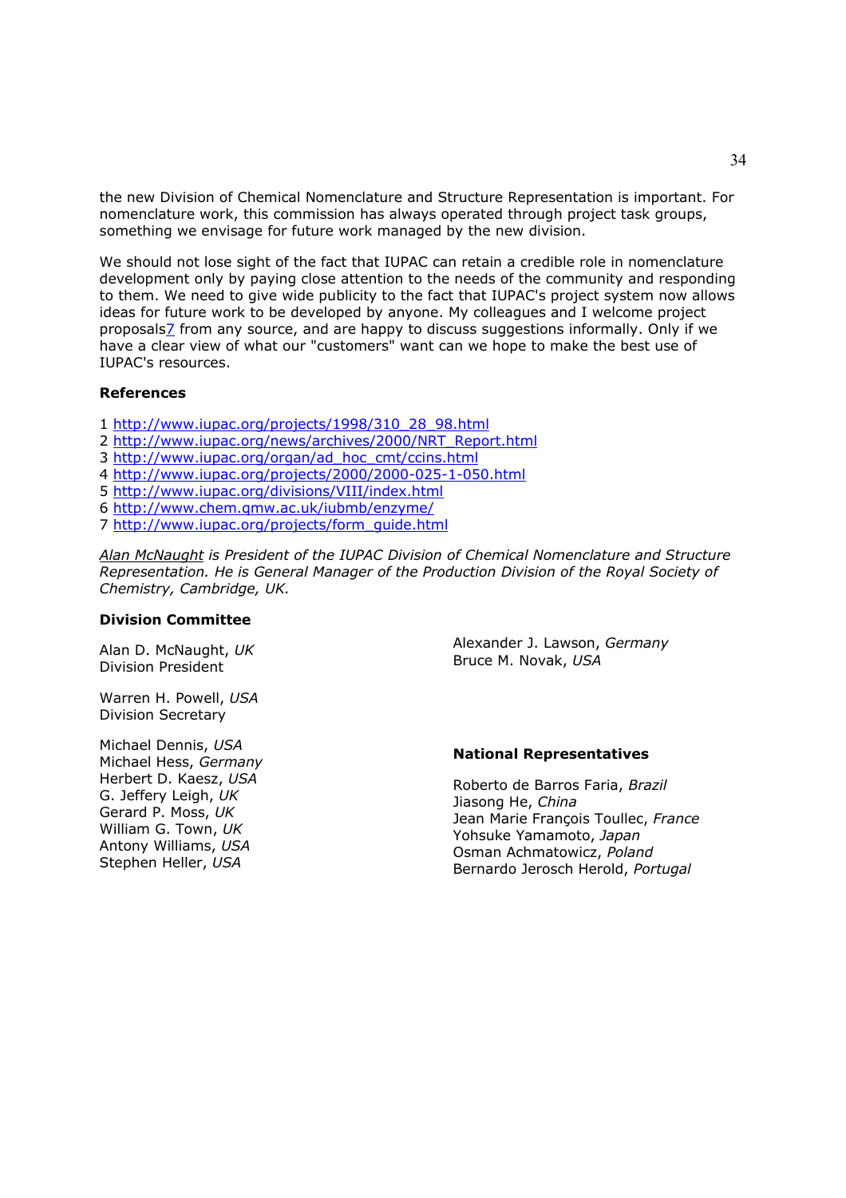the new Division of Chemical Nomenclature and Structure Representation is important. For nomenclature work, this commission has always operated through project task groups, something we envisage for future work managed by the new division.

We should not lose sight of the fact that IUPAC can retain a credible role in nomenclature development only by paying close attention to the needs of the community and responding to them. We need to give wide publicity to the fact that IUPAC's project system now allows ideas for future work to be developed by anyone. My colleagues and I welcome project proposals[7] from any source, and are happy to discuss suggestions informally. Only if we have a clear view of what our "customers" want can we hope to make the best use of IUPAC's resources.

### References

1 http://www.iupac.org/projects/1998/310_28_98.html
2 http://www.iupac.org/news/archives/2000/NRT_Report.html
3 http://www.iupac.org/organ/ad_hoc_cmt/ccins.html
4 http://www.iupac.org/projects/2000/2000-025-1-050.html
5 http://www.iupac.org/divisions/VIII/index.html
6 http://www.chem.qmw.ac.uk/iubmb/enzyme/
7 http://www.iupac.org/projects/form_guide.html

*Alan McNaught is President of the IUPAC Division of Chemical Nomenclature and Structure Representation. He is General Manager of the Production Division of the Royal Society of Chemistry, Cambridge, UK.*

### Division Committee

Alan D. McNaught, *UK*
Division President

Warren H. Powell, *USA*
Division Secretary

Michael Dennis, *USA*
Michael Hess, *Germany*
Herbert D. Kaesz, *USA*
G. Jeffery Leigh, *UK*
Gerard P. Moss, *UK*
William G. Town, *UK*
Antony Williams, *USA*
Stephen Heller, *USA*
Alexander J. Lawson, *Germany*
Bruce M. Novak, *USA*

### National Representatives

Roberto de Barros Faria, *Brazil*
Jiasong He, *China*
Jean Marie François Toullec, *France*
Yohsuke Yamamoto, *Japan*
Osman Achmatowicz, *Poland*
Bernardo Jerosch Herold, *Portugal*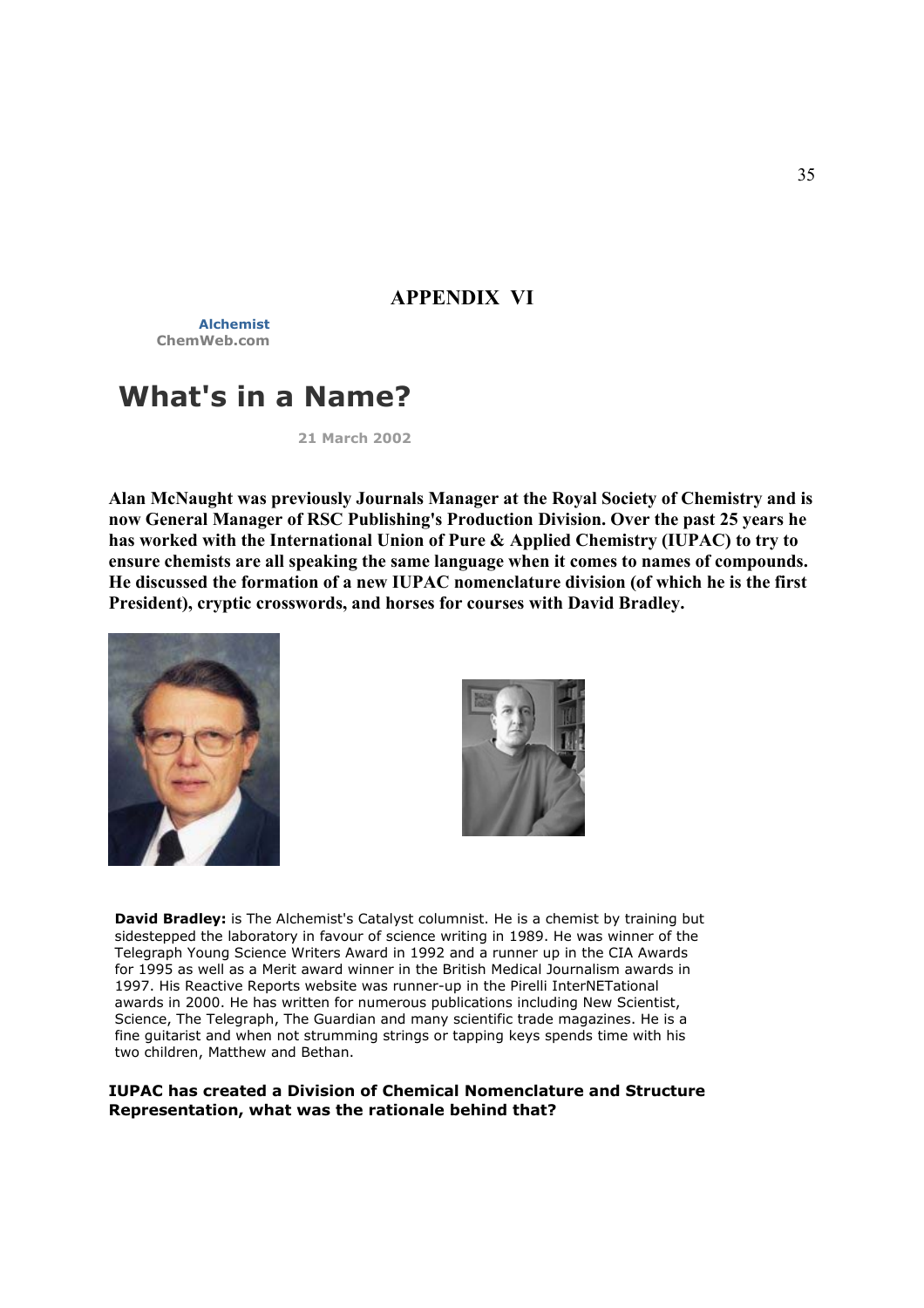## APPENDIX VI

**Alchemist**
**ChemWeb.com**

# What's in a Name?

**21 March 2002**

**Alan McNaught was previously Journals Manager at the Royal Society of Chemistry and is now General Manager of RSC Publishing's Production Division. Over the past 25 years he has worked with the International Union of Pure & Applied Chemistry (IUPAC) to try to ensure chemists are all speaking the same language when it comes to names of compounds. He discussed the formation of a new IUPAC nomenclature division (of which he is the first President), cryptic crosswords, and horses for courses with David Bradley.**

**David Bradley:** is The Alchemist's Catalyst columnist. He is a chemist by training but sidestepped the laboratory in favour of science writing in 1989. He was winner of the Telegraph Young Science Writers Award in 1992 and a runner up in the CIA Awards for 1995 as well as a Merit award winner in the British Medical Journalism awards in 1997. His Reactive Reports website was runner-up in the Pirelli InterNETational awards in 2000. He has written for numerous publications including New Scientist, Science, The Telegraph, The Guardian and many scientific trade magazines. He is a fine guitarist and when not strumming strings or tapping keys spends time with his two children, Matthew and Bethan.

**IUPAC has created a Division of Chemical Nomenclature and Structure Representation, what was the rationale behind that?**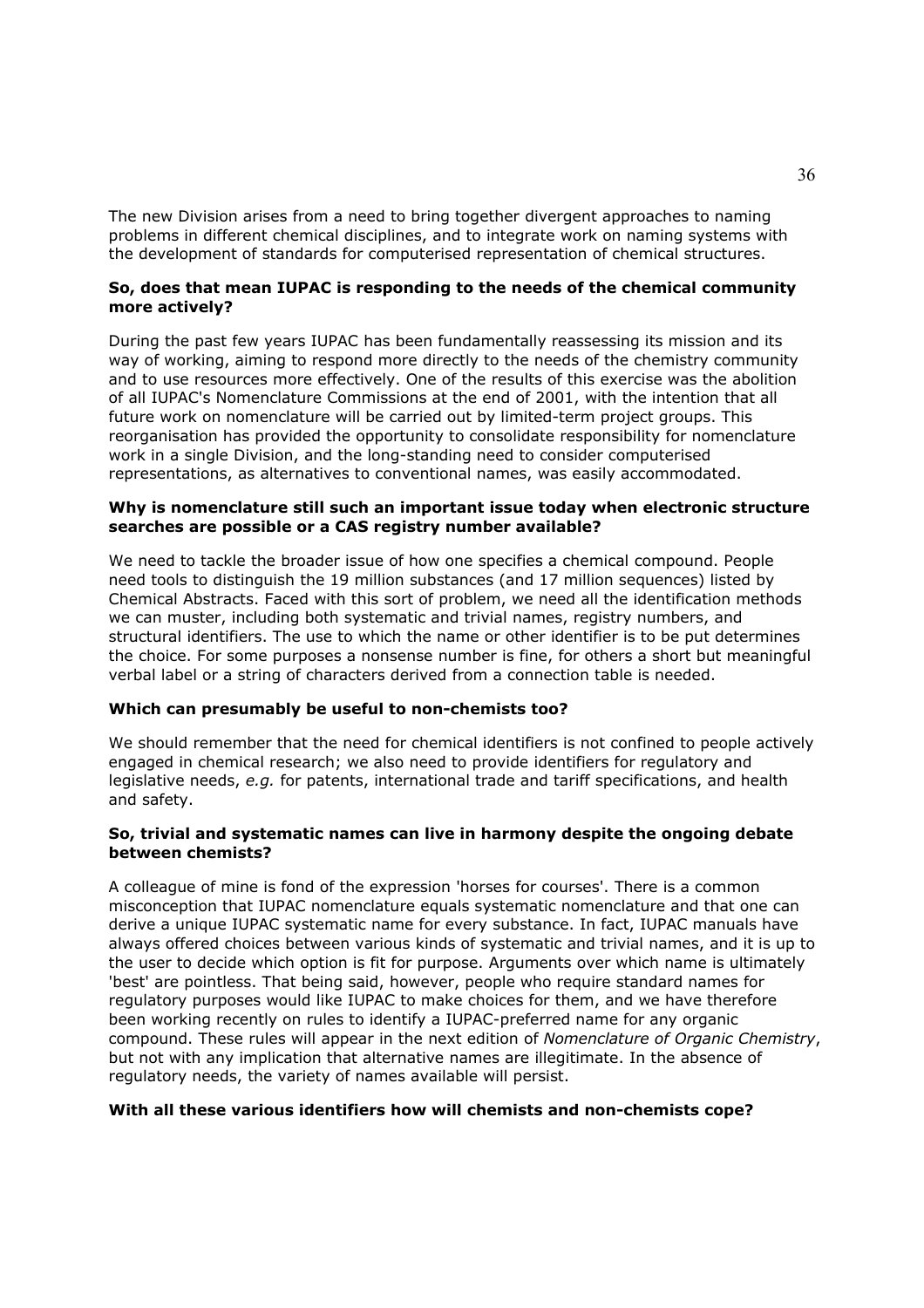The new Division arises from a need to bring together divergent approaches to naming problems in different chemical disciplines, and to integrate work on naming systems with the development of standards for computerised representation of chemical structures.

**So, does that mean IUPAC is responding to the needs of the chemical community more actively?**

During the past few years IUPAC has been fundamentally reassessing its mission and its way of working, aiming to respond more directly to the needs of the chemistry community and to use resources more effectively. One of the results of this exercise was the abolition of all IUPAC's Nomenclature Commissions at the end of 2001, with the intention that all future work on nomenclature will be carried out by limited-term project groups. This reorganisation has provided the opportunity to consolidate responsibility for nomenclature work in a single Division, and the long-standing need to consider computerised representations, as alternatives to conventional names, was easily accommodated.

**Why is nomenclature still such an important issue today when electronic structure searches are possible or a CAS registry number available?**

We need to tackle the broader issue of how one specifies a chemical compound. People need tools to distinguish the 19 million substances (and 17 million sequences) listed by Chemical Abstracts. Faced with this sort of problem, we need all the identification methods we can muster, including both systematic and trivial names, registry numbers, and structural identifiers. The use to which the name or other identifier is to be put determines the choice. For some purposes a nonsense number is fine, for others a short but meaningful verbal label or a string of characters derived from a connection table is needed.

**Which can presumably be useful to non-chemists too?**

We should remember that the need for chemical identifiers is not confined to people actively engaged in chemical research; we also need to provide identifiers for regulatory and legislative needs, *e.g.* for patents, international trade and tariff specifications, and health and safety.

**So, trivial and systematic names can live in harmony despite the ongoing debate between chemists?**

A colleague of mine is fond of the expression 'horses for courses'. There is a common misconception that IUPAC nomenclature equals systematic nomenclature and that one can derive a unique IUPAC systematic name for every substance. In fact, IUPAC manuals have always offered choices between various kinds of systematic and trivial names, and it is up to the user to decide which option is fit for purpose. Arguments over which name is ultimately 'best' are pointless. That being said, however, people who require standard names for regulatory purposes would like IUPAC to make choices for them, and we have therefore been working recently on rules to identify a IUPAC-preferred name for any organic compound. These rules will appear in the next edition of *Nomenclature of Organic Chemistry*, but not with any implication that alternative names are illegitimate. In the absence of regulatory needs, the variety of names available will persist.

**With all these various identifiers how will chemists and non-chemists cope?**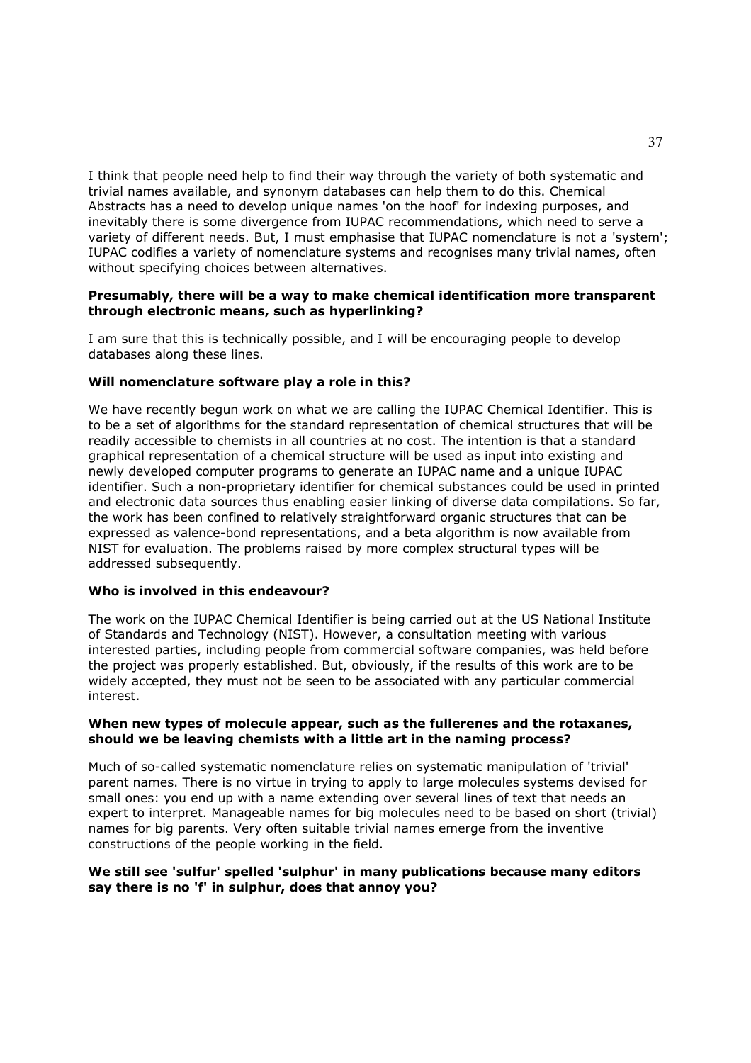I think that people need help to find their way through the variety of both systematic and trivial names available, and synonym databases can help them to do this. Chemical Abstracts has a need to develop unique names 'on the hoof' for indexing purposes, and inevitably there is some divergence from IUPAC recommendations, which need to serve a variety of different needs. But, I must emphasise that IUPAC nomenclature is not a 'system'; IUPAC codifies a variety of nomenclature systems and recognises many trivial names, often without specifying choices between alternatives.

**Presumably, there will be a way to make chemical identification more transparent through electronic means, such as hyperlinking?**

I am sure that this is technically possible, and I will be encouraging people to develop databases along these lines.

**Will nomenclature software play a role in this?**

We have recently begun work on what we are calling the IUPAC Chemical Identifier. This is to be a set of algorithms for the standard representation of chemical structures that will be readily accessible to chemists in all countries at no cost. The intention is that a standard graphical representation of a chemical structure will be used as input into existing and newly developed computer programs to generate an IUPAC name and a unique IUPAC identifier. Such a non-proprietary identifier for chemical substances could be used in printed and electronic data sources thus enabling easier linking of diverse data compilations. So far, the work has been confined to relatively straightforward organic structures that can be expressed as valence-bond representations, and a beta algorithm is now available from NIST for evaluation. The problems raised by more complex structural types will be addressed subsequently.

**Who is involved in this endeavour?**

The work on the IUPAC Chemical Identifier is being carried out at the US National Institute of Standards and Technology (NIST). However, a consultation meeting with various interested parties, including people from commercial software companies, was held before the project was properly established. But, obviously, if the results of this work are to be widely accepted, they must not be seen to be associated with any particular commercial interest.

**When new types of molecule appear, such as the fullerenes and the rotaxanes, should we be leaving chemists with a little art in the naming process?**

Much of so-called systematic nomenclature relies on systematic manipulation of 'trivial' parent names. There is no virtue in trying to apply to large molecules systems devised for small ones: you end up with a name extending over several lines of text that needs an expert to interpret. Manageable names for big molecules need to be based on short (trivial) names for big parents. Very often suitable trivial names emerge from the inventive constructions of the people working in the field.

**We still see 'sulfur' spelled 'sulphur' in many publications because many editors say there is no 'f' in sulphur, does that annoy you?**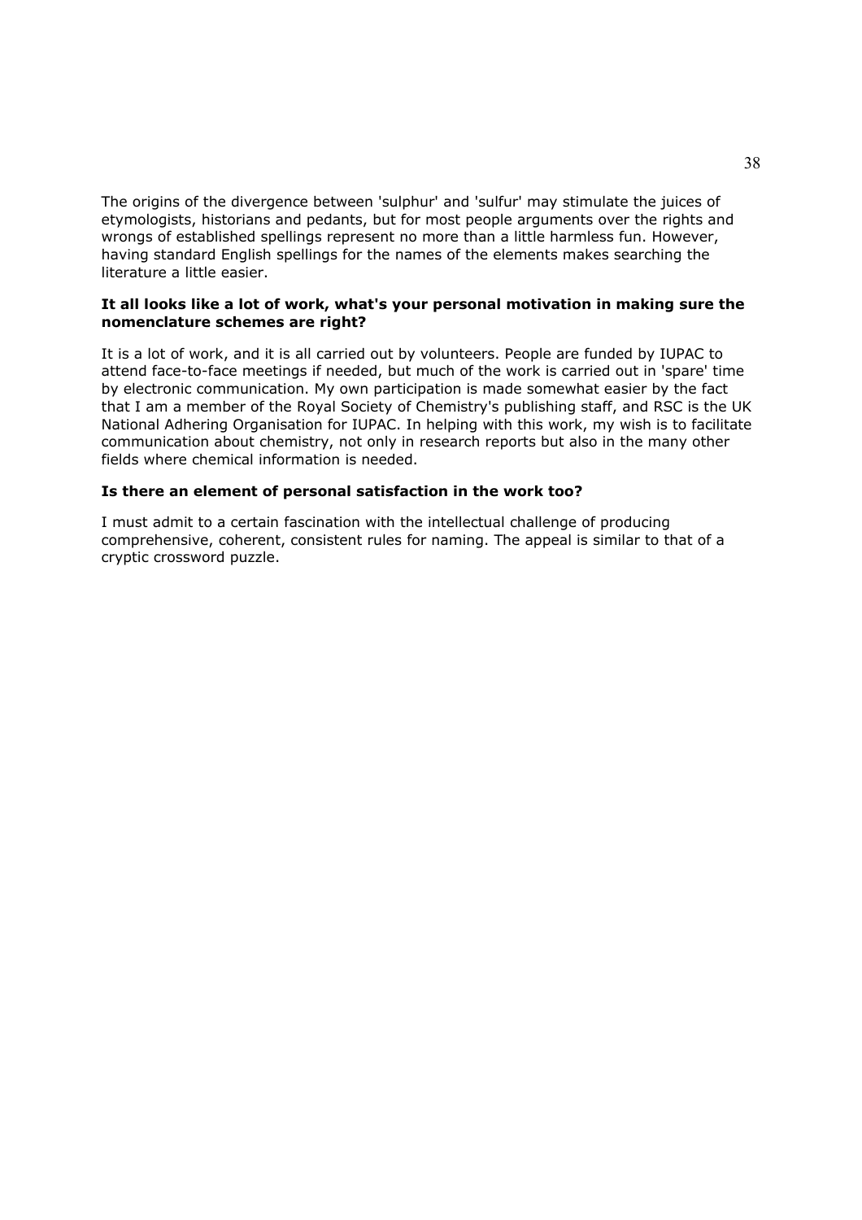The origins of the divergence between 'sulphur' and 'sulfur' may stimulate the juices of etymologists, historians and pedants, but for most people arguments over the rights and wrongs of established spellings represent no more than a little harmless fun. However, having standard English spellings for the names of the elements makes searching the literature a little easier.

**It all looks like a lot of work, what's your personal motivation in making sure the nomenclature schemes are right?**

It is a lot of work, and it is all carried out by volunteers. People are funded by IUPAC to attend face-to-face meetings if needed, but much of the work is carried out in 'spare' time by electronic communication. My own participation is made somewhat easier by the fact that I am a member of the Royal Society of Chemistry's publishing staff, and RSC is the UK National Adhering Organisation for IUPAC. In helping with this work, my wish is to facilitate communication about chemistry, not only in research reports but also in the many other fields where chemical information is needed.

**Is there an element of personal satisfaction in the work too?**

I must admit to a certain fascination with the intellectual challenge of producing comprehensive, coherent, consistent rules for naming. The appeal is similar to that of a cryptic crossword puzzle.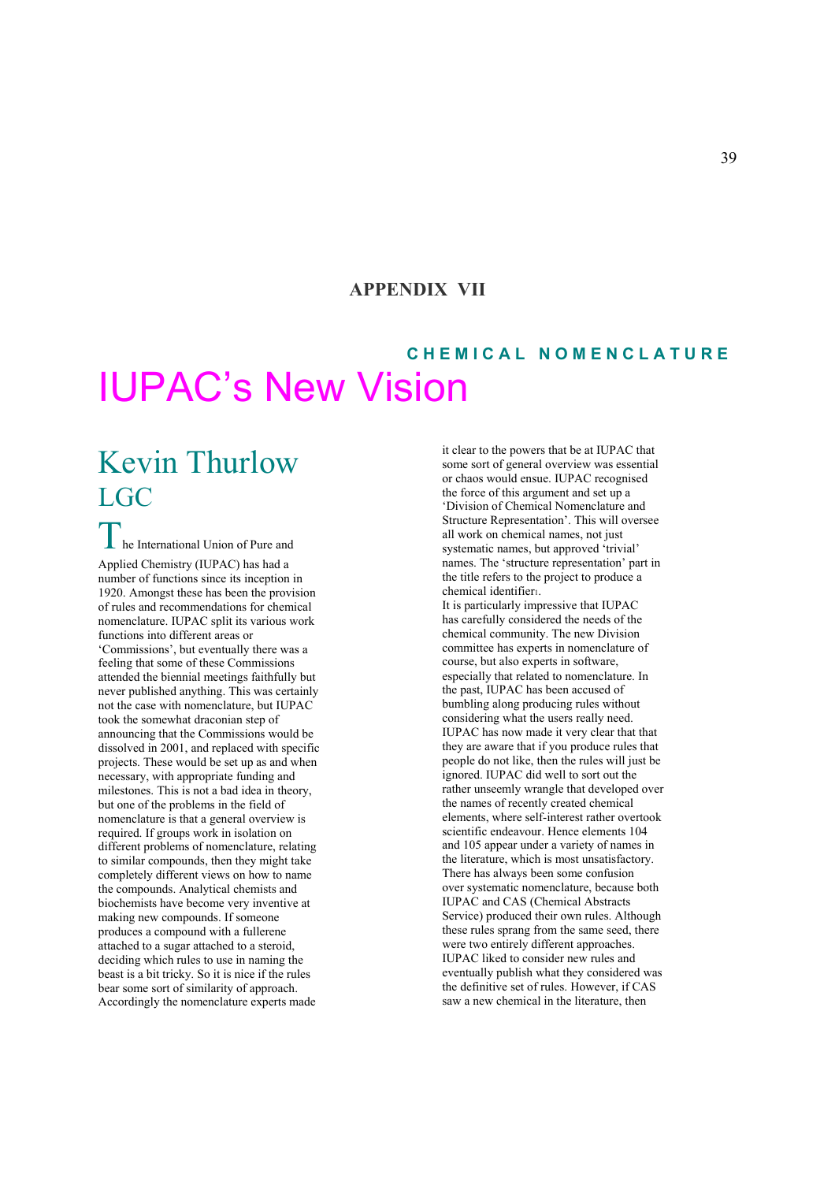## APPENDIX VII

### CHEMICAL NOMENCLATURE

# IUPAC's New Vision

## Kevin Thurlow
## LGC

The International Union of Pure and Applied Chemistry (IUPAC) has had a number of functions since its inception in 1920. Amongst these has been the provision of rules and recommendations for chemical nomenclature. IUPAC split its various work functions into different areas or 'Commissions', but eventually there was a feeling that some of these Commissions attended the biennial meetings faithfully but never published anything. This was certainly not the case with nomenclature, but IUPAC took the somewhat draconian step of announcing that the Commissions would be dissolved in 2001, and replaced with specific projects. These would be set up as and when necessary, with appropriate funding and milestones. This is not a bad idea in theory, but one of the problems in the field of nomenclature is that a general overview is required. If groups work in isolation on different problems of nomenclature, relating to similar compounds, then they might take completely different views on how to name the compounds. Analytical chemists and biochemists have become very inventive at making new compounds. If someone produces a compound with a fullerene attached to a sugar attached to a steroid, deciding which rules to use in naming the beast is a bit tricky. So it is nice if the rules bear some sort of similarity of approach. Accordingly the nomenclature experts made it clear to the powers that be at IUPAC that some sort of general overview was essential or chaos would ensue. IUPAC recognised the force of this argument and set up a 'Division of Chemical Nomenclature and Structure Representation'. This will oversee all work on chemical names, not just systematic names, but approved 'trivial' names. The 'structure representation' part in the title refers to the project to produce a chemical identifier[1].

It is particularly impressive that IUPAC has carefully considered the needs of the chemical community. The new Division committee has experts in nomenclature of course, but also experts in software, especially that related to nomenclature. In the past, IUPAC has been accused of bumbling along producing rules without considering what the users really need. IUPAC has now made it very clear that that they are aware that if you produce rules that people do not like, then the rules will just be ignored. IUPAC did well to sort out the rather unseemly wrangle that developed over the names of recently created chemical elements, where self-interest rather overtook scientific endeavour. Hence elements 104 and 105 appear under a variety of names in the literature, which is most unsatisfactory. There has always been some confusion over systematic nomenclature, because both IUPAC and CAS (Chemical Abstracts Service) produced their own rules. Although these rules sprang from the same seed, there were two entirely different approaches. IUPAC liked to consider new rules and eventually publish what they considered was the definitive set of rules. However, if CAS saw a new chemical in the literature, then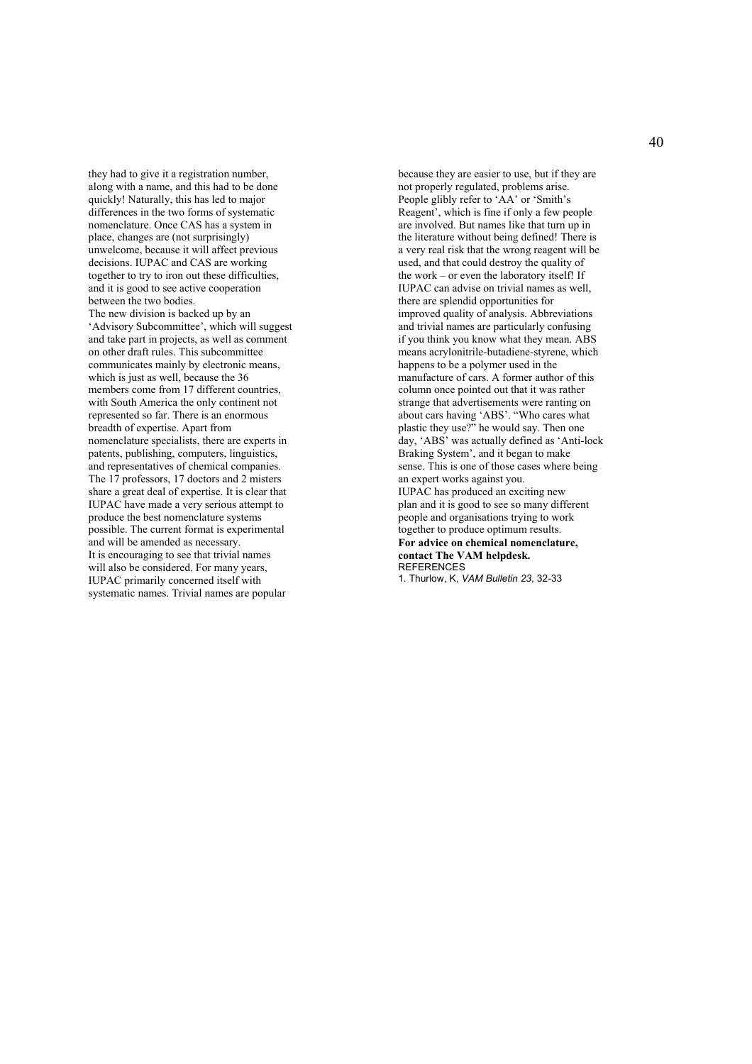they had to give it a registration number, along with a name, and this had to be done quickly! Naturally, this has led to major differences in the two forms of systematic nomenclature. Once CAS has a system in place, changes are (not surprisingly) unwelcome, because it will affect previous decisions. IUPAC and CAS are working together to try to iron out these difficulties, and it is good to see active cooperation between the two bodies.

The new division is backed up by an 'Advisory Subcommittee', which will suggest and take part in projects, as well as comment on other draft rules. This subcommittee communicates mainly by electronic means, which is just as well, because the 36 members come from 17 different countries, with South America the only continent not represented so far. There is an enormous breadth of expertise. Apart from nomenclature specialists, there are experts in patents, publishing, computers, linguistics, and representatives of chemical companies. The 17 professors, 17 doctors and 2 misters share a great deal of expertise. It is clear that IUPAC have made a very serious attempt to produce the best nomenclature systems possible. The current format is experimental and will be amended as necessary.

It is encouraging to see that trivial names will also be considered. For many years, IUPAC primarily concerned itself with systematic names. Trivial names are popular because they are easier to use, but if they are not properly regulated, problems arise. People glibly refer to 'AA' or 'Smith's Reagent', which is fine if only a few people are involved. But names like that turn up in the literature without being defined! There is a very real risk that the wrong reagent will be used, and that could destroy the quality of the work – or even the laboratory itself! If IUPAC can advise on trivial names as well, there are splendid opportunities for improved quality of analysis. Abbreviations and trivial names are particularly confusing if you think you know what they mean. ABS means acrylonitrile-butadiene-styrene, which happens to be a polymer used in the manufacture of cars. A former author of this column once pointed out that it was rather strange that advertisements were ranting on about cars having 'ABS'. "Who cares what plastic they use?" he would say. Then one day, 'ABS' was actually defined as 'Anti-lock Braking System', and it began to make sense. This is one of those cases where being an expert works against you.

IUPAC has produced an exciting new plan and it is good to see so many different people and organisations trying to work together to produce optimum results.

**For advice on chemical nomenclature, contact The VAM helpdesk.**

REFERENCES

1. Thurlow, K, *VAM Bulletin 23*, 32-33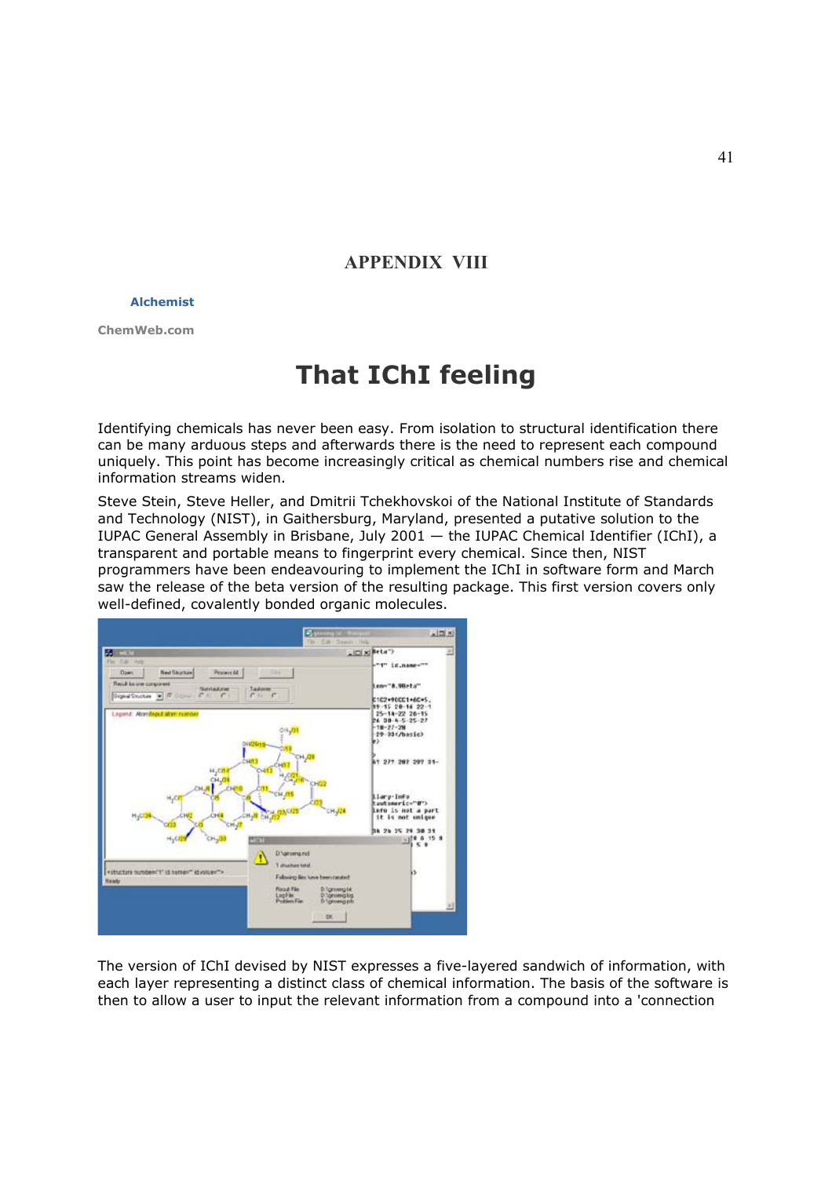## APPENDIX VIII

**Alchemist**

**ChemWeb.com**

# That IChI feeling

Identifying chemicals has never been easy. From isolation to structural identification there can be many arduous steps and afterwards there is the need to represent each compound uniquely. This point has become increasingly critical as chemical numbers rise and chemical information streams widen.

Steve Stein, Steve Heller, and Dmitrii Tchekhovskoi of the National Institute of Standards and Technology (NIST), in Gaithersburg, Maryland, presented a putative solution to the IUPAC General Assembly in Brisbane, July 2001 — the IUPAC Chemical Identifier (IChI), a transparent and portable means to fingerprint every chemical. Since then, NIST programmers have been endeavouring to implement the IChI in software form and March saw the release of the beta version of the resulting package. This first version covers only well-defined, covalently bonded organic molecules.

The version of IChI devised by NIST expresses a five-layered sandwich of information, with each layer representing a distinct class of chemical information. The basis of the software is then to allow a user to input the relevant information from a compound into a 'connection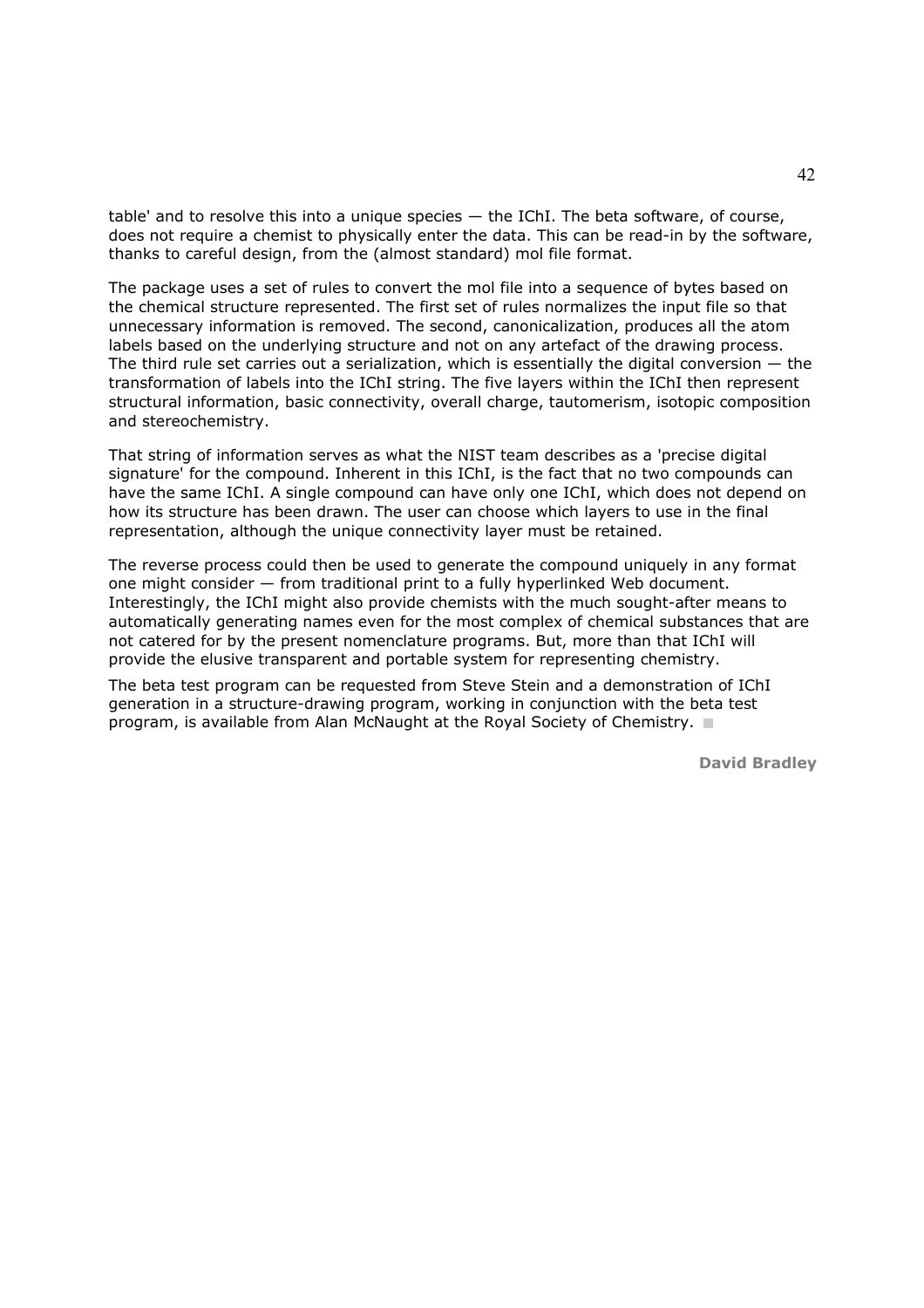table' and to resolve this into a unique species — the IChI. The beta software, of course, does not require a chemist to physically enter the data. This can be read-in by the software, thanks to careful design, from the (almost standard) mol file format.

The package uses a set of rules to convert the mol file into a sequence of bytes based on the chemical structure represented. The first set of rules normalizes the input file so that unnecessary information is removed. The second, canonicalization, produces all the atom labels based on the underlying structure and not on any artefact of the drawing process. The third rule set carries out a serialization, which is essentially the digital conversion — the transformation of labels into the IChI string. The five layers within the IChI then represent structural information, basic connectivity, overall charge, tautomerism, isotopic composition and stereochemistry.

That string of information serves as what the NIST team describes as a 'precise digital signature' for the compound. Inherent in this IChI, is the fact that no two compounds can have the same IChI. A single compound can have only one IChI, which does not depend on how its structure has been drawn. The user can choose which layers to use in the final representation, although the unique connectivity layer must be retained.

The reverse process could then be used to generate the compound uniquely in any format one might consider — from traditional print to a fully hyperlinked Web document. Interestingly, the IChI might also provide chemists with the much sought-after means to automatically generating names even for the most complex of chemical substances that are not catered for by the present nomenclature programs. But, more than that IChI will provide the elusive transparent and portable system for representing chemistry.

The beta test program can be requested from Steve Stein and a demonstration of IChI generation in a structure-drawing program, working in conjunction with the beta test program, is available from Alan McNaught at the Royal Society of Chemistry. ■

**David Bradley**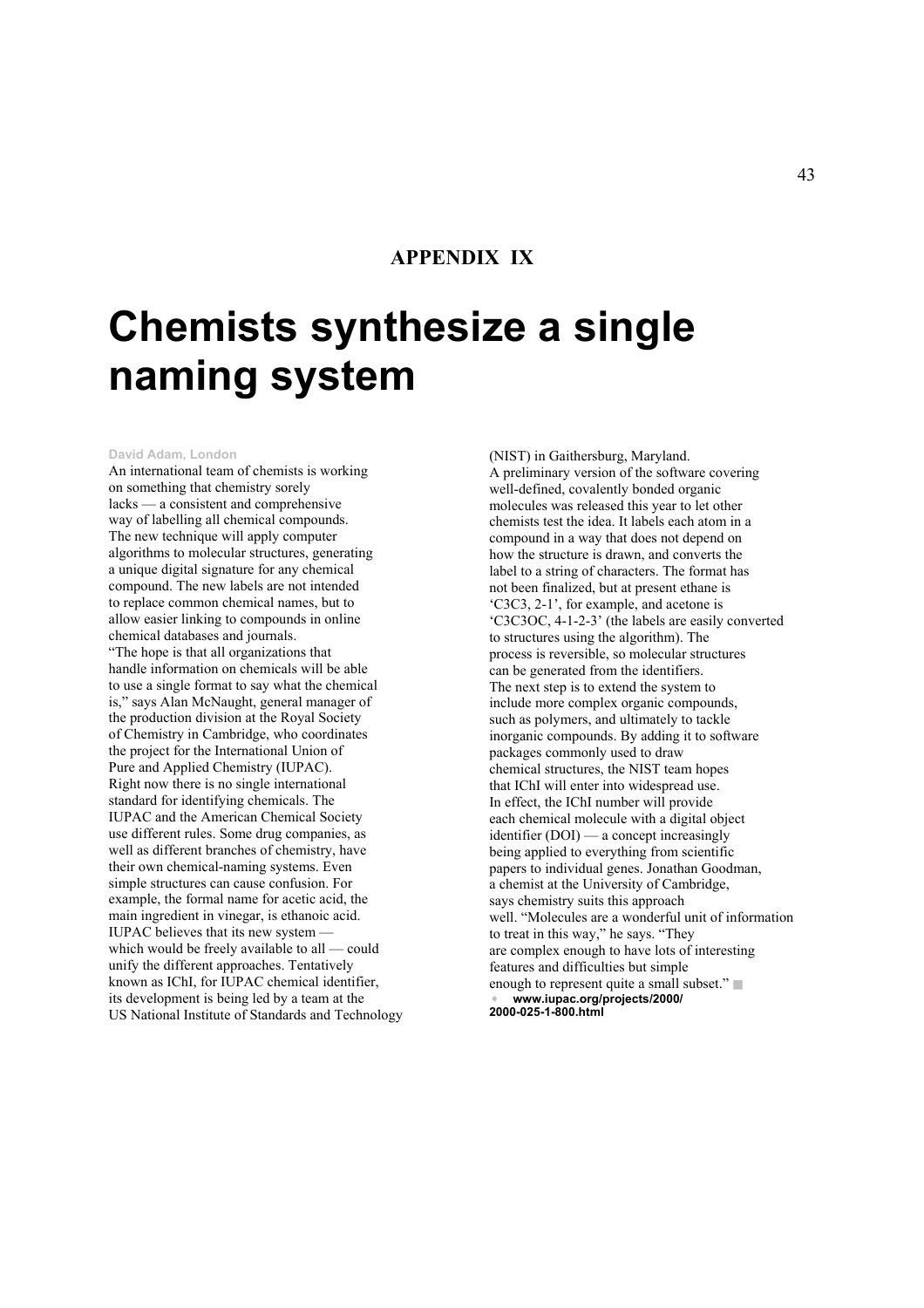## APPENDIX IX

# Chemists synthesize a single naming system

**David Adam, London**

An international team of chemists is working on something that chemistry sorely lacks — a consistent and comprehensive way of labelling all chemical compounds. The new technique will apply computer algorithms to molecular structures, generating a unique digital signature for any chemical compound. The new labels are not intended to replace common chemical names, but to allow easier linking to compounds in online chemical databases and journals.

"The hope is that all organizations that handle information on chemicals will be able to use a single format to say what the chemical is," says Alan McNaught, general manager of the production division at the Royal Society of Chemistry in Cambridge, who coordinates the project for the International Union of Pure and Applied Chemistry (IUPAC).

Right now there is no single international standard for identifying chemicals. The IUPAC and the American Chemical Society use different rules. Some drug companies, as well as different branches of chemistry, have their own chemical-naming systems. Even simple structures can cause confusion. For example, the formal name for acetic acid, the main ingredient in vinegar, is ethanoic acid.

IUPAC believes that its new system — which would be freely available to all — could unify the different approaches. Tentatively known as IChI, for IUPAC chemical identifier, its development is being led by a team at the US National Institute of Standards and Technology (NIST) in Gaithersburg, Maryland.

A preliminary version of the software covering well-defined, covalently bonded organic molecules was released this year to let other chemists test the idea. It labels each atom in a compound in a way that does not depend on how the structure is drawn, and converts the label to a string of characters. The format has not been finalized, but at present ethane is 'C3C3, 2-1', for example, and acetone is 'C3C3OC, 4-1-2-3' (the labels are easily converted to structures using the algorithm). The process is reversible, so molecular structures can be generated from the identifiers.

The next step is to extend the system to include more complex organic compounds, such as polymers, and ultimately to tackle inorganic compounds. By adding it to software packages commonly used to draw chemical structures, the NIST team hopes that IChI will enter into widespread use.

In effect, the IChI number will provide each chemical molecule with a digital object identifier (DOI) — a concept increasingly being applied to everything from scientific papers to individual genes. Jonathan Goodman, a chemist at the University of Cambridge, says chemistry suits this approach well. "Molecules are a wonderful unit of information to treat in this way," he says. "They are complex enough to have lots of interesting features and difficulties but simple enough to represent quite a small subset." ■

**www.iupac.org/projects/2000/2000-025-1-800.html**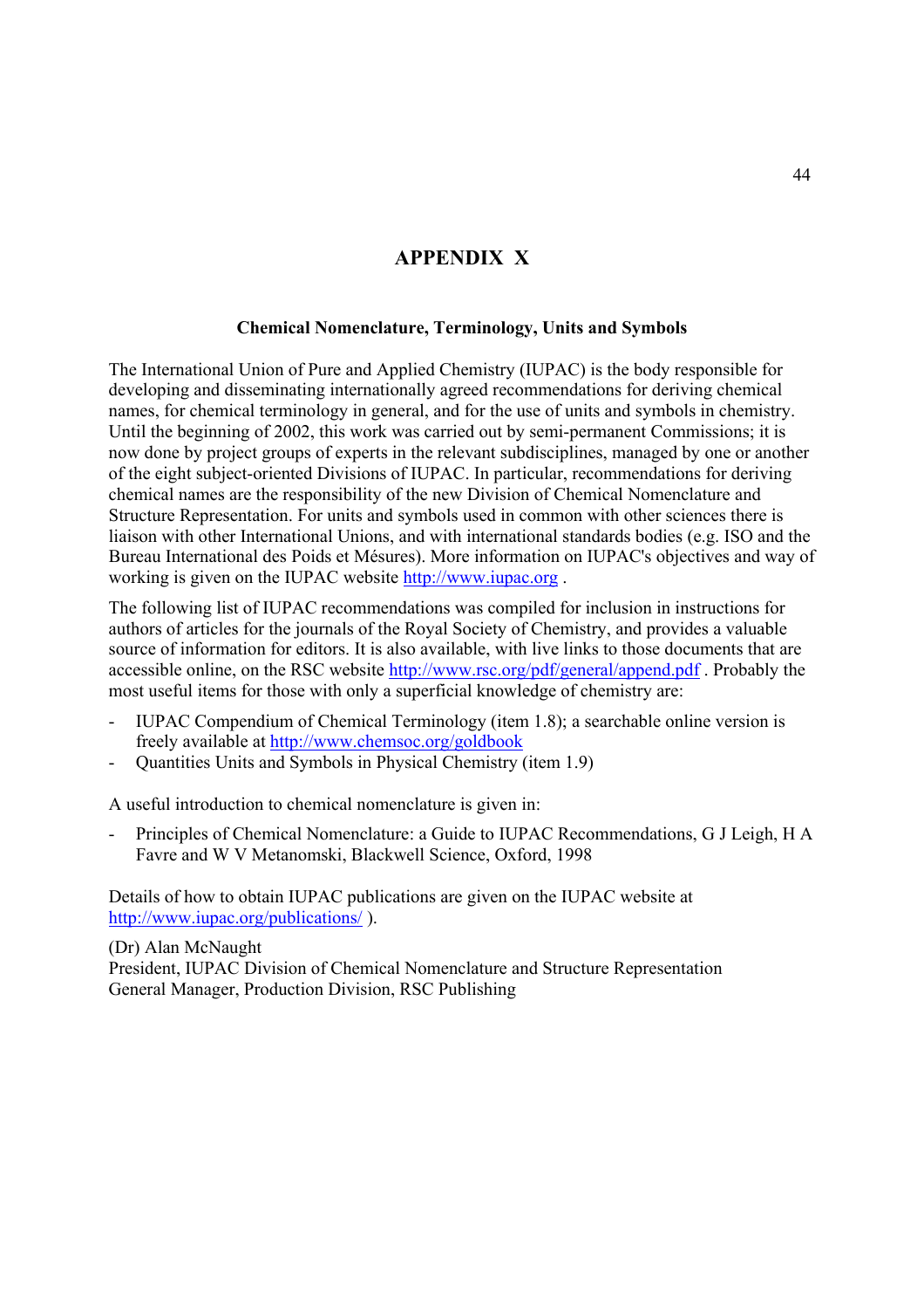# APPENDIX X

### Chemical Nomenclature, Terminology, Units and Symbols

The International Union of Pure and Applied Chemistry (IUPAC) is the body responsible for developing and disseminating internationally agreed recommendations for deriving chemical names, for chemical terminology in general, and for the use of units and symbols in chemistry. Until the beginning of 2002, this work was carried out by semi-permanent Commissions; it is now done by project groups of experts in the relevant subdisciplines, managed by one or another of the eight subject-oriented Divisions of IUPAC. In particular, recommendations for deriving chemical names are the responsibility of the new Division of Chemical Nomenclature and Structure Representation. For units and symbols used in common with other sciences there is liaison with other International Unions, and with international standards bodies (e.g. ISO and the Bureau International des Poids et Mésures). More information on IUPAC's objectives and way of working is given on the IUPAC website http://www.iupac.org .

The following list of IUPAC recommendations was compiled for inclusion in instructions for authors of articles for the journals of the Royal Society of Chemistry, and provides a valuable source of information for editors. It is also available, with live links to those documents that are accessible online, on the RSC website http://www.rsc.org/pdf/general/append.pdf . Probably the most useful items for those with only a superficial knowledge of chemistry are:

- IUPAC Compendium of Chemical Terminology (item 1.8); a searchable online version is freely available at http://www.chemsoc.org/goldbook
- Quantities Units and Symbols in Physical Chemistry (item 1.9)

A useful introduction to chemical nomenclature is given in:

- Principles of Chemical Nomenclature: a Guide to IUPAC Recommendations, G J Leigh, H A Favre and W V Metanomski, Blackwell Science, Oxford, 1998

Details of how to obtain IUPAC publications are given on the IUPAC website at http://www.iupac.org/publications/ ).

(Dr) Alan McNaught
President, IUPAC Division of Chemical Nomenclature and Structure Representation
General Manager, Production Division, RSC Publishing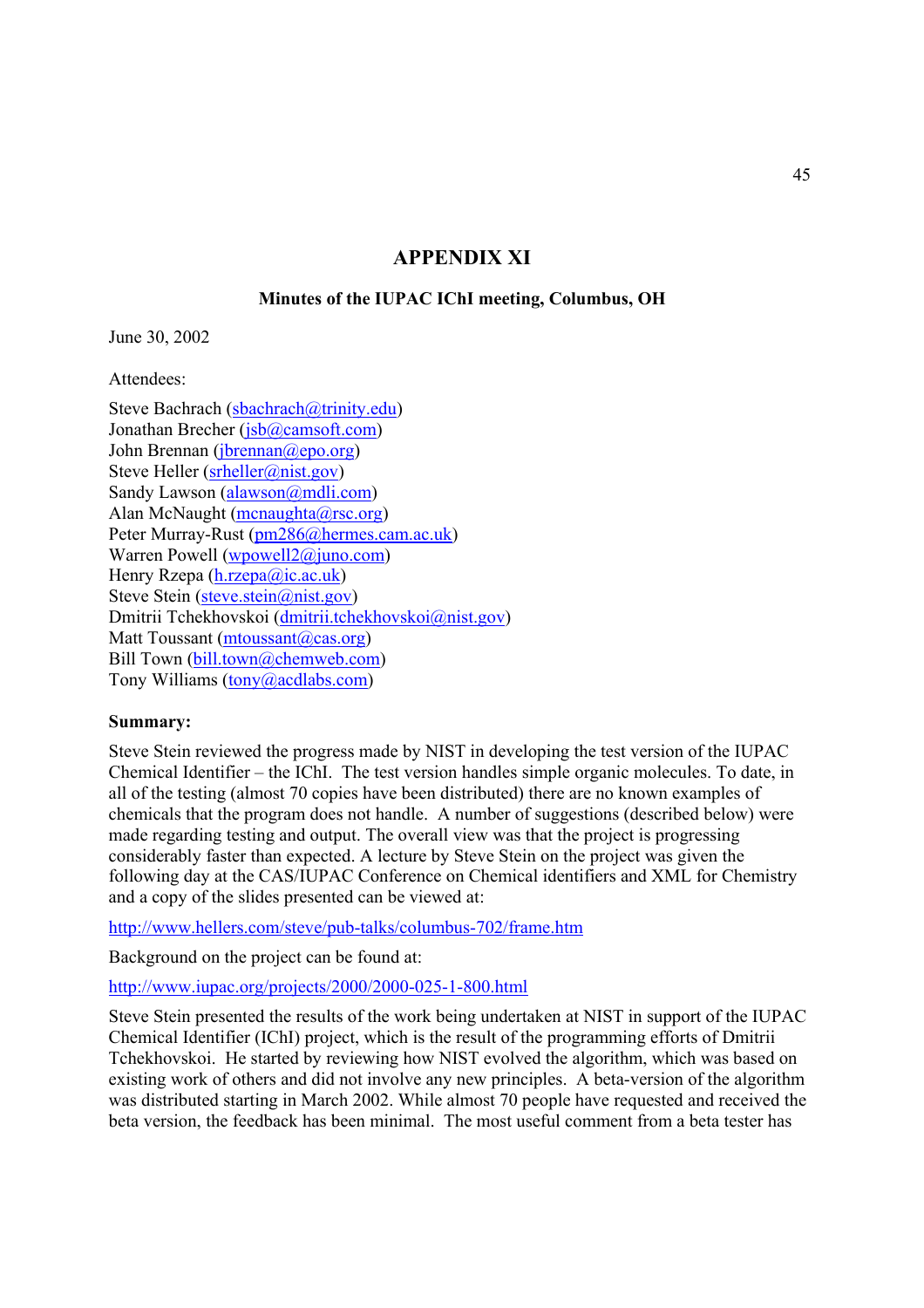# APPENDIX XI

**Minutes of the IUPAC IChI meeting, Columbus, OH**

June 30, 2002

Attendees:

Steve Bachrach (sbachrach@trinity.edu)
Jonathan Brecher (jsb@camsoft.com)
John Brennan (jbrennan@epo.org)
Steve Heller (srheller@nist.gov)
Sandy Lawson (alawson@mdli.com)
Alan McNaught (mcnaughta@rsc.org)
Peter Murray-Rust (pm286@hermes.cam.ac.uk)
Warren Powell (wpowell2@juno.com)
Henry Rzepa (h.rzepa@ic.ac.uk)
Steve Stein (steve.stein@nist.gov)
Dmitrii Tchekhovskoi (dmitrii.tchekhovskoi@nist.gov)
Matt Toussant (mtoussant@cas.org)
Bill Town (bill.town@chemweb.com)
Tony Williams (tony@acdlabs.com)

**Summary:**

Steve Stein reviewed the progress made by NIST in developing the test version of the IUPAC Chemical Identifier – the IChI. The test version handles simple organic molecules. To date, in all of the testing (almost 70 copies have been distributed) there are no known examples of chemicals that the program does not handle. A number of suggestions (described below) were made regarding testing and output. The overall view was that the project is progressing considerably faster than expected. A lecture by Steve Stein on the project was given the following day at the CAS/IUPAC Conference on Chemical identifiers and XML for Chemistry and a copy of the slides presented can be viewed at:

http://www.hellers.com/steve/pub-talks/columbus-702/frame.htm

Background on the project can be found at:

http://www.iupac.org/projects/2000/2000-025-1-800.html

Steve Stein presented the results of the work being undertaken at NIST in support of the IUPAC Chemical Identifier (IChI) project, which is the result of the programming efforts of Dmitrii Tchekhovskoi. He started by reviewing how NIST evolved the algorithm, which was based on existing work of others and did not involve any new principles. A beta-version of the algorithm was distributed starting in March 2002. While almost 70 people have requested and received the beta version, the feedback has been minimal. The most useful comment from a beta tester has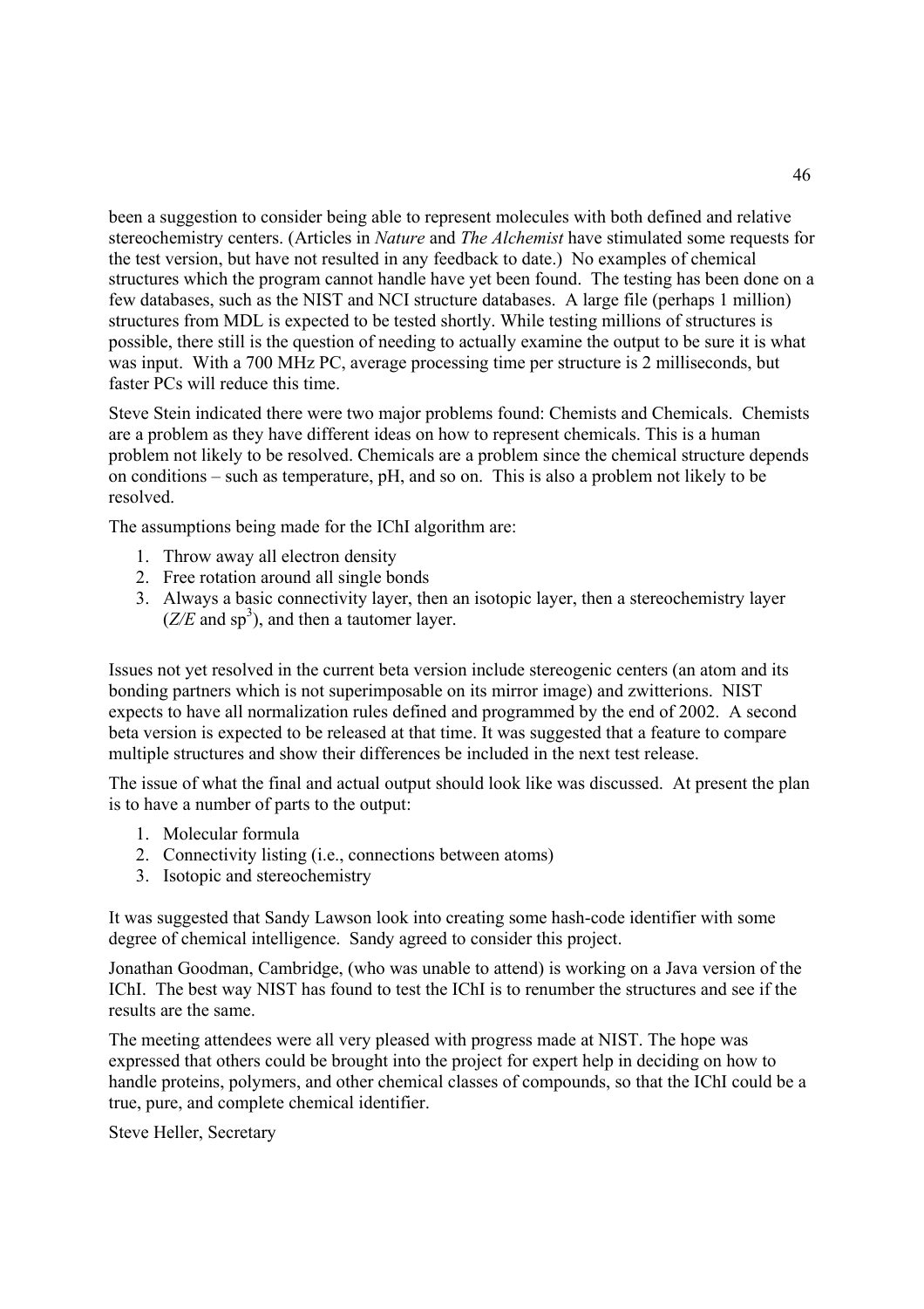been a suggestion to consider being able to represent molecules with both defined and relative stereochemistry centers. (Articles in *Nature* and *The Alchemist* have stimulated some requests for the test version, but have not resulted in any feedback to date.) No examples of chemical structures which the program cannot handle have yet been found. The testing has been done on a few databases, such as the NIST and NCI structure databases. A large file (perhaps 1 million) structures from MDL is expected to be tested shortly. While testing millions of structures is possible, there still is the question of needing to actually examine the output to be sure it is what was input. With a 700 MHz PC, average processing time per structure is 2 milliseconds, but faster PCs will reduce this time.

Steve Stein indicated there were two major problems found: Chemists and Chemicals. Chemists are a problem as they have different ideas on how to represent chemicals. This is a human problem not likely to be resolved. Chemicals are a problem since the chemical structure depends on conditions – such as temperature, pH, and so on. This is also a problem not likely to be resolved.

The assumptions being made for the IChI algorithm are:

1. Throw away all electron density
2. Free rotation around all single bonds
3. Always a basic connectivity layer, then an isotopic layer, then a stereochemistry layer (*Z/E* and $sp^3$), and then a tautomer layer.

Issues not yet resolved in the current beta version include stereogenic centers (an atom and its bonding partners which is not superimposable on its mirror image) and zwitterions. NIST expects to have all normalization rules defined and programmed by the end of 2002. A second beta version is expected to be released at that time. It was suggested that a feature to compare multiple structures and show their differences be included in the next test release.

The issue of what the final and actual output should look like was discussed. At present the plan is to have a number of parts to the output:

1. Molecular formula
2. Connectivity listing (i.e., connections between atoms)
3. Isotopic and stereochemistry

It was suggested that Sandy Lawson look into creating some hash-code identifier with some degree of chemical intelligence. Sandy agreed to consider this project.

Jonathan Goodman, Cambridge, (who was unable to attend) is working on a Java version of the IChI. The best way NIST has found to test the IChI is to renumber the structures and see if the results are the same.

The meeting attendees were all very pleased with progress made at NIST. The hope was expressed that others could be brought into the project for expert help in deciding on how to handle proteins, polymers, and other chemical classes of compounds, so that the IChI could be a true, pure, and complete chemical identifier.

Steve Heller, Secretary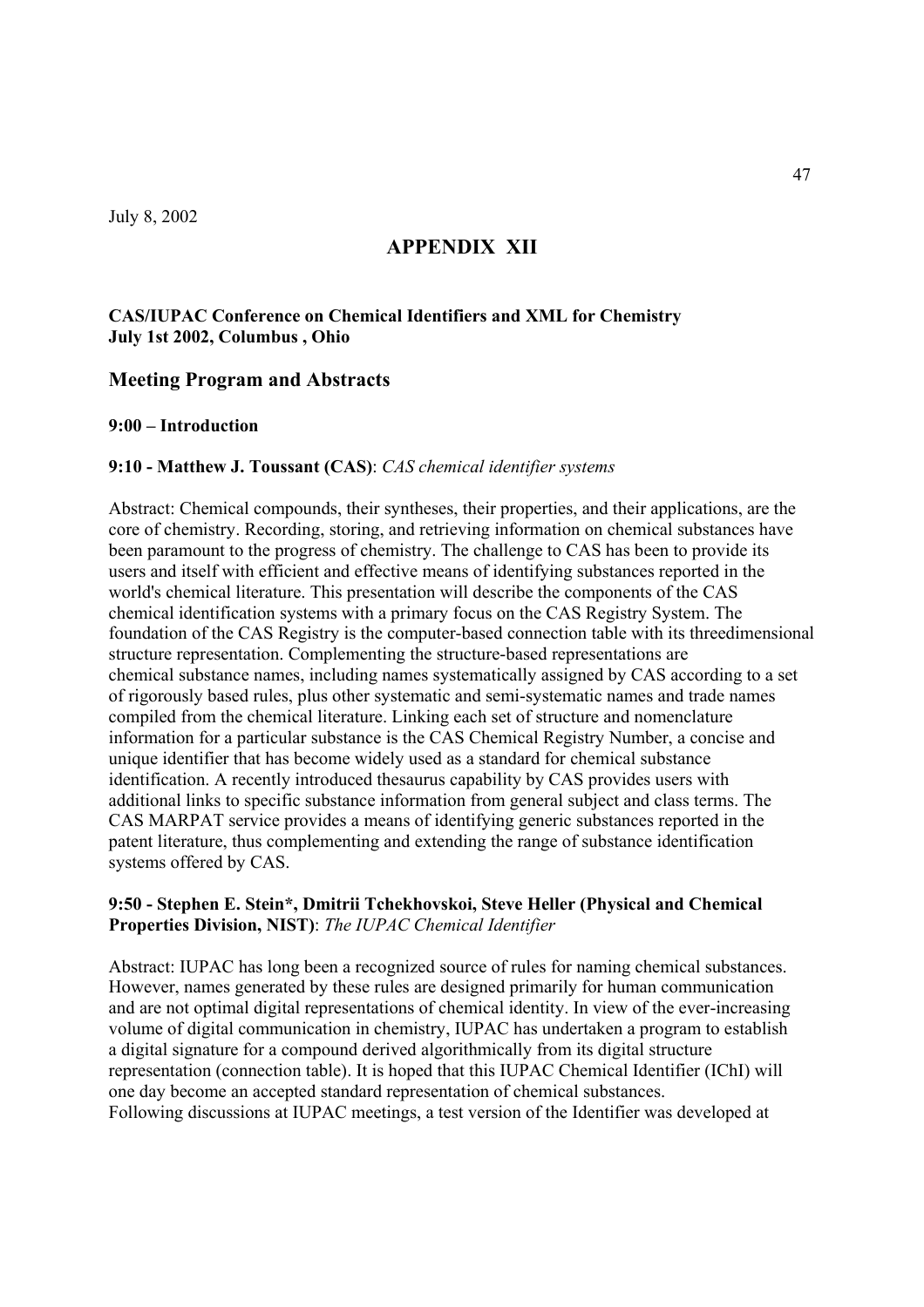July 8, 2002

# APPENDIX XII

**CAS/IUPAC Conference on Chemical Identifiers and XML for Chemistry**
**July 1st 2002, Columbus , Ohio**

## Meeting Program and Abstracts

**9:00 – Introduction**

**9:10 - Matthew J. Toussant (CAS)**: *CAS chemical identifier systems*

Abstract: Chemical compounds, their syntheses, their properties, and their applications, are the core of chemistry. Recording, storing, and retrieving information on chemical substances have been paramount to the progress of chemistry. The challenge to CAS has been to provide its users and itself with efficient and effective means of identifying substances reported in the world's chemical literature. This presentation will describe the components of the CAS chemical identification systems with a primary focus on the CAS Registry System. The foundation of the CAS Registry is the computer-based connection table with its threedimensional structure representation. Complementing the structure-based representations are chemical substance names, including names systematically assigned by CAS according to a set of rigorously based rules, plus other systematic and semi-systematic names and trade names compiled from the chemical literature. Linking each set of structure and nomenclature information for a particular substance is the CAS Chemical Registry Number, a concise and unique identifier that has become widely used as a standard for chemical substance identification. A recently introduced thesaurus capability by CAS provides users with additional links to specific substance information from general subject and class terms. The CAS MARPAT service provides a means of identifying generic substances reported in the patent literature, thus complementing and extending the range of substance identification systems offered by CAS.

**9:50 - Stephen E. Stein*, Dmitrii Tchekhovskoi, Steve Heller (Physical and Chemical Properties Division, NIST)**: *The IUPAC Chemical Identifier*

Abstract: IUPAC has long been a recognized source of rules for naming chemical substances. However, names generated by these rules are designed primarily for human communication and are not optimal digital representations of chemical identity. In view of the ever-increasing volume of digital communication in chemistry, IUPAC has undertaken a program to establish a digital signature for a compound derived algorithmically from its digital structure representation (connection table). It is hoped that this IUPAC Chemical Identifier (IChI) will one day become an accepted standard representation of chemical substances.
Following discussions at IUPAC meetings, a test version of the Identifier was developed at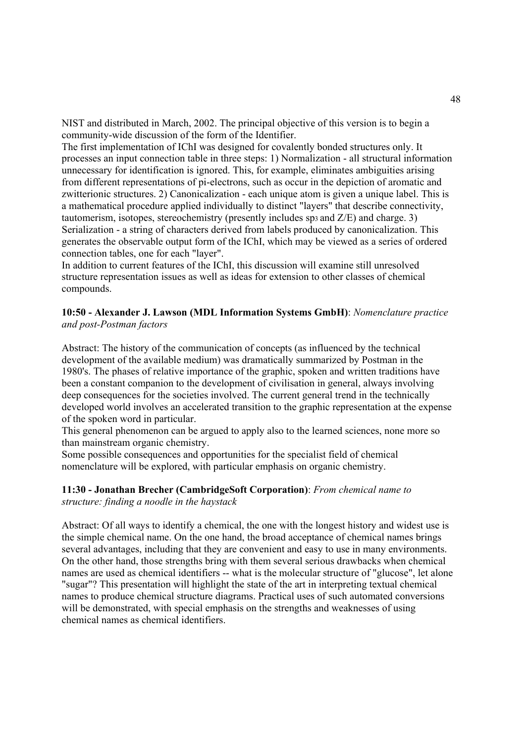NIST and distributed in March, 2002. The principal objective of this version is to begin a community-wide discussion of the form of the Identifier.

The first implementation of IChI was designed for covalently bonded structures only. It processes an input connection table in three steps: 1) Normalization - all structural information unnecessary for identification is ignored. This, for example, eliminates ambiguities arising from different representations of pi-electrons, such as occur in the depiction of aromatic and zwitterionic structures. 2) Canonicalization - each unique atom is given a unique label. This is a mathematical procedure applied individually to distinct "layers" that describe connectivity, tautomerism, isotopes, stereochemistry (presently includes $sp_3$ and Z/E) and charge. 3) Serialization - a string of characters derived from labels produced by canonicalization. This generates the observable output form of the IChI, which may be viewed as a series of ordered connection tables, one for each "layer".

In addition to current features of the IChI, this discussion will examine still unresolved structure representation issues as well as ideas for extension to other classes of chemical compounds.

**10:50 - Alexander J. Lawson (MDL Information Systems GmbH)**: *Nomenclature practice and post-Postman factors*

Abstract: The history of the communication of concepts (as influenced by the technical development of the available medium) was dramatically summarized by Postman in the 1980's. The phases of relative importance of the graphic, spoken and written traditions have been a constant companion to the development of civilisation in general, always involving deep consequences for the societies involved. The current general trend in the technically developed world involves an accelerated transition to the graphic representation at the expense of the spoken word in particular.

This general phenomenon can be argued to apply also to the learned sciences, none more so than mainstream organic chemistry.

Some possible consequences and opportunities for the specialist field of chemical nomenclature will be explored, with particular emphasis on organic chemistry.

**11:30 - Jonathan Brecher (CambridgeSoft Corporation)**: *From chemical name to structure: finding a noodle in the haystack*

Abstract: Of all ways to identify a chemical, the one with the longest history and widest use is the simple chemical name. On the one hand, the broad acceptance of chemical names brings several advantages, including that they are convenient and easy to use in many environments. On the other hand, those strengths bring with them several serious drawbacks when chemical names are used as chemical identifiers -- what is the molecular structure of "glucose", let alone "sugar"? This presentation will highlight the state of the art in interpreting textual chemical names to produce chemical structure diagrams. Practical uses of such automated conversions will be demonstrated, with special emphasis on the strengths and weaknesses of using chemical names as chemical identifiers.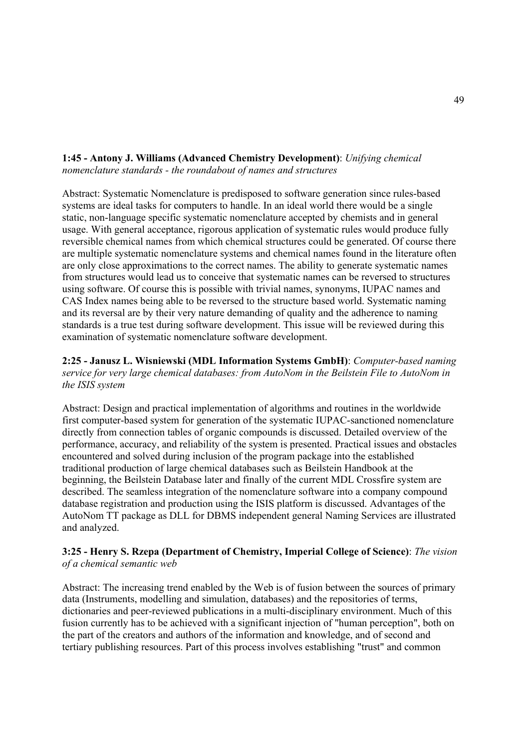**1:45 - Antony J. Williams (Advanced Chemistry Development)**: *Unifying chemical nomenclature standards - the roundabout of names and structures*

Abstract: Systematic Nomenclature is predisposed to software generation since rules-based systems are ideal tasks for computers to handle. In an ideal world there would be a single static, non-language specific systematic nomenclature accepted by chemists and in general usage. With general acceptance, rigorous application of systematic rules would produce fully reversible chemical names from which chemical structures could be generated. Of course there are multiple systematic nomenclature systems and chemical names found in the literature often are only close approximations to the correct names. The ability to generate systematic names from structures would lead us to conceive that systematic names can be reversed to structures using software. Of course this is possible with trivial names, synonyms, IUPAC names and CAS Index names being able to be reversed to the structure based world. Systematic naming and its reversal are by their very nature demanding of quality and the adherence to naming standards is a true test during software development. This issue will be reviewed during this examination of systematic nomenclature software development.

**2:25 - Janusz L. Wisniewski (MDL Information Systems GmbH)**: *Computer-based naming service for very large chemical databases: from AutoNom in the Beilstein File to AutoNom in the ISIS system*

Abstract: Design and practical implementation of algorithms and routines in the worldwide first computer-based system for generation of the systematic IUPAC-sanctioned nomenclature directly from connection tables of organic compounds is discussed. Detailed overview of the performance, accuracy, and reliability of the system is presented. Practical issues and obstacles encountered and solved during inclusion of the program package into the established traditional production of large chemical databases such as Beilstein Handbook at the beginning, the Beilstein Database later and finally of the current MDL Crossfire system are described. The seamless integration of the nomenclature software into a company compound database registration and production using the ISIS platform is discussed. Advantages of the AutoNom TT package as DLL for DBMS independent general Naming Services are illustrated and analyzed.

**3:25 - Henry S. Rzepa (Department of Chemistry, Imperial College of Science)**: *The vision of a chemical semantic web*

Abstract: The increasing trend enabled by the Web is of fusion between the sources of primary data (Instruments, modelling and simulation, databases) and the repositories of terms, dictionaries and peer-reviewed publications in a multi-disciplinary environment. Much of this fusion currently has to be achieved with a significant injection of "human perception", both on the part of the creators and authors of the information and knowledge, and of second and tertiary publishing resources. Part of this process involves establishing "trust" and common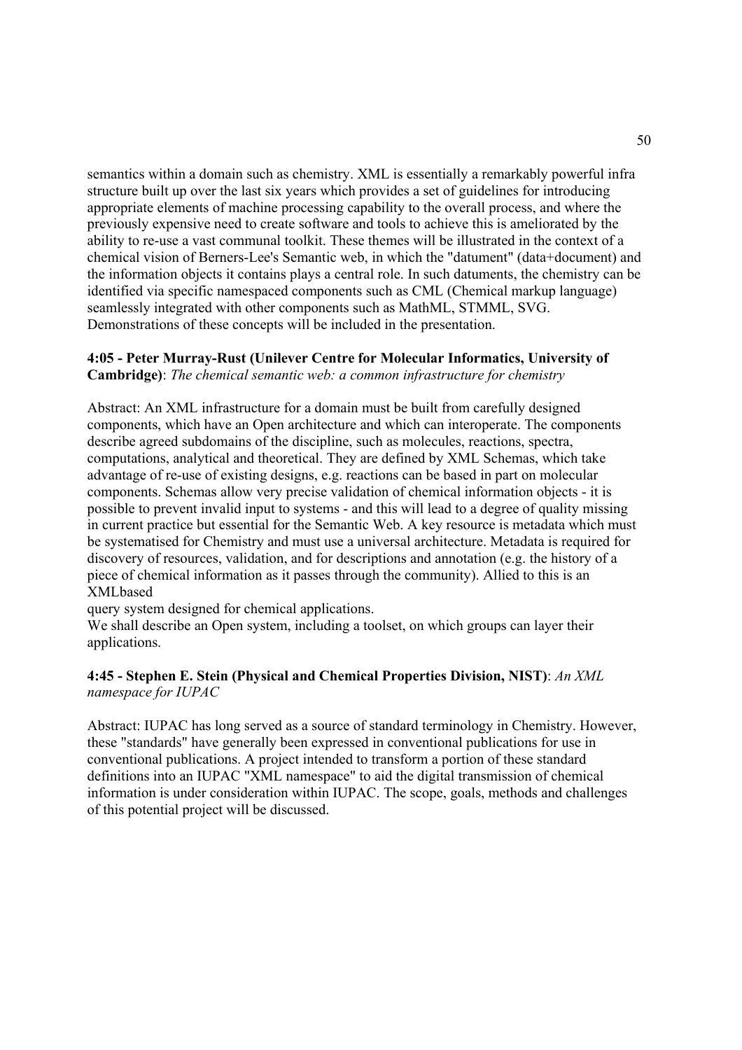semantics within a domain such as chemistry. XML is essentially a remarkably powerful infra structure built up over the last six years which provides a set of guidelines for introducing appropriate elements of machine processing capability to the overall process, and where the previously expensive need to create software and tools to achieve this is ameliorated by the ability to re-use a vast communal toolkit. These themes will be illustrated in the context of a chemical vision of Berners-Lee's Semantic web, in which the "datument" (data+document) and the information objects it contains plays a central role. In such datuments, the chemistry can be identified via specific namespaced components such as CML (Chemical markup language) seamlessly integrated with other components such as MathML, STMML, SVG. Demonstrations of these concepts will be included in the presentation.

**4:05 - Peter Murray-Rust (Unilever Centre for Molecular Informatics, University of Cambridge)**: *The chemical semantic web: a common infrastructure for chemistry*

Abstract: An XML infrastructure for a domain must be built from carefully designed components, which have an Open architecture and which can interoperate. The components describe agreed subdomains of the discipline, such as molecules, reactions, spectra, computations, analytical and theoretical. They are defined by XML Schemas, which take advantage of re-use of existing designs, e.g. reactions can be based in part on molecular components. Schemas allow very precise validation of chemical information objects - it is possible to prevent invalid input to systems - and this will lead to a degree of quality missing in current practice but essential for the Semantic Web. A key resource is metadata which must be systematised for Chemistry and must use a universal architecture. Metadata is required for discovery of resources, validation, and for descriptions and annotation (e.g. the history of a piece of chemical information as it passes through the community). Allied to this is an XMLbased
query system designed for chemical applications.
We shall describe an Open system, including a toolset, on which groups can layer their applications.

**4:45 - Stephen E. Stein (Physical and Chemical Properties Division, NIST)**: *An XML namespace for IUPAC*

Abstract: IUPAC has long served as a source of standard terminology in Chemistry. However, these "standards" have generally been expressed in conventional publications for use in conventional publications. A project intended to transform a portion of these standard definitions into an IUPAC "XML namespace" to aid the digital transmission of chemical information is under consideration within IUPAC. The scope, goals, methods and challenges of this potential project will be discussed.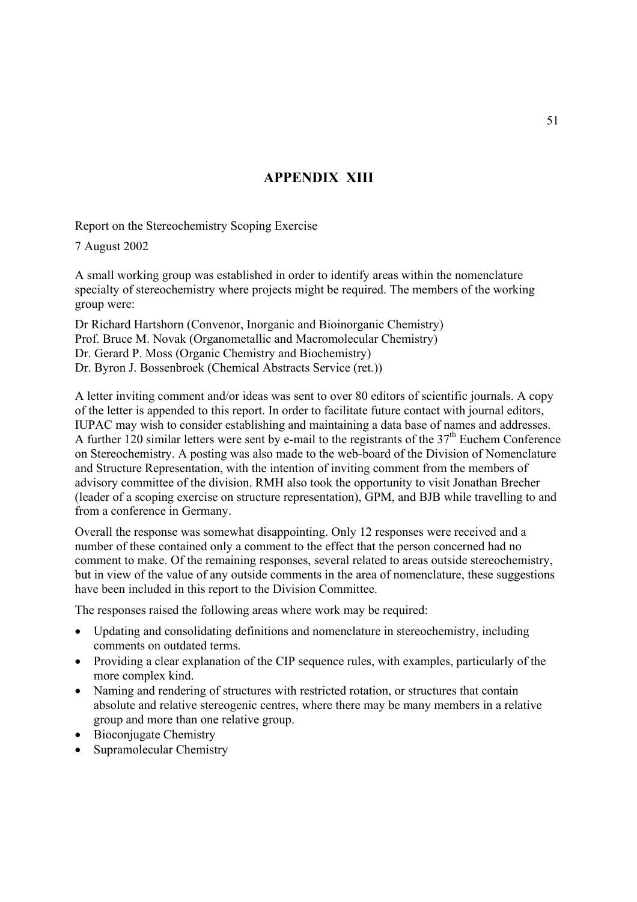# APPENDIX XIII

Report on the Stereochemistry Scoping Exercise

7 August 2002

A small working group was established in order to identify areas within the nomenclature specialty of stereochemistry where projects might be required. The members of the working group were:

Dr Richard Hartshorn (Convenor, Inorganic and Bioinorganic Chemistry)
Prof. Bruce M. Novak (Organometallic and Macromolecular Chemistry)
Dr. Gerard P. Moss (Organic Chemistry and Biochemistry)
Dr. Byron J. Bossenbroek (Chemical Abstracts Service (ret.))

A letter inviting comment and/or ideas was sent to over 80 editors of scientific journals. A copy of the letter is appended to this report. In order to facilitate future contact with journal editors, IUPAC may wish to consider establishing and maintaining a data base of names and addresses. A further 120 similar letters were sent by e-mail to the registrants of the 37th Euchem Conference on Stereochemistry. A posting was also made to the web-board of the Division of Nomenclature and Structure Representation, with the intention of inviting comment from the members of advisory committee of the division. RMH also took the opportunity to visit Jonathan Brecher (leader of a scoping exercise on structure representation), GPM, and BJB while travelling to and from a conference in Germany.

Overall the response was somewhat disappointing. Only 12 responses were received and a number of these contained only a comment to the effect that the person concerned had no comment to make. Of the remaining responses, several related to areas outside stereochemistry, but in view of the value of any outside comments in the area of nomenclature, these suggestions have been included in this report to the Division Committee.

The responses raised the following areas where work may be required:

- Updating and consolidating definitions and nomenclature in stereochemistry, including comments on outdated terms.
- Providing a clear explanation of the CIP sequence rules, with examples, particularly of the more complex kind.
- Naming and rendering of structures with restricted rotation, or structures that contain absolute and relative stereogenic centres, where there may be many members in a relative group and more than one relative group.
- Bioconjugate Chemistry
- Supramolecular Chemistry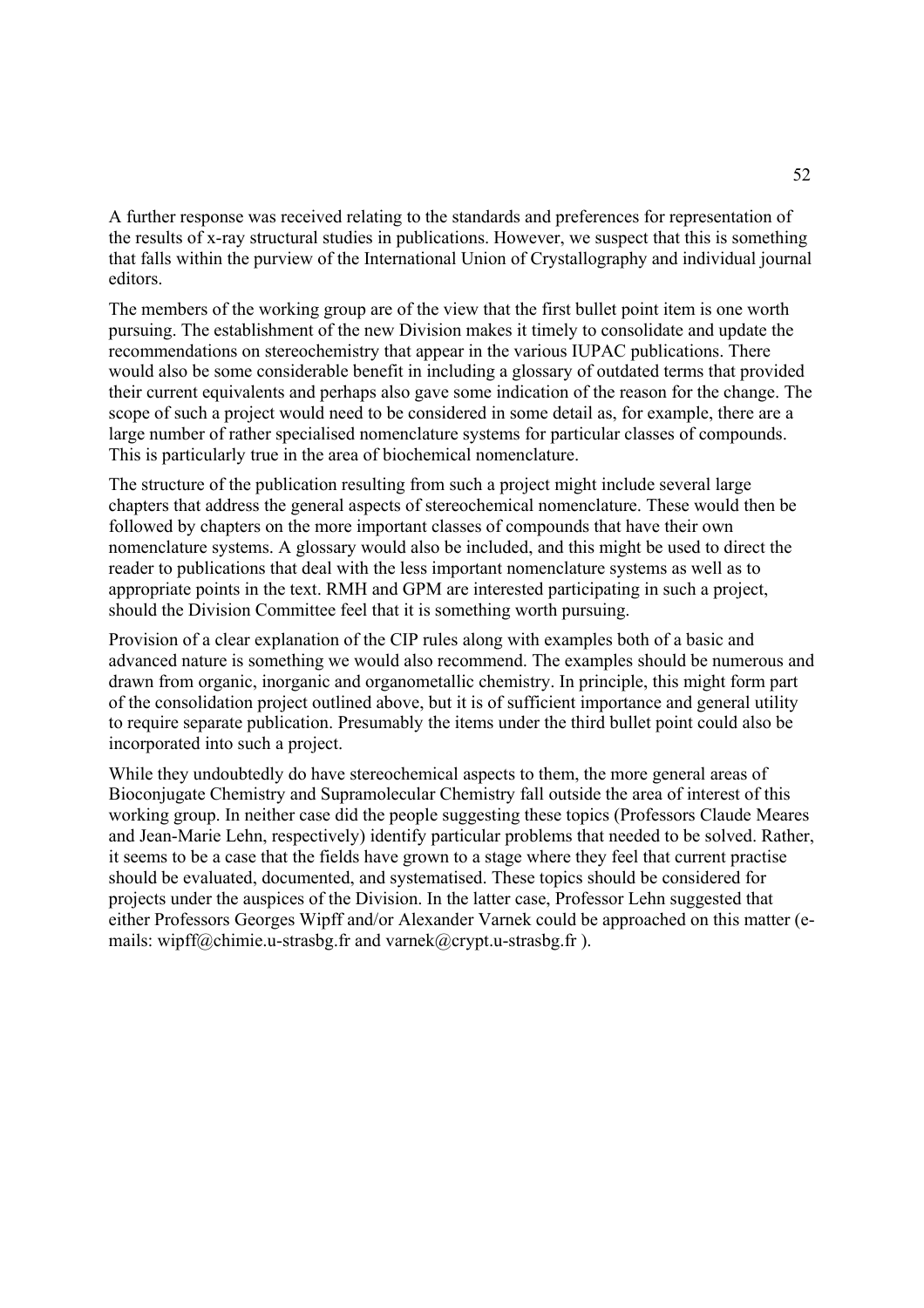A further response was received relating to the standards and preferences for representation of the results of x-ray structural studies in publications. However, we suspect that this is something that falls within the purview of the International Union of Crystallography and individual journal editors.

The members of the working group are of the view that the first bullet point item is one worth pursuing. The establishment of the new Division makes it timely to consolidate and update the recommendations on stereochemistry that appear in the various IUPAC publications. There would also be some considerable benefit in including a glossary of outdated terms that provided their current equivalents and perhaps also gave some indication of the reason for the change. The scope of such a project would need to be considered in some detail as, for example, there are a large number of rather specialised nomenclature systems for particular classes of compounds. This is particularly true in the area of biochemical nomenclature.

The structure of the publication resulting from such a project might include several large chapters that address the general aspects of stereochemical nomenclature. These would then be followed by chapters on the more important classes of compounds that have their own nomenclature systems. A glossary would also be included, and this might be used to direct the reader to publications that deal with the less important nomenclature systems as well as to appropriate points in the text. RMH and GPM are interested participating in such a project, should the Division Committee feel that it is something worth pursuing.

Provision of a clear explanation of the CIP rules along with examples both of a basic and advanced nature is something we would also recommend. The examples should be numerous and drawn from organic, inorganic and organometallic chemistry. In principle, this might form part of the consolidation project outlined above, but it is of sufficient importance and general utility to require separate publication. Presumably the items under the third bullet point could also be incorporated into such a project.

While they undoubtedly do have stereochemical aspects to them, the more general areas of Bioconjugate Chemistry and Supramolecular Chemistry fall outside the area of interest of this working group. In neither case did the people suggesting these topics (Professors Claude Meares and Jean-Marie Lehn, respectively) identify particular problems that needed to be solved. Rather, it seems to be a case that the fields have grown to a stage where they feel that current practise should be evaluated, documented, and systematised. These topics should be considered for projects under the auspices of the Division. In the latter case, Professor Lehn suggested that either Professors Georges Wipff and/or Alexander Varnek could be approached on this matter (e-mails: wipff@chimie.u-strasbg.fr and varnek@crypt.u-strasbg.fr ).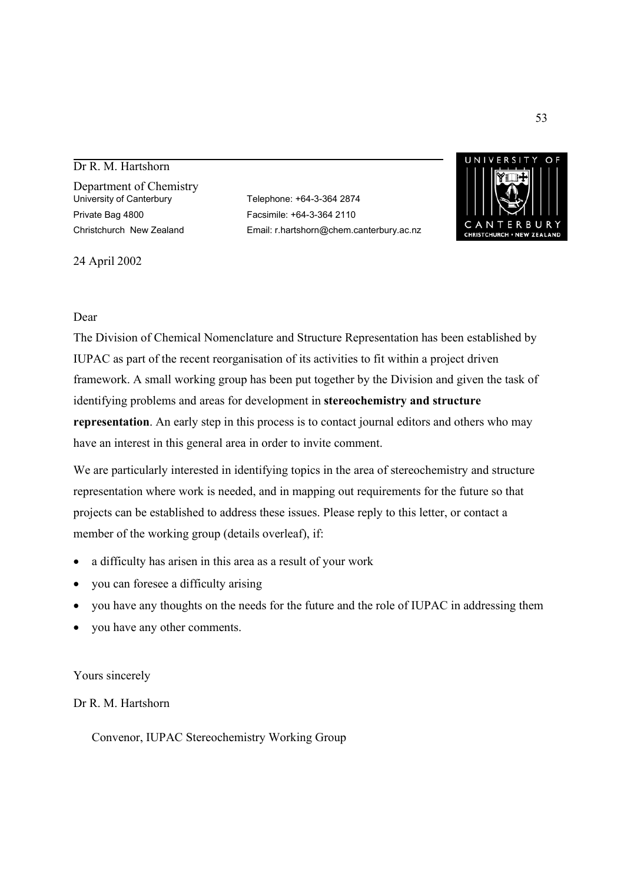Dr R. M. Hartshorn

Department of Chemistry
University of Canterbury
Private Bag 4800
Christchurch New Zealand

Telephone: +64-3-364 2874
Facsimile: +64-3-364 2110
Email: r.hartshorn@chem.canterbury.ac.nz

UNIVERSITY OF CANTERBURY
CHRISTCHURCH • NEW ZEALAND

24 April 2002

Dear

The Division of Chemical Nomenclature and Structure Representation has been established by IUPAC as part of the recent reorganisation of its activities to fit within a project driven framework. A small working group has been put together by the Division and given the task of identifying problems and areas for development in **stereochemistry and structure representation**. An early step in this process is to contact journal editors and others who may have an interest in this general area in order to invite comment.

We are particularly interested in identifying topics in the area of stereochemistry and structure representation where work is needed, and in mapping out requirements for the future so that projects can be established to address these issues. Please reply to this letter, or contact a member of the working group (details overleaf), if:

- a difficulty has arisen in this area as a result of your work
- you can foresee a difficulty arising
- you have any thoughts on the needs for the future and the role of IUPAC in addressing them
- you have any other comments.

Yours sincerely

Dr R. M. Hartshorn

Convenor, IUPAC Stereochemistry Working Group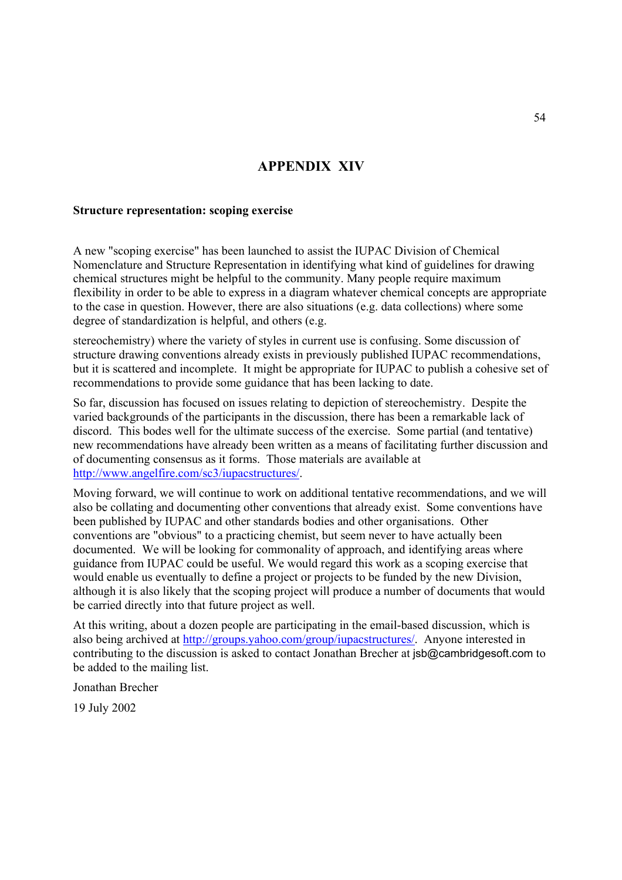# APPENDIX XIV

**Structure representation: scoping exercise**

A new "scoping exercise" has been launched to assist the IUPAC Division of Chemical Nomenclature and Structure Representation in identifying what kind of guidelines for drawing chemical structures might be helpful to the community. Many people require maximum flexibility in order to be able to express in a diagram whatever chemical concepts are appropriate to the case in question. However, there are also situations (e.g. data collections) where some degree of standardization is helpful, and others (e.g. stereochemistry) where the variety of styles in current use is confusing. Some discussion of structure drawing conventions already exists in previously published IUPAC recommendations, but it is scattered and incomplete. It might be appropriate for IUPAC to publish a cohesive set of recommendations to provide some guidance that has been lacking to date.

So far, discussion has focused on issues relating to depiction of stereochemistry. Despite the varied backgrounds of the participants in the discussion, there has been a remarkable lack of discord. This bodes well for the ultimate success of the exercise. Some partial (and tentative) new recommendations have already been written as a means of facilitating further discussion and of documenting consensus as it forms. Those materials are available at http://www.angelfire.com/sc3/iupacstructures/.

Moving forward, we will continue to work on additional tentative recommendations, and we will also be collating and documenting other conventions that already exist. Some conventions have been published by IUPAC and other standards bodies and other organisations. Other conventions are "obvious" to a practicing chemist, but seem never to have actually been documented. We will be looking for commonality of approach, and identifying areas where guidance from IUPAC could be useful. We would regard this work as a scoping exercise that would enable us eventually to define a project or projects to be funded by the new Division, although it is also likely that the scoping project will produce a number of documents that would be carried directly into that future project as well.

At this writing, about a dozen people are participating in the email-based discussion, which is also being archived at http://groups.yahoo.com/group/iupacstructures/. Anyone interested in contributing to the discussion is asked to contact Jonathan Brecher at jsb@cambridgesoft.com to be added to the mailing list.

Jonathan Brecher

19 July 2002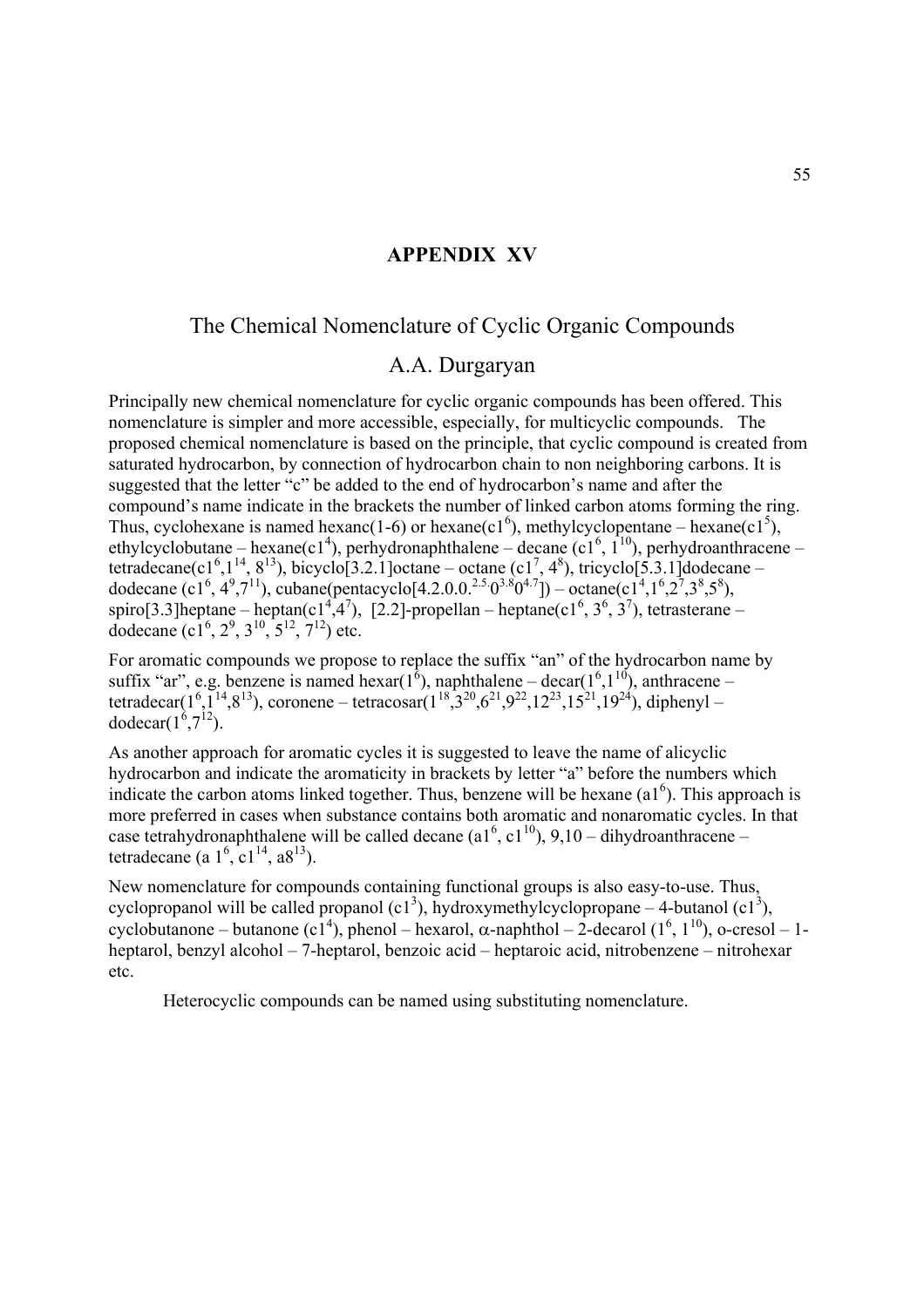## APPENDIX XV

# The Chemical Nomenclature of Cyclic Organic Compounds

## A.A. Durgaryan

Principally new chemical nomenclature for cyclic organic compounds has been offered. This nomenclature is simpler and more accessible, especially, for multicyclic compounds. The proposed chemical nomenclature is based on the principle, that cyclic compound is created from saturated hydrocarbon, by connection of hydrocarbon chain to non neighboring carbons. It is suggested that the letter "c" be added to the end of hydrocarbon's name and after the compound's name indicate in the brackets the number of linked carbon atoms forming the ring. Thus, cyclohexane is named hexanc(1-6) or hexane(c$1^6$), methylcyclopentane – hexane(c$1^5$), ethylcyclobutane – hexane(c$1^4$), perhydronaphthalene – decane (c$1^6$, $1^{10}$), perhydroanthracene – tetradecane(c$1^6$,$1^{14}$, $8^{13}$), bicyclo[3.2.1]octane – octane (c$1^7$, $4^8$), tricyclo[5.3.1]dodecane – dodecane (c$1^6$, $4^9$,$7^{11}$), cubane(pentacyclo[4.2.0.0.$^{2.5}$0$^{3.8}$0$^{4.7}$]) – octane(c$1^4$,$1^6$,$2^7$,$3^8$,$5^8$), spiro[3.3]heptane – heptan(c$1^4$,$4^7$), [2.2]-propellan – heptane(c$1^6$, $3^6$, $3^7$), tetrasterane – dodecane (c$1^6$, $2^9$, $3^{10}$, $5^{12}$, $7^{12}$) etc.

For aromatic compounds we propose to replace the suffix "an" of the hydrocarbon name by suffix "ar", e.g. benzene is named hexar($1^6$), naphthalene – decar($1^6$,$1^{10}$), anthracene – tetradecar($1^6$,$1^{14}$,$8^{13}$), coronene – tetracosar($1^{18}$,$3^{20}$,$6^{21}$,$9^{22}$,$12^{23}$,$15^{21}$,$19^{24}$), diphenyl – dodecar($1^6$,$7^{12}$).

As another approach for aromatic cycles it is suggested to leave the name of alicyclic hydrocarbon and indicate the aromaticity in brackets by letter "a" before the numbers which indicate the carbon atoms linked together. Thus, benzene will be hexane (a$1^6$). This approach is more preferred in cases when substance contains both aromatic and nonaromatic cycles. In that case tetrahydronaphthalene will be called decane (a$1^6$, c$1^{10}$), 9,10 – dihydroanthracene – tetradecane (a $1^6$, c$1^{14}$, a$8^{13}$).

New nomenclature for compounds containing functional groups is also easy-to-use. Thus, cyclopropanol will be called propanol (c$1^3$), hydroxymethylcyclopropane – 4-butanol (c$1^3$), cyclobutanone – butanone (c$1^4$), phenol – hexarol, α-naphthol – 2-decarol ($1^6$, $1^{10}$), o-cresol – 1-heptarol, benzyl alcohol – 7-heptarol, benzoic acid – heptaroic acid, nitrobenzene – nitrohexar etc.

Heterocyclic compounds can be named using substituting nomenclature.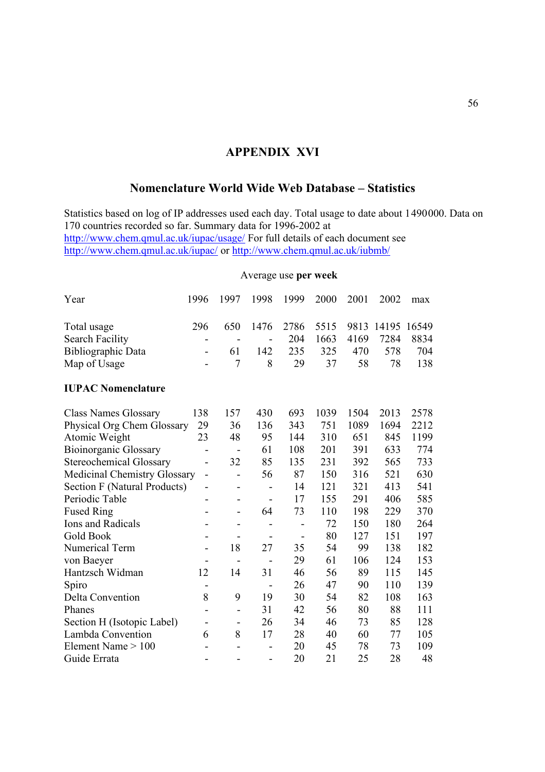# APPENDIX XVI

## Nomenclature World Wide Web Database – Statistics

Statistics based on log of IP addresses used each day. Total usage to date about 1490000. Data on 170 countries recorded so far. Summary data for 1996-2002 at http://www.chem.qmul.ac.uk/iupac/usage/ For full details of each document see http://www.chem.qmul.ac.uk/iupac/ or http://www.chem.qmul.ac.uk/iubmb/

Average use **per week**

| Year | 1996 | 1997 | 1998 | 1999 | 2000 | 2001 | 2002 | max |
|---|---|---|---|---|---|---|---|---|
| Total usage | 296 | 650 | 1476 | 2786 | 5515 | 9813 | 14195 | 16549 |
| Search Facility | - | - | - | 204 | 1663 | 4169 | 7284 | 8834 |
| Bibliographic Data | - | 61 | 142 | 235 | 325 | 470 | 578 | 704 |
| Map of Usage | - | 7 | 8 | 29 | 37 | 58 | 78 | 138 |
| **IUPAC Nomenclature** | | | | | | | | |
| Class Names Glossary | 138 | 157 | 430 | 693 | 1039 | 1504 | 2013 | 2578 |
| Physical Org Chem Glossary | 29 | 36 | 136 | 343 | 751 | 1089 | 1694 | 2212 |
| Atomic Weight | 23 | 48 | 95 | 144 | 310 | 651 | 845 | 1199 |
| Bioinorganic Glossary | - | - | 61 | 108 | 201 | 391 | 633 | 774 |
| Stereochemical Glossary | - | 32 | 85 | 135 | 231 | 392 | 565 | 733 |
| Medicinal Chemistry Glossary | - | - | 56 | 87 | 150 | 316 | 521 | 630 |
| Section F (Natural Products) | - | - | - | 14 | 121 | 321 | 413 | 541 |
| Periodic Table | - | - | - | 17 | 155 | 291 | 406 | 585 |
| Fused Ring | - | - | 64 | 73 | 110 | 198 | 229 | 370 |
| Ions and Radicals | - | - | - | - | 72 | 150 | 180 | 264 |
| Gold Book | - | - | - | - | 80 | 127 | 151 | 197 |
| Numerical Term | - | 18 | 27 | 35 | 54 | 99 | 138 | 182 |
| von Baeyer | - | - | - | 29 | 61 | 106 | 124 | 153 |
| Hantzsch Widman | 12 | 14 | 31 | 46 | 56 | 89 | 115 | 145 |
| Spiro | - | | - | 26 | 47 | 90 | 110 | 139 |
| Delta Convention | 8 | 9 | 19 | 30 | 54 | 82 | 108 | 163 |
| Phanes | - | - | 31 | 42 | 56 | 80 | 88 | 111 |
| Section H (Isotopic Label) | - | - | 26 | 34 | 46 | 73 | 85 | 128 |
| Lambda Convention | 6 | 8 | 17 | 28 | 40 | 60 | 77 | 105 |
| Element Name > 100 | - | - | - | 20 | 45 | 78 | 73 | 109 |
| Guide Errata | - | - | - | 20 | 21 | 25 | 28 | 48 |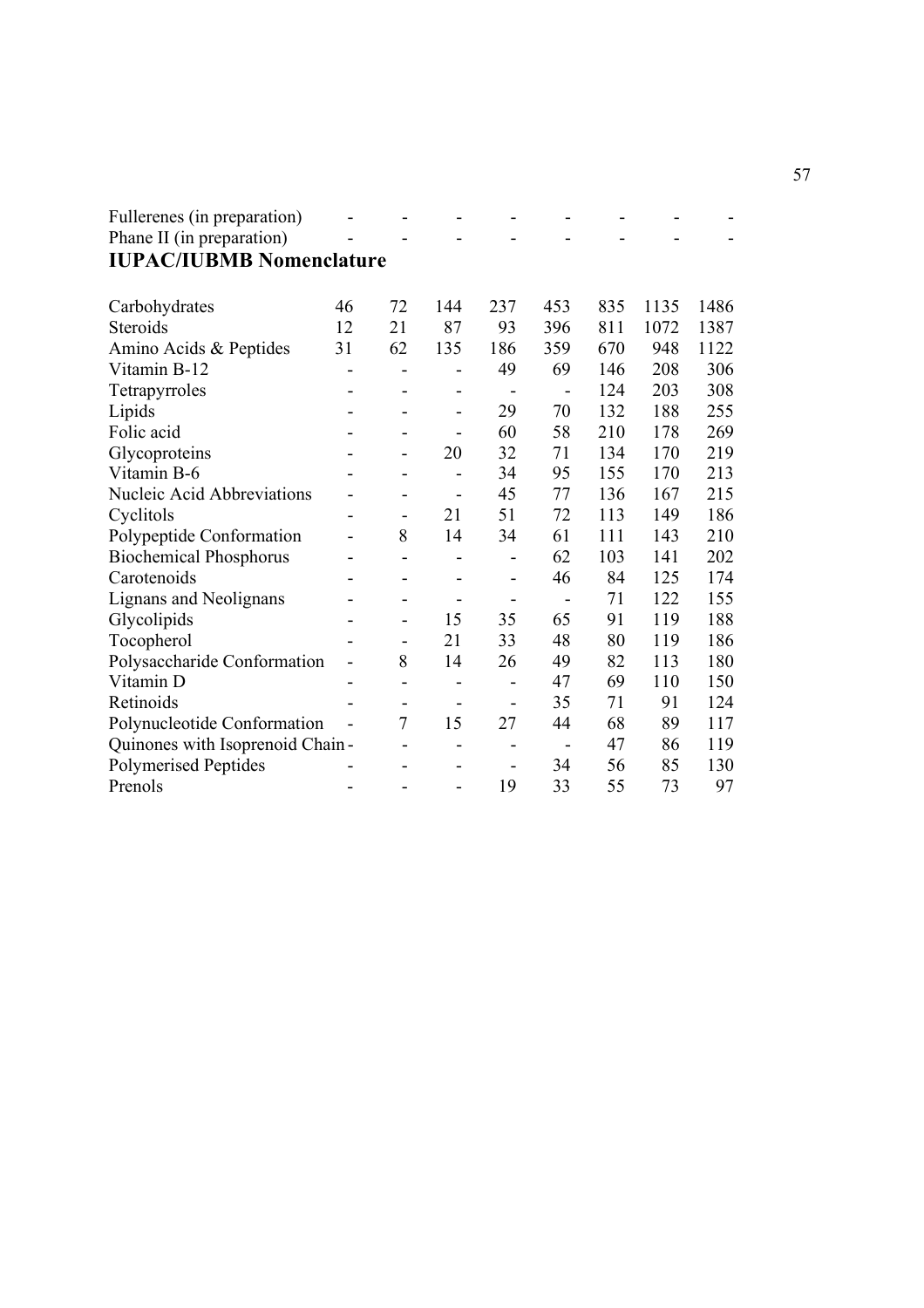| | | | | | | | | |
|---|---|---|---|---|---|---|---|---|
| Fullerenes (in preparation) | - | - | - | - | - | - | - | - |
| Phane II (in preparation) | - | - | - | - | - | - | - | - |

**IUPAC/IUBMB Nomenclature**

| | | | | | | | | |
|---|---|---|---|---|---|---|---|---|
| Carbohydrates | 46 | 72 | 144 | 237 | 453 | 835 | 1135 | 1486 |
| Steroids | 12 | 21 | 87 | 93 | 396 | 811 | 1072 | 1387 |
| Amino Acids & Peptides | 31 | 62 | 135 | 186 | 359 | 670 | 948 | 1122 |
| Vitamin B-12 | - | - | - | 49 | 69 | 146 | 208 | 306 |
| Tetrapyrroles | - | - | - | - | - | 124 | 203 | 308 |
| Lipids | - | - | - | 29 | 70 | 132 | 188 | 255 |
| Folic acid | - | - | - | 60 | 58 | 210 | 178 | 269 |
| Glycoproteins | - | - | 20 | 32 | 71 | 134 | 170 | 219 |
| Vitamin B-6 | - | - | - | 34 | 95 | 155 | 170 | 213 |
| Nucleic Acid Abbreviations | - | - | - | 45 | 77 | 136 | 167 | 215 |
| Cyclitols | - | - | 21 | 51 | 72 | 113 | 149 | 186 |
| Polypeptide Conformation | - | 8 | 14 | 34 | 61 | 111 | 143 | 210 |
| Biochemical Phosphorus | - | - | - | - | 62 | 103 | 141 | 202 |
| Carotenoids | - | - | - | - | 46 | 84 | 125 | 174 |
| Lignans and Neolignans | - | - | - | - | - | 71 | 122 | 155 |
| Glycolipids | - | - | 15 | 35 | 65 | 91 | 119 | 188 |
| Tocopherol | - | - | 21 | 33 | 48 | 80 | 119 | 186 |
| Polysaccharide Conformation | - | 8 | 14 | 26 | 49 | 82 | 113 | 180 |
| Vitamin D | - | - | - | - | 47 | 69 | 110 | 150 |
| Retinoids | - | - | - | - | 35 | 71 | 91 | 124 |
| Polynucleotide Conformation | - | 7 | 15 | 27 | 44 | 68 | 89 | 117 |
| Quinones with Isoprenoid Chain | - | - | - | - | - | 47 | 86 | 119 |
| Polymerised Peptides | - | - | - | - | 34 | 56 | 85 | 130 |
| Prenols | - | - | - | 19 | 33 | 55 | 73 | 97 |